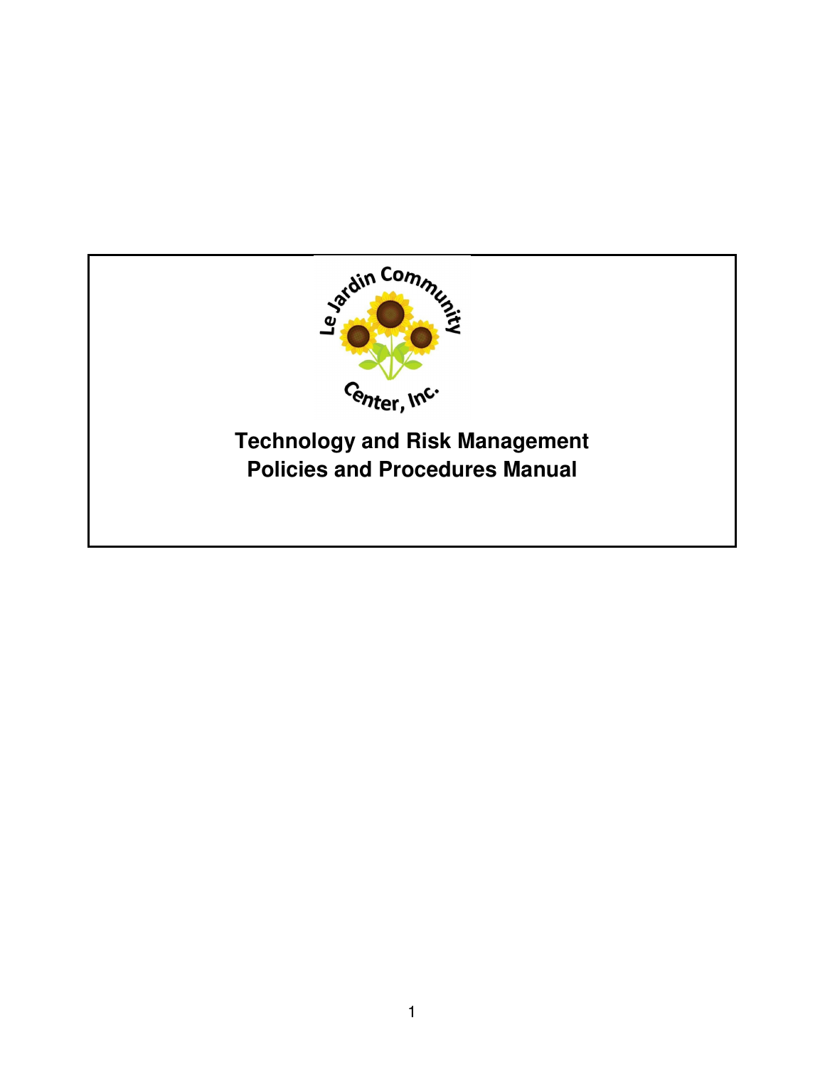Le Jardin Community Center, Inc.

# Technology and Risk Management Policies and Procedures Manual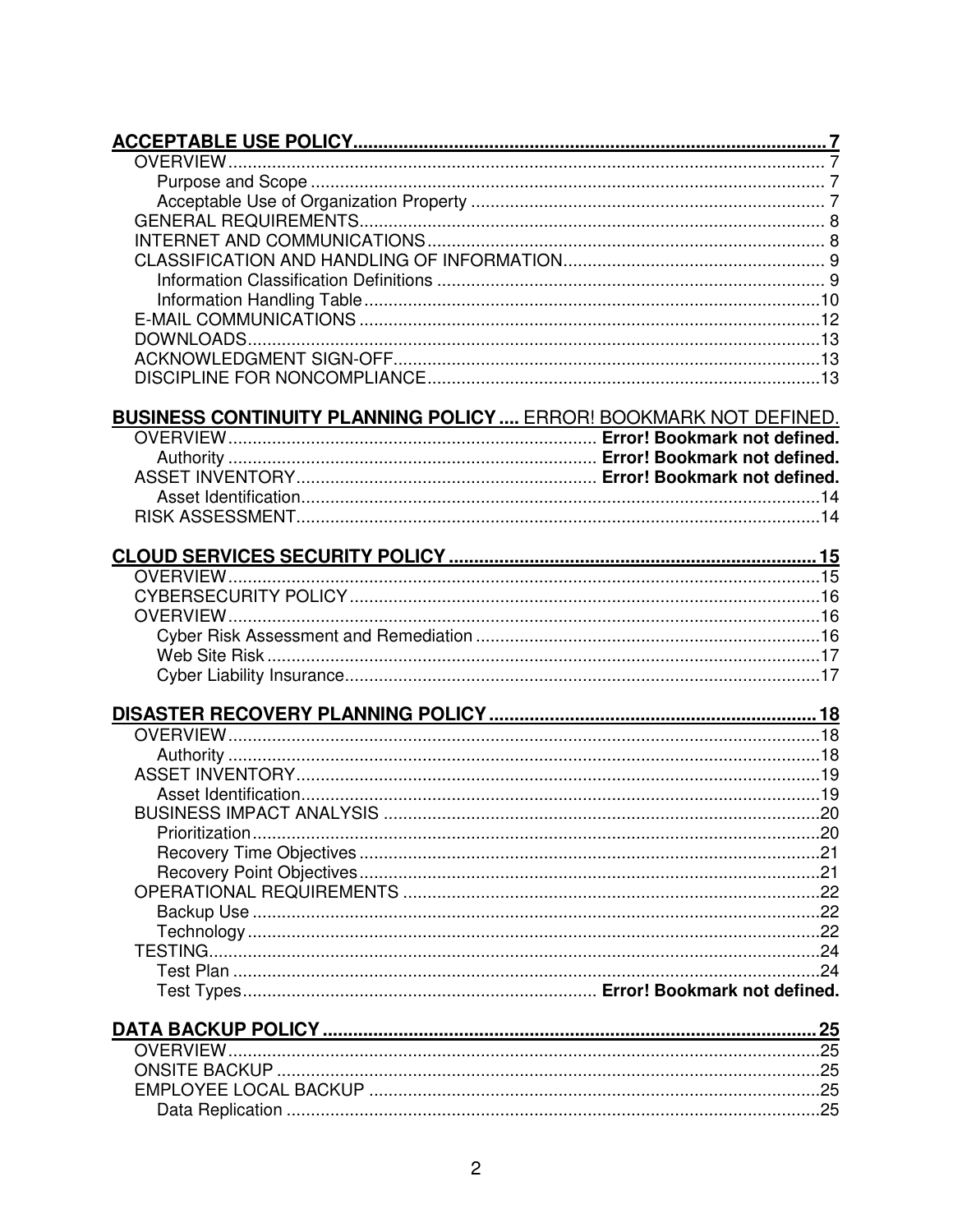**ACCEPTABLE USE POLICY** ........ 7
- OVERVIEW ........ 7
  - Purpose and Scope ........ 7
  - Acceptable Use of Organization Property ........ 7
- GENERAL REQUIREMENTS ........ 8
- INTERNET AND COMMUNICATIONS ........ 8
- CLASSIFICATION AND HANDLING OF INFORMATION ........ 9
  - Information Classification Definitions ........ 9
  - Information Handling Table ........ 10
- E-MAIL COMMUNICATIONS ........ 12
- DOWNLOADS ........ 13
- ACKNOWLEDGMENT SIGN-OFF ........ 13
- DISCIPLINE FOR NONCOMPLIANCE ........ 13

**BUSINESS CONTINUITY PLANNING POLICY** .... ERROR! BOOKMARK NOT DEFINED.
- OVERVIEW ........ **Error! Bookmark not defined.**
  - Authority ........ **Error! Bookmark not defined.**
- ASSET INVENTORY ........ **Error! Bookmark not defined.**
  - Asset Identification ........ 14
- RISK ASSESSMENT ........ 14

**CLOUD SERVICES SECURITY POLICY** ........ 15
- OVERVIEW ........ 15
- CYBERSECURITY POLICY ........ 16
- OVERVIEW ........ 16
  - Cyber Risk Assessment and Remediation ........ 16
  - Web Site Risk ........ 17
  - Cyber Liability Insurance ........ 17

**DISASTER RECOVERY PLANNING POLICY** ........ 18
- OVERVIEW ........ 18
  - Authority ........ 18
- ASSET INVENTORY ........ 19
  - Asset Identification ........ 19
- BUSINESS IMPACT ANALYSIS ........ 20
  - Prioritization ........ 20
  - Recovery Time Objectives ........ 21
  - Recovery Point Objectives ........ 21
- OPERATIONAL REQUIREMENTS ........ 22
  - Backup Use ........ 22
  - Technology ........ 22
- TESTING ........ 24
  - Test Plan ........ 24
  - Test Types ........ **Error! Bookmark not defined.**

**DATA BACKUP POLICY** ........ 25
- OVERVIEW ........ 25
- ONSITE BACKUP ........ 25
- EMPLOYEE LOCAL BACKUP ........ 25
  - Data Replication ........ 25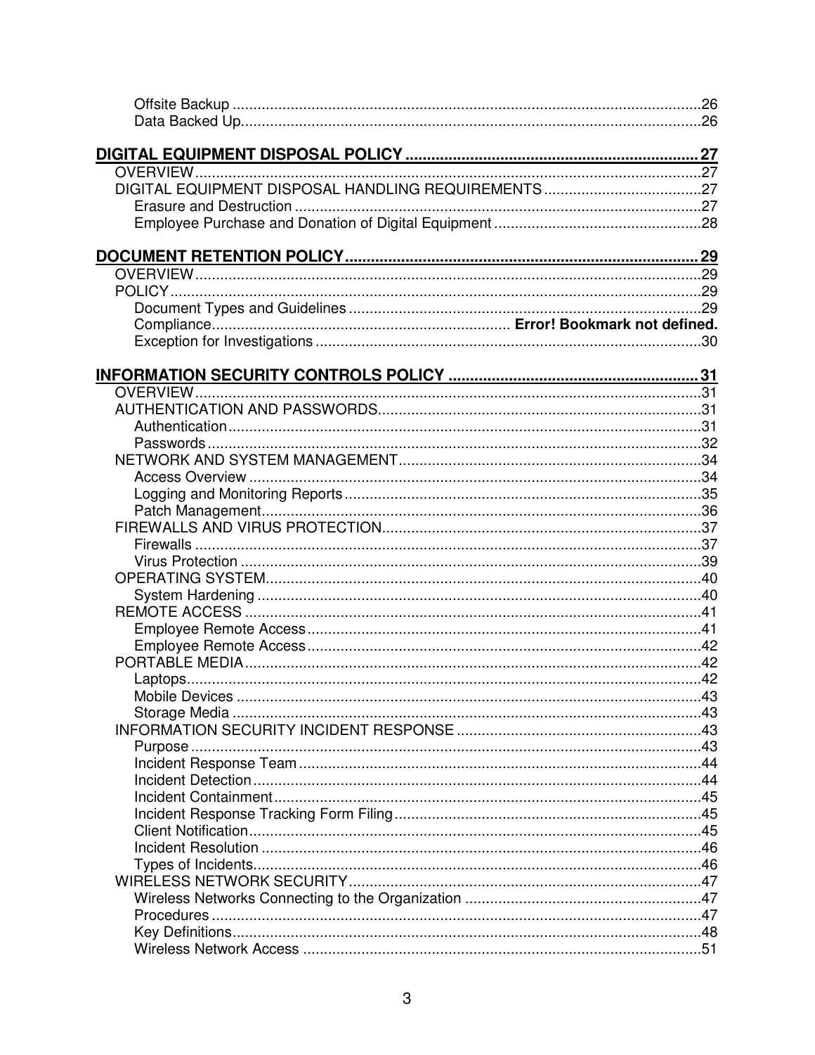Offsite Backup .....................................................................................................26
Data Backed Up.....................................................................................................26

**DIGITAL EQUIPMENT DISPOSAL POLICY ..................................................................... 27**
OVERVIEW..............................................................................................................27
DIGITAL EQUIPMENT DISPOSAL HANDLING REQUIREMENTS......................................27
Erasure and Destruction .........................................................................................27
Employee Purchase and Donation of Digital Equipment .............................................28

**DOCUMENT RETENTION POLICY................................................................................. 29**
OVERVIEW..............................................................................................................29
POLICY...................................................................................................................29
Document Types and Guidelines ..............................................................................29
Compliance.............................................................................. **Error! Bookmark not defined.**
Exception for Investigations .....................................................................................30

**INFORMATION SECURITY CONTROLS POLICY ............................................................. 31**
OVERVIEW..............................................................................................................31
AUTHENTICATION AND PASSWORDS........................................................................31
Authentication........................................................................................................31
Passwords..............................................................................................................32
NETWORK AND SYSTEM MANAGEMENT...................................................................34
Access Overview ....................................................................................................34
Logging and Monitoring Reports ..............................................................................35
Patch Management.................................................................................................36
FIREWALLS AND VIRUS PROTECTION.......................................................................37
Firewalls ...............................................................................................................37
Virus Protection .....................................................................................................39
OPERATING SYSTEM...............................................................................................40
System Hardening ..................................................................................................40
REMOTE ACCESS ....................................................................................................41
Employee Remote Access.........................................................................................41
Employee Remote Access.........................................................................................42
PORTABLE MEDIA....................................................................................................42
Laptops.................................................................................................................42
Mobile Devices .......................................................................................................43
Storage Media ........................................................................................................43
INFORMATION SECURITY INCIDENT RESPONSE ........................................................43
Purpose.................................................................................................................43
Incident Response Team .........................................................................................44
Incident Detection ..................................................................................................44
Incident Containment..............................................................................................45
Incident Response Tracking Form Filing....................................................................45
Client Notification...................................................................................................45
Incident Resolution ................................................................................................46
Types of Incidents...................................................................................................46
WIRELESS NETWORK SECURITY...............................................................................47
Wireless Networks Connecting to the Organization ....................................................47
Procedures ............................................................................................................47
Key Definitions.......................................................................................................48
Wireless Network Access .........................................................................................51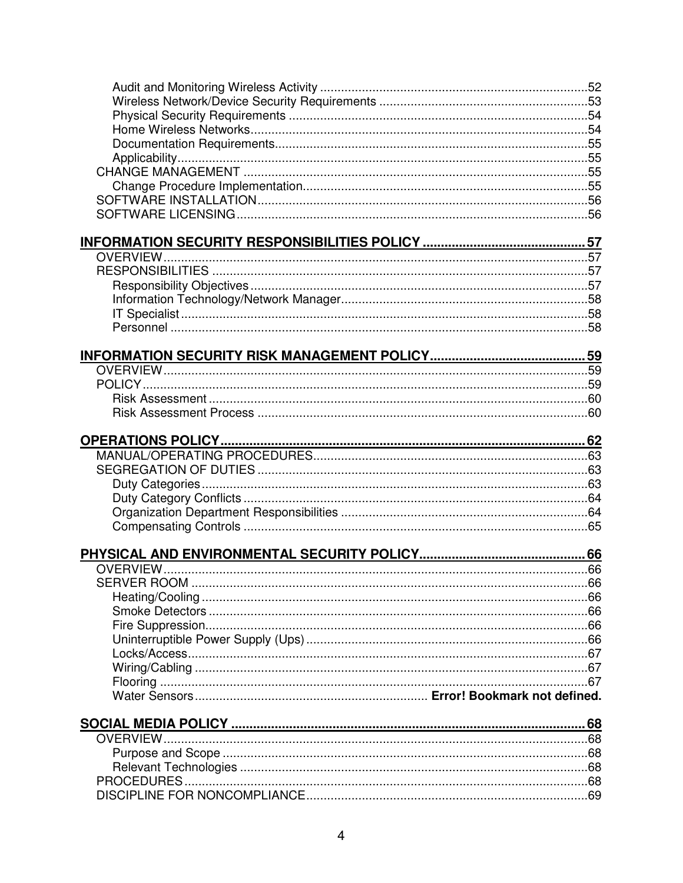Audit and Monitoring Wireless Activity ............................................................................52
Wireless Network/Device Security Requirements ............................................................53
Physical Security Requirements .....................................................................................54
Home Wireless Networks.................................................................................................54
Documentation Requirements..........................................................................................55
Applicability......................................................................................................................55
CHANGE MANAGEMENT ..................................................................................................55
Change Procedure Implementation..................................................................................55
SOFTWARE INSTALLATION..............................................................................................56
SOFTWARE LICENSING....................................................................................................56

**INFORMATION SECURITY RESPONSIBILITIES POLICY ............................................. 57**
OVERVIEW.........................................................................................................................57
RESPONSIBILITIES ...........................................................................................................57
Responsibility Objectives ................................................................................................57
Information Technology/Network Manager.......................................................................58
IT Specialist .....................................................................................................................58
Personnel ........................................................................................................................58

**INFORMATION SECURITY RISK MANAGEMENT POLICY........................................... 59**
OVERVIEW.........................................................................................................................59
POLICY...............................................................................................................................59
Risk Assessment .............................................................................................................60
Risk Assessment Process ..............................................................................................60

**OPERATIONS POLICY..................................................................................................... 62**
MANUAL/OPERATING PROCEDURES..............................................................................63
SEGREGATION OF DUTIES ..............................................................................................63
Duty Categories...............................................................................................................63
Duty Category Conflicts ...................................................................................................64
Organization Department Responsibilities .......................................................................64
Compensating Controls ...................................................................................................65

**PHYSICAL AND ENVIRONMENTAL SECURITY POLICY............................................. 66**
OVERVIEW.........................................................................................................................66
SERVER ROOM .................................................................................................................66
Heating/Cooling ...............................................................................................................66
Smoke Detectors .............................................................................................................66
Fire Suppression..............................................................................................................66
Uninterruptible Power Supply (Ups) .................................................................................66
Locks/Access...................................................................................................................67
Wiring/Cabling .................................................................................................................67
Flooring ...........................................................................................................................67
Water Sensors.................................................................. **Error! Bookmark not defined.**

**SOCIAL MEDIA POLICY .................................................................................................. 68**
OVERVIEW.........................................................................................................................68
Purpose and Scope .........................................................................................................68
Relevant Technologies ....................................................................................................68
PROCEDURES...................................................................................................................68
DISCIPLINE FOR NONCOMPLIANCE................................................................................69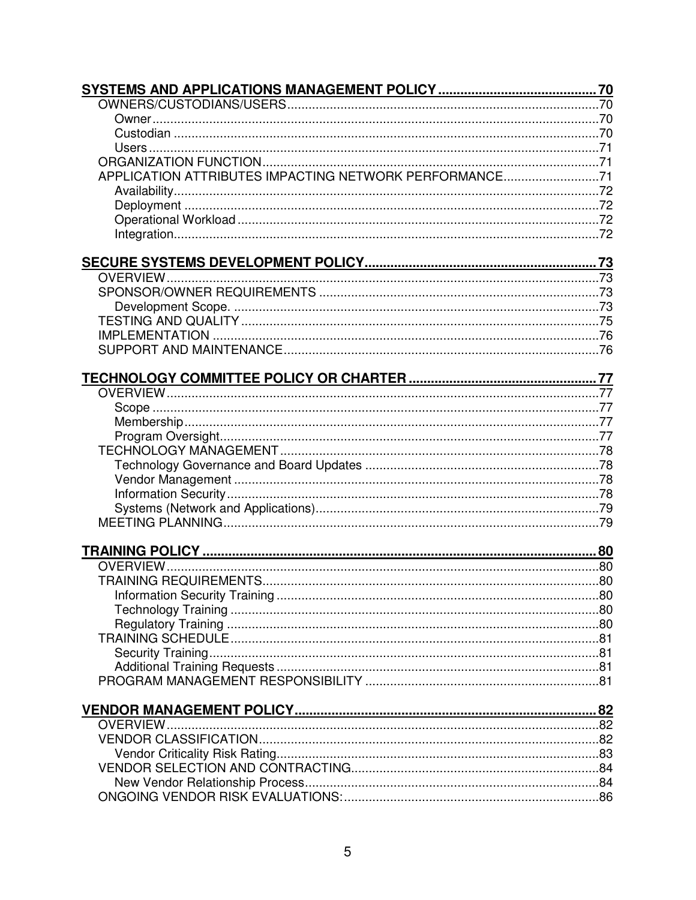**SYSTEMS AND APPLICATIONS MANAGEMENT POLICY ........................................... 70**

- OWNERS/CUSTODIANS/USERS ........................................................................................ 70
  - Owner ........................................................................................................................ 70
  - Custodian ................................................................................................................... 70
  - Users .......................................................................................................................... 71
- ORGANIZATION FUNCTION ............................................................................................. 71
- APPLICATION ATTRIBUTES IMPACTING NETWORK PERFORMANCE ........................... 71
  - Availability .................................................................................................................. 72
  - Deployment ................................................................................................................ 72
  - Operational Workload ................................................................................................. 72
  - Integration .................................................................................................................. 72

**SECURE SYSTEMS DEVELOPMENT POLICY ............................................................... 73**

- OVERVIEW ........................................................................................................................ 73
- SPONSOR/OWNER REQUIREMENTS ............................................................................... 73
  - Development Scope. ................................................................................................... 73
- TESTING AND QUALITY .................................................................................................... 75
- IMPLEMENTATION ............................................................................................................ 76
- SUPPORT AND MAINTENANCE ......................................................................................... 76

**TECHNOLOGY COMMITTEE POLICY OR CHARTER ................................................... 77**

- OVERVIEW ........................................................................................................................ 77
  - Scope ......................................................................................................................... 77
  - Membership ................................................................................................................ 77
  - Program Oversight ...................................................................................................... 77
- TECHNOLOGY MANAGEMENT .......................................................................................... 78
  - Technology Governance and Board Updates .............................................................. 78
  - Vendor Management ................................................................................................... 78
  - Information Security .................................................................................................... 78
  - Systems (Network and Applications) ........................................................................... 79
- MEETING PLANNING ......................................................................................................... 79

**TRAINING POLICY ............................................................................................................ 80**

- OVERVIEW ........................................................................................................................ 80
- TRAINING REQUIREMENTS .............................................................................................. 80
  - Information Security Training ...................................................................................... 80
  - Technology Training ................................................................................................... 80
  - Regulatory Training .................................................................................................... 80
- TRAINING SCHEDULE ....................................................................................................... 81
  - Security Training ......................................................................................................... 81
  - Additional Training Requests ...................................................................................... 81
- PROGRAM MANAGEMENT RESPONSIBILITY .................................................................. 81

**VENDOR MANAGEMENT POLICY .................................................................................. 82**

- OVERVIEW ........................................................................................................................ 82
- VENDOR CLASSIFICATION ............................................................................................... 82
  - Vendor Criticality Risk Rating ...................................................................................... 83
- VENDOR SELECTION AND CONTRACTING ...................................................................... 84
  - New Vendor Relationship Process .............................................................................. 84
- ONGOING VENDOR RISK EVALUATIONS: ........................................................................ 86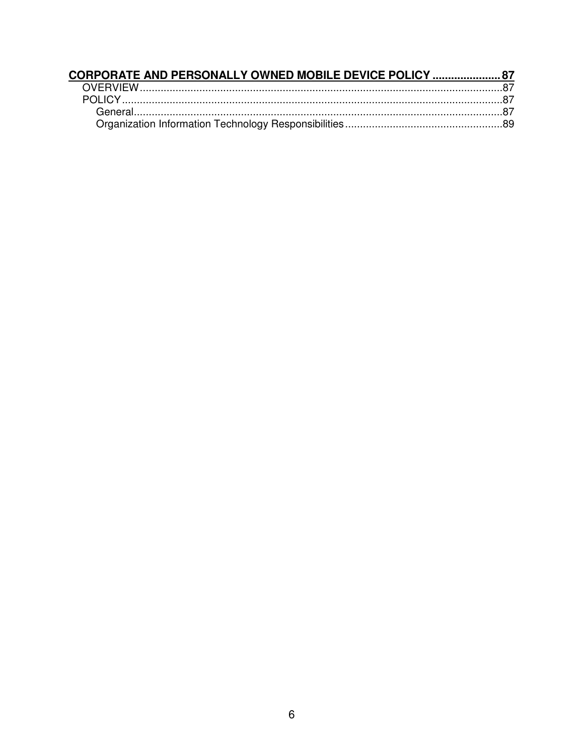**CORPORATE AND PERSONALLY OWNED MOBILE DEVICE POLICY ...................... 87**

- OVERVIEW ........................................................................................................ 87
- POLICY ............................................................................................................. 87
  - General ........................................................................................................ 87
  - Organization Information Technology Responsibilities ..................................................... 89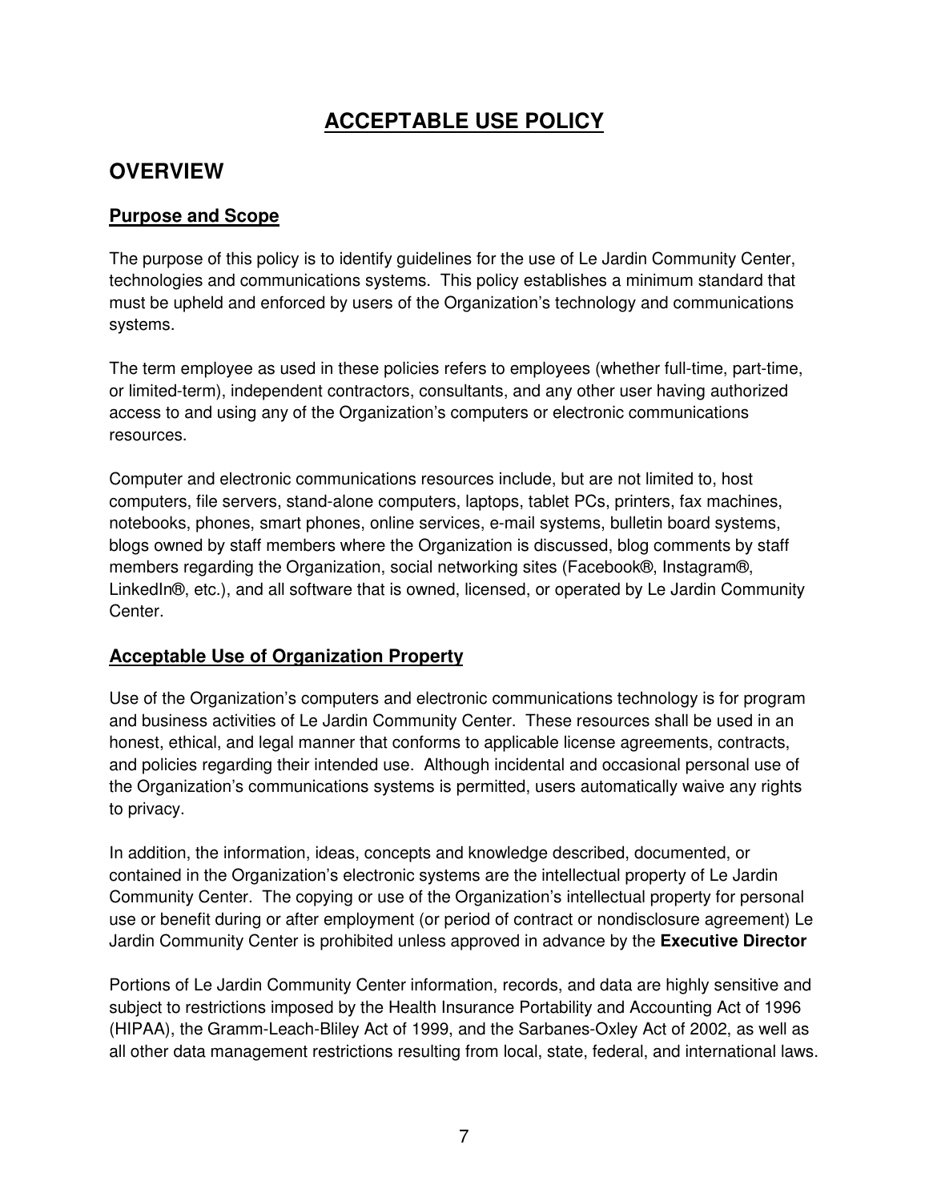# ACCEPTABLE USE POLICY

## OVERVIEW

### Purpose and Scope

The purpose of this policy is to identify guidelines for the use of Le Jardin Community Center, technologies and communications systems. This policy establishes a minimum standard that must be upheld and enforced by users of the Organization's technology and communications systems.

The term employee as used in these policies refers to employees (whether full-time, part-time, or limited-term), independent contractors, consultants, and any other user having authorized access to and using any of the Organization's computers or electronic communications resources.

Computer and electronic communications resources include, but are not limited to, host computers, file servers, stand-alone computers, laptops, tablet PCs, printers, fax machines, notebooks, phones, smart phones, online services, e-mail systems, bulletin board systems, blogs owned by staff members where the Organization is discussed, blog comments by staff members regarding the Organization, social networking sites (Facebook®, Instagram®, LinkedIn®, etc.), and all software that is owned, licensed, or operated by Le Jardin Community Center.

### Acceptable Use of Organization Property

Use of the Organization's computers and electronic communications technology is for program and business activities of Le Jardin Community Center. These resources shall be used in an honest, ethical, and legal manner that conforms to applicable license agreements, contracts, and policies regarding their intended use. Although incidental and occasional personal use of the Organization's communications systems is permitted, users automatically waive any rights to privacy.

In addition, the information, ideas, concepts and knowledge described, documented, or contained in the Organization's electronic systems are the intellectual property of Le Jardin Community Center. The copying or use of the Organization's intellectual property for personal use or benefit during or after employment (or period of contract or nondisclosure agreement) Le Jardin Community Center is prohibited unless approved in advance by the **Executive Director**

Portions of Le Jardin Community Center information, records, and data are highly sensitive and subject to restrictions imposed by the Health Insurance Portability and Accounting Act of 1996 (HIPAA), the Gramm-Leach-Bliley Act of 1999, and the Sarbanes-Oxley Act of 2002, as well as all other data management restrictions resulting from local, state, federal, and international laws.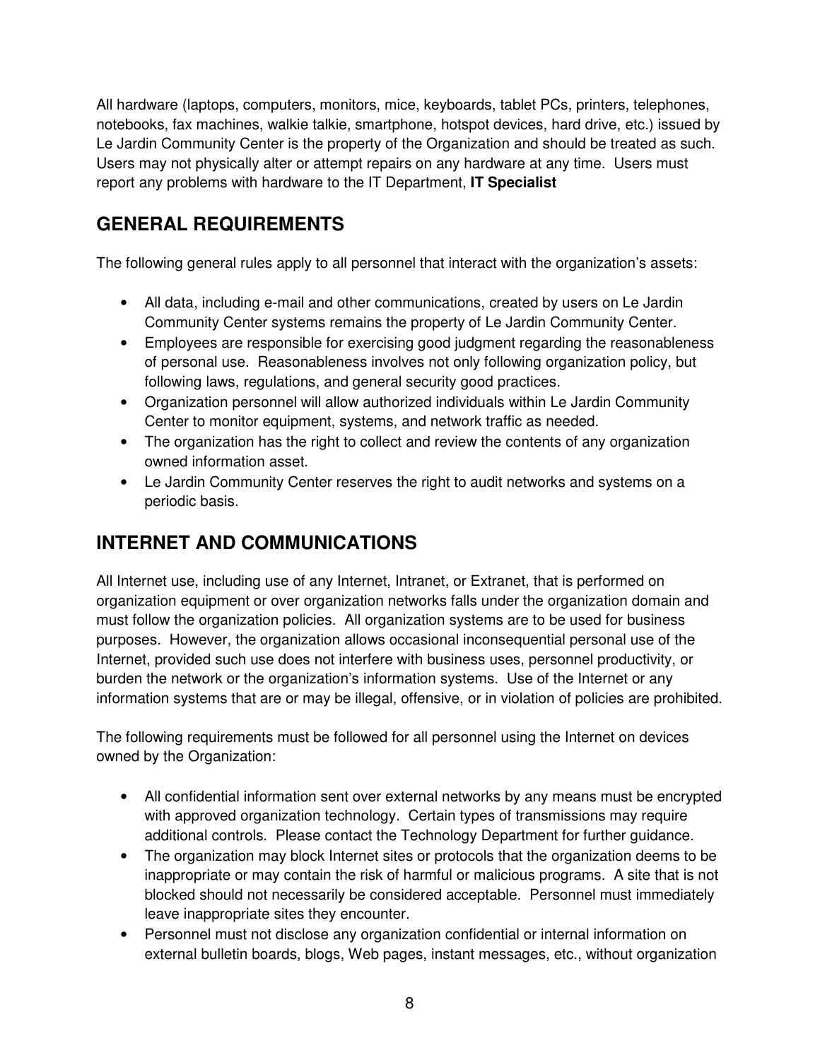All hardware (laptops, computers, monitors, mice, keyboards, tablet PCs, printers, telephones, notebooks, fax machines, walkie talkie, smartphone, hotspot devices, hard drive, etc.) issued by Le Jardin Community Center is the property of the Organization and should be treated as such. Users may not physically alter or attempt repairs on any hardware at any time. Users must report any problems with hardware to the IT Department, **IT Specialist**

## GENERAL REQUIREMENTS

The following general rules apply to all personnel that interact with the organization's assets:

- All data, including e-mail and other communications, created by users on Le Jardin Community Center systems remains the property of Le Jardin Community Center.
- Employees are responsible for exercising good judgment regarding the reasonableness of personal use. Reasonableness involves not only following organization policy, but following laws, regulations, and general security good practices.
- Organization personnel will allow authorized individuals within Le Jardin Community Center to monitor equipment, systems, and network traffic as needed.
- The organization has the right to collect and review the contents of any organization owned information asset.
- Le Jardin Community Center reserves the right to audit networks and systems on a periodic basis.

## INTERNET AND COMMUNICATIONS

All Internet use, including use of any Internet, Intranet, or Extranet, that is performed on organization equipment or over organization networks falls under the organization domain and must follow the organization policies. All organization systems are to be used for business purposes. However, the organization allows occasional inconsequential personal use of the Internet, provided such use does not interfere with business uses, personnel productivity, or burden the network or the organization's information systems. Use of the Internet or any information systems that are or may be illegal, offensive, or in violation of policies are prohibited.

The following requirements must be followed for all personnel using the Internet on devices owned by the Organization:

- All confidential information sent over external networks by any means must be encrypted with approved organization technology. Certain types of transmissions may require additional controls. Please contact the Technology Department for further guidance.
- The organization may block Internet sites or protocols that the organization deems to be inappropriate or may contain the risk of harmful or malicious programs. A site that is not blocked should not necessarily be considered acceptable. Personnel must immediately leave inappropriate sites they encounter.
- Personnel must not disclose any organization confidential or internal information on external bulletin boards, blogs, Web pages, instant messages, etc., without organization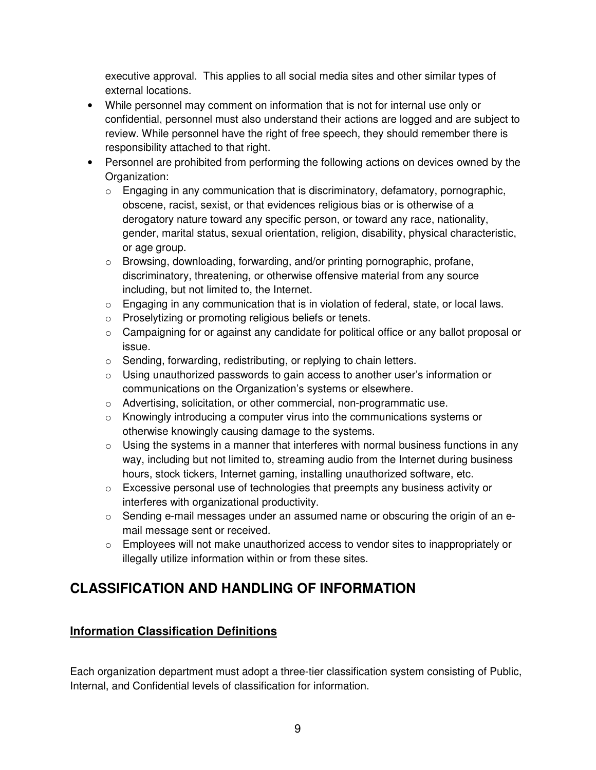executive approval. This applies to all social media sites and other similar types of external locations.

- While personnel may comment on information that is not for internal use only or confidential, personnel must also understand their actions are logged and are subject to review. While personnel have the right of free speech, they should remember there is responsibility attached to that right.
- Personnel are prohibited from performing the following actions on devices owned by the Organization:
  - Engaging in any communication that is discriminatory, defamatory, pornographic, obscene, racist, sexist, or that evidences religious bias or is otherwise of a derogatory nature toward any specific person, or toward any race, nationality, gender, marital status, sexual orientation, religion, disability, physical characteristic, or age group.
  - Browsing, downloading, forwarding, and/or printing pornographic, profane, discriminatory, threatening, or otherwise offensive material from any source including, but not limited to, the Internet.
  - Engaging in any communication that is in violation of federal, state, or local laws.
  - Proselytizing or promoting religious beliefs or tenets.
  - Campaigning for or against any candidate for political office or any ballot proposal or issue.
  - Sending, forwarding, redistributing, or replying to chain letters.
  - Using unauthorized passwords to gain access to another user's information or communications on the Organization's systems or elsewhere.
  - Advertising, solicitation, or other commercial, non-programmatic use.
  - Knowingly introducing a computer virus into the communications systems or otherwise knowingly causing damage to the systems.
  - Using the systems in a manner that interferes with normal business functions in any way, including but not limited to, streaming audio from the Internet during business hours, stock tickers, Internet gaming, installing unauthorized software, etc.
  - Excessive personal use of technologies that preempts any business activity or interferes with organizational productivity.
  - Sending e-mail messages under an assumed name or obscuring the origin of an e-mail message sent or received.
  - Employees will not make unauthorized access to vendor sites to inappropriately or illegally utilize information within or from these sites.

## CLASSIFICATION AND HANDLING OF INFORMATION

### Information Classification Definitions

Each organization department must adopt a three-tier classification system consisting of Public, Internal, and Confidential levels of classification for information.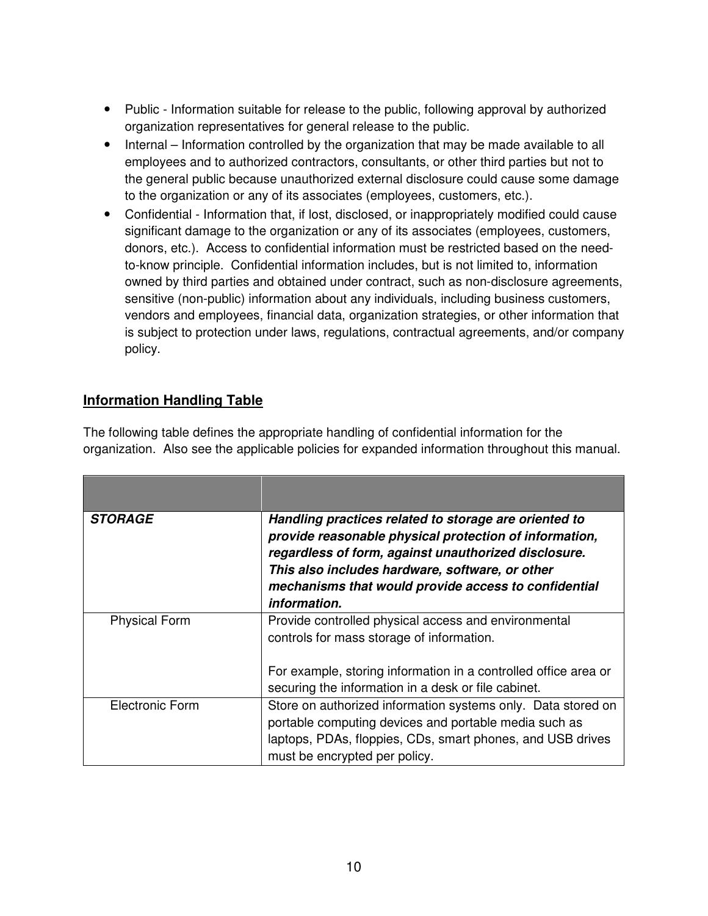- Public - Information suitable for release to the public, following approval by authorized organization representatives for general release to the public.
- Internal – Information controlled by the organization that may be made available to all employees and to authorized contractors, consultants, or other third parties but not to the general public because unauthorized external disclosure could cause some damage to the organization or any of its associates (employees, customers, etc.).
- Confidential - Information that, if lost, disclosed, or inappropriately modified could cause significant damage to the organization or any of its associates (employees, customers, donors, etc.). Access to confidential information must be restricted based on the need-to-know principle. Confidential information includes, but is not limited to, information owned by third parties and obtained under contract, such as non-disclosure agreements, sensitive (non-public) information about any individuals, including business customers, vendors and employees, financial data, organization strategies, or other information that is subject to protection under laws, regulations, contractual agreements, and/or company policy.

## Information Handling Table

The following table defines the appropriate handling of confidential information for the organization. Also see the applicable policies for expanded information throughout this manual.

| | |
|---|---|
| ***STORAGE*** | ***Handling practices related to storage are oriented to provide reasonable physical protection of information, regardless of form, against unauthorized disclosure. This also includes hardware, software, or other mechanisms that would provide access to confidential information.*** |
| Physical Form | Provide controlled physical access and environmental controls for mass storage of information.<br><br>For example, storing information in a controlled office area or securing the information in a desk or file cabinet. |
| Electronic Form | Store on authorized information systems only. Data stored on portable computing devices and portable media such as laptops, PDAs, floppies, CDs, smart phones, and USB drives must be encrypted per policy. |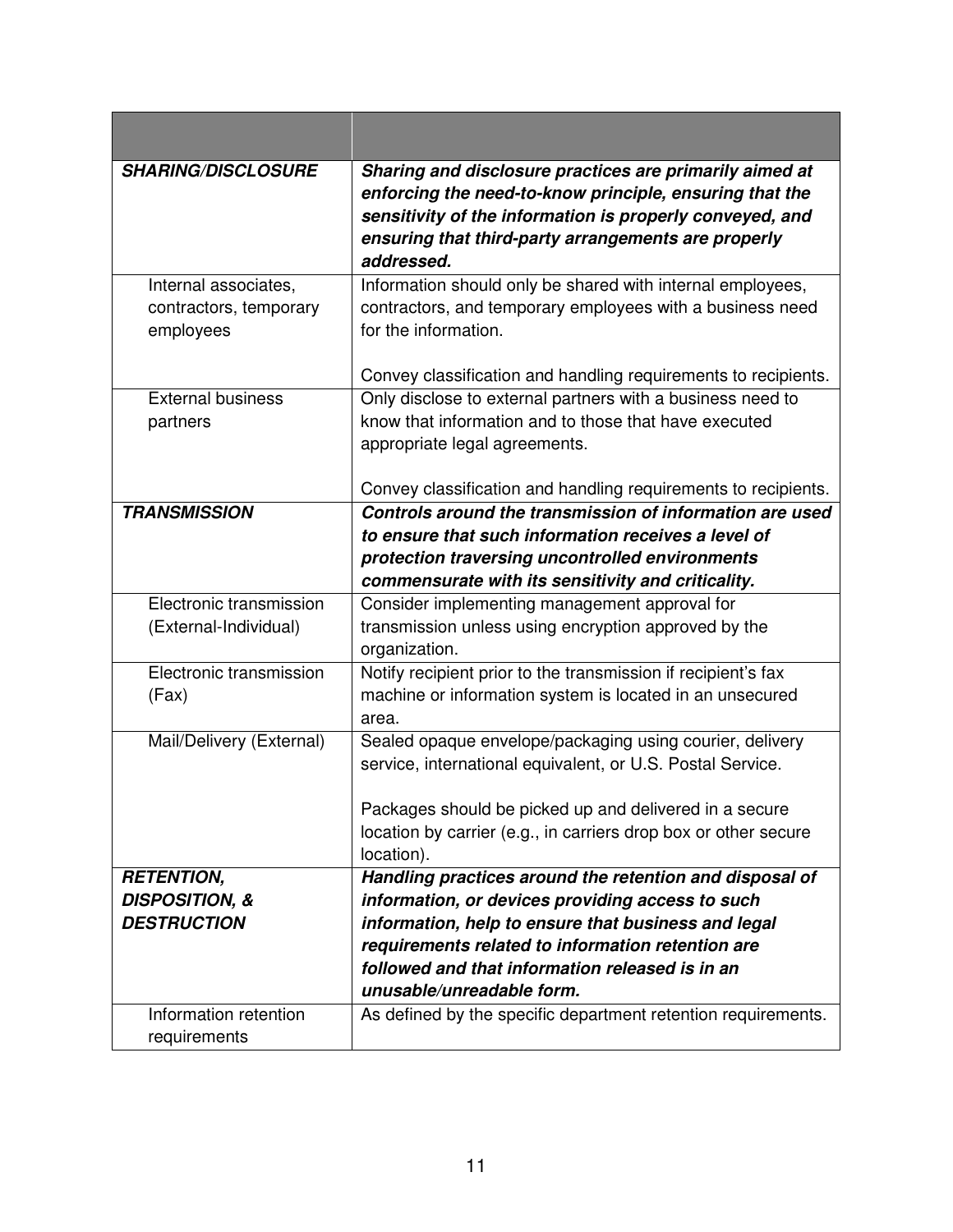| | |
|---|---|
| ***SHARING/DISCLOSURE*** | ***Sharing and disclosure practices are primarily aimed at enforcing the need-to-know principle, ensuring that the sensitivity of the information is properly conveyed, and ensuring that third-party arrangements are properly addressed.*** |
| Internal associates, contractors, temporary employees | Information should only be shared with internal employees, contractors, and temporary employees with a business need for the information.<br><br>Convey classification and handling requirements to recipients. |
| External business partners | Only disclose to external partners with a business need to know that information and to those that have executed appropriate legal agreements.<br><br>Convey classification and handling requirements to recipients. |
| ***TRANSMISSION*** | ***Controls around the transmission of information are used to ensure that such information receives a level of protection traversing uncontrolled environments commensurate with its sensitivity and criticality.*** |
| Electronic transmission (External-Individual) | Consider implementing management approval for transmission unless using encryption approved by the organization. |
| Electronic transmission (Fax) | Notify recipient prior to the transmission if recipient's fax machine or information system is located in an unsecured area. |
| Mail/Delivery (External) | Sealed opaque envelope/packaging using courier, delivery service, international equivalent, or U.S. Postal Service.<br><br>Packages should be picked up and delivered in a secure location by carrier (e.g., in carriers drop box or other secure location). |
| ***RETENTION, DISPOSITION, & DESTRUCTION*** | ***Handling practices around the retention and disposal of information, or devices providing access to such information, help to ensure that business and legal requirements related to information retention are followed and that information released is in an unusable/unreadable form.*** |
| Information retention requirements | As defined by the specific department retention requirements. |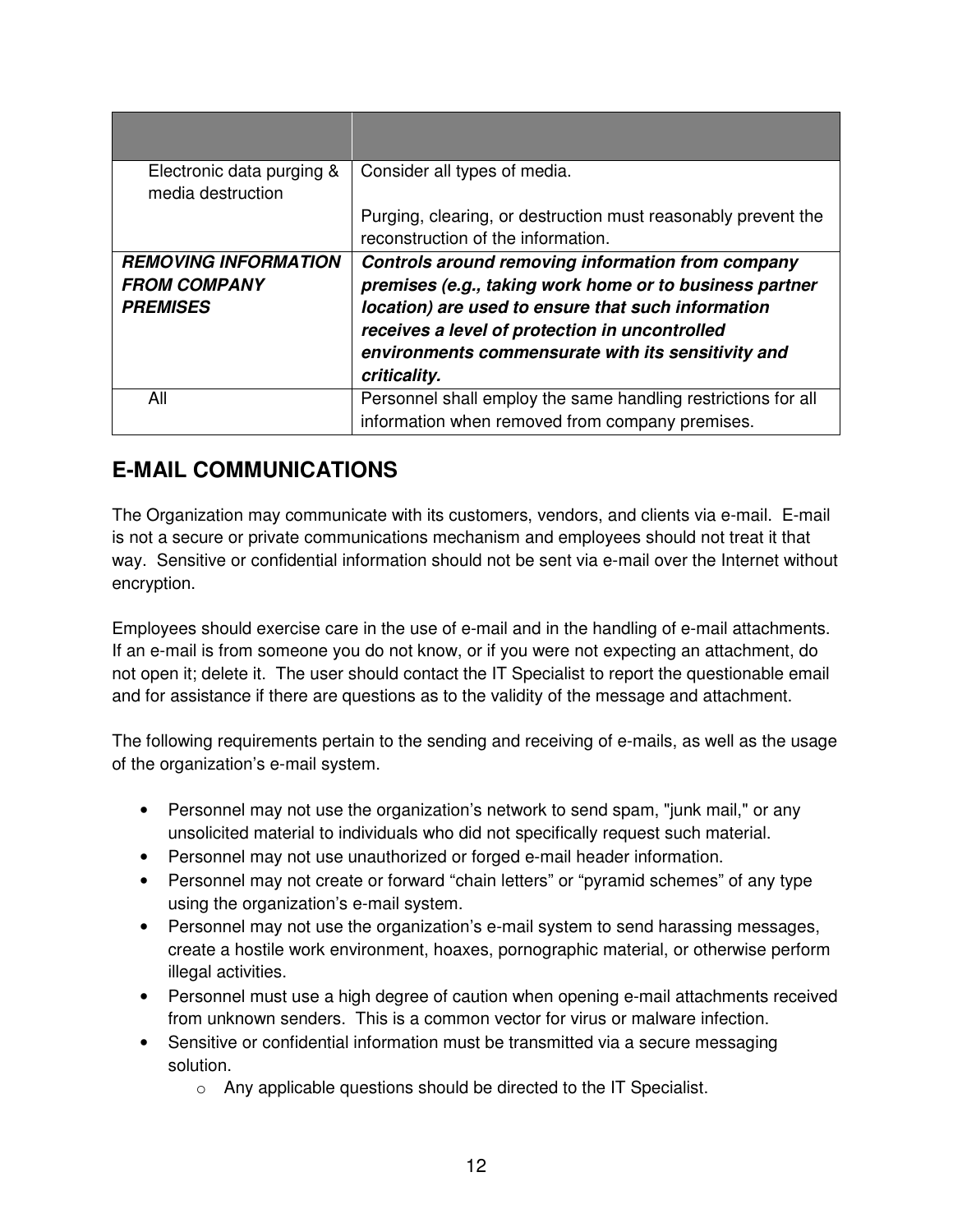| | |
|---|---|
| Electronic data purging & media destruction | Consider all types of media.<br><br>Purging, clearing, or destruction must reasonably prevent the reconstruction of the information. |
| ***REMOVING INFORMATION FROM COMPANY PREMISES*** | ***Controls around removing information from company premises (e.g., taking work home or to business partner location) are used to ensure that such information receives a level of protection in uncontrolled environments commensurate with its sensitivity and criticality.*** |
| All | Personnel shall employ the same handling restrictions for all information when removed from company premises. |

## E-MAIL COMMUNICATIONS

The Organization may communicate with its customers, vendors, and clients via e-mail. E-mail is not a secure or private communications mechanism and employees should not treat it that way. Sensitive or confidential information should not be sent via e-mail over the Internet without encryption.

Employees should exercise care in the use of e-mail and in the handling of e-mail attachments. If an e-mail is from someone you do not know, or if you were not expecting an attachment, do not open it; delete it. The user should contact the IT Specialist to report the questionable email and for assistance if there are questions as to the validity of the message and attachment.

The following requirements pertain to the sending and receiving of e-mails, as well as the usage of the organization's e-mail system.

- Personnel may not use the organization's network to send spam, "junk mail," or any unsolicited material to individuals who did not specifically request such material.
- Personnel may not use unauthorized or forged e-mail header information.
- Personnel may not create or forward "chain letters" or "pyramid schemes" of any type using the organization's e-mail system.
- Personnel may not use the organization's e-mail system to send harassing messages, create a hostile work environment, hoaxes, pornographic material, or otherwise perform illegal activities.
- Personnel must use a high degree of caution when opening e-mail attachments received from unknown senders. This is a common vector for virus or malware infection.
- Sensitive or confidential information must be transmitted via a secure messaging solution.
  - Any applicable questions should be directed to the IT Specialist.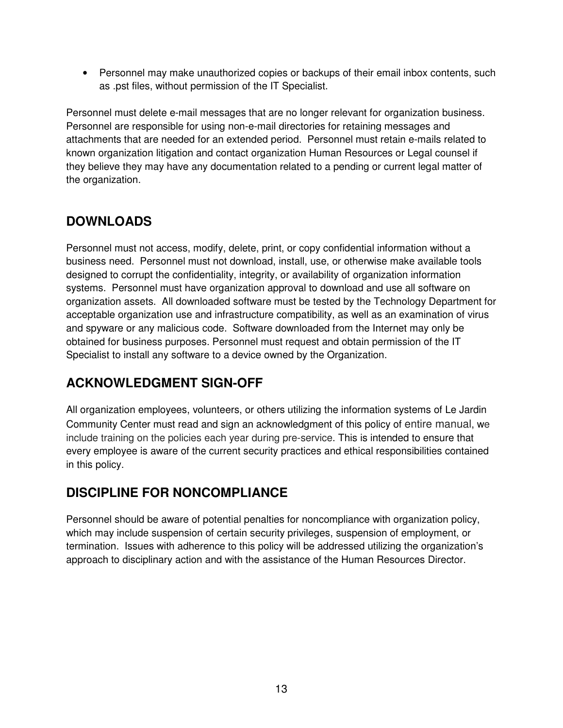- Personnel may make unauthorized copies or backups of their email inbox contents, such as .pst files, without permission of the IT Specialist.

Personnel must delete e-mail messages that are no longer relevant for organization business. Personnel are responsible for using non-e-mail directories for retaining messages and attachments that are needed for an extended period. Personnel must retain e-mails related to known organization litigation and contact organization Human Resources or Legal counsel if they believe they may have any documentation related to a pending or current legal matter of the organization.

## DOWNLOADS

Personnel must not access, modify, delete, print, or copy confidential information without a business need. Personnel must not download, install, use, or otherwise make available tools designed to corrupt the confidentiality, integrity, or availability of organization information systems. Personnel must have organization approval to download and use all software on organization assets. All downloaded software must be tested by the Technology Department for acceptable organization use and infrastructure compatibility, as well as an examination of virus and spyware or any malicious code. Software downloaded from the Internet may only be obtained for business purposes. Personnel must request and obtain permission of the IT Specialist to install any software to a device owned by the Organization.

## ACKNOWLEDGMENT SIGN-OFF

All organization employees, volunteers, or others utilizing the information systems of Le Jardin Community Center must read and sign an acknowledgment of this policy of entire manual, we include training on the policies each year during pre-service. This is intended to ensure that every employee is aware of the current security practices and ethical responsibilities contained in this policy.

## DISCIPLINE FOR NONCOMPLIANCE

Personnel should be aware of potential penalties for noncompliance with organization policy, which may include suspension of certain security privileges, suspension of employment, or termination. Issues with adherence to this policy will be addressed utilizing the organization's approach to disciplinary action and with the assistance of the Human Resources Director.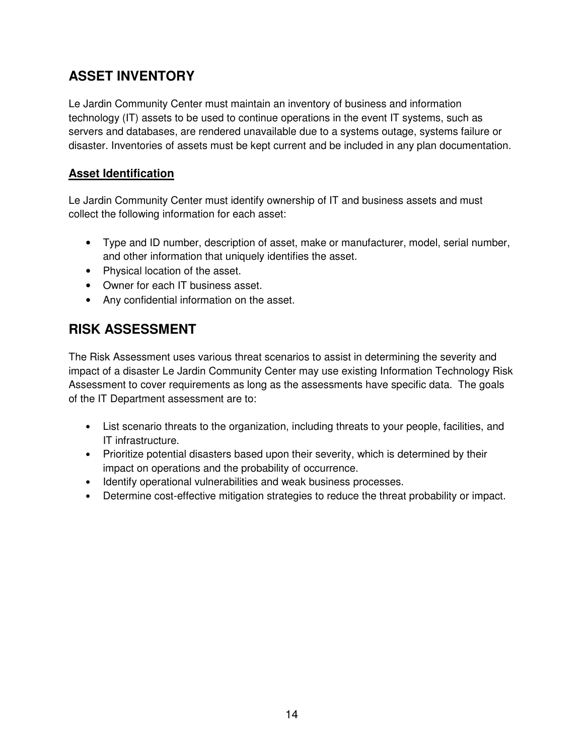## ASSET INVENTORY

Le Jardin Community Center must maintain an inventory of business and information technology (IT) assets to be used to continue operations in the event IT systems, such as servers and databases, are rendered unavailable due to a systems outage, systems failure or disaster. Inventories of assets must be kept current and be included in any plan documentation.

### Asset Identification

Le Jardin Community Center must identify ownership of IT and business assets and must collect the following information for each asset:

- Type and ID number, description of asset, make or manufacturer, model, serial number, and other information that uniquely identifies the asset.
- Physical location of the asset.
- Owner for each IT business asset.
- Any confidential information on the asset.

## RISK ASSESSMENT

The Risk Assessment uses various threat scenarios to assist in determining the severity and impact of a disaster Le Jardin Community Center may use existing Information Technology Risk Assessment to cover requirements as long as the assessments have specific data. The goals of the IT Department assessment are to:

- List scenario threats to the organization, including threats to your people, facilities, and IT infrastructure.
- Prioritize potential disasters based upon their severity, which is determined by their impact on operations and the probability of occurrence.
- Identify operational vulnerabilities and weak business processes.
- Determine cost-effective mitigation strategies to reduce the threat probability or impact.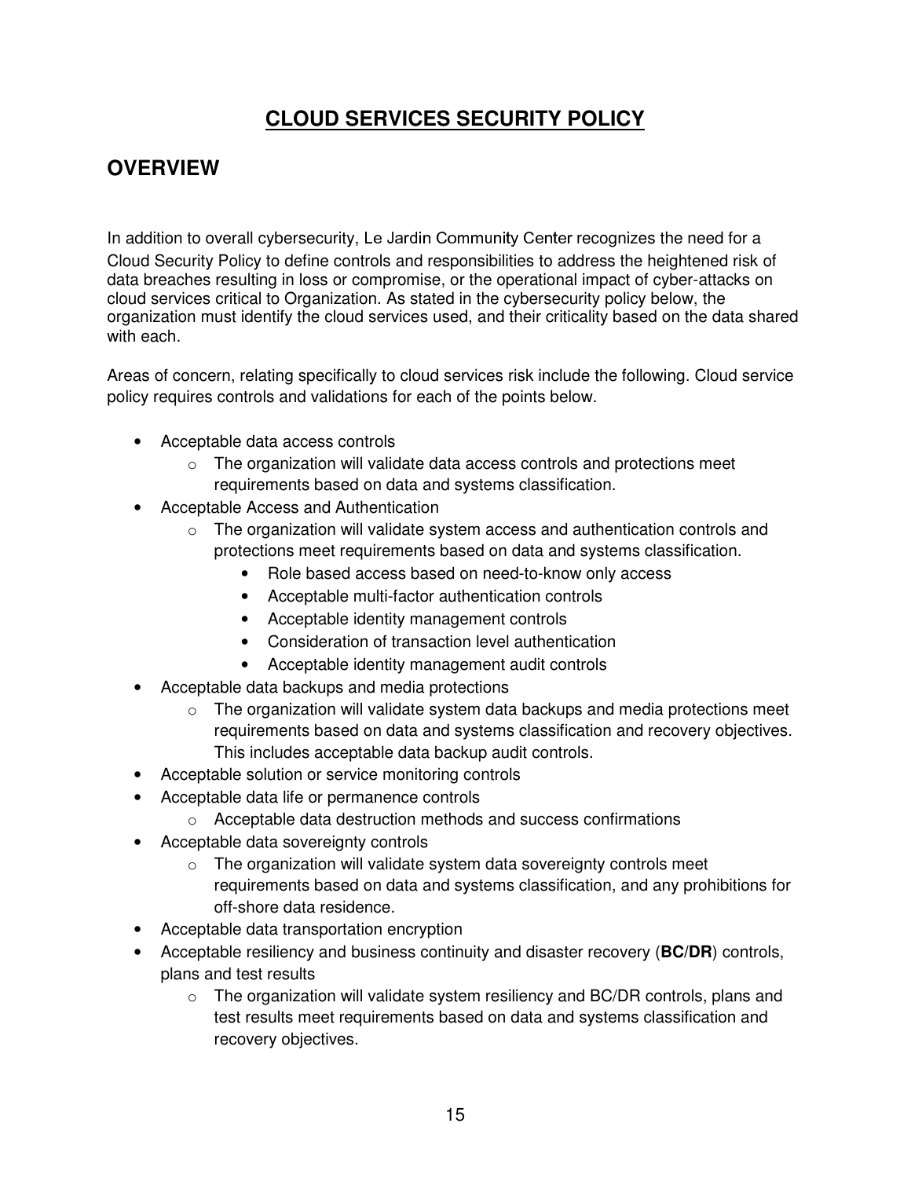# **CLOUD SERVICES SECURITY POLICY**

## OVERVIEW

In addition to overall cybersecurity, Le Jardin Community Center recognizes the need for a Cloud Security Policy to define controls and responsibilities to address the heightened risk of data breaches resulting in loss or compromise, or the operational impact of cyber-attacks on cloud services critical to Organization. As stated in the cybersecurity policy below, the organization must identify the cloud services used, and their criticality based on the data shared with each.

Areas of concern, relating specifically to cloud services risk include the following. Cloud service policy requires controls and validations for each of the points below.

- Acceptable data access controls
  - The organization will validate data access controls and protections meet requirements based on data and systems classification.
- Acceptable Access and Authentication
  - The organization will validate system access and authentication controls and protections meet requirements based on data and systems classification.
    - Role based access based on need-to-know only access
    - Acceptable multi-factor authentication controls
    - Acceptable identity management controls
    - Consideration of transaction level authentication
    - Acceptable identity management audit controls
- Acceptable data backups and media protections
  - The organization will validate system data backups and media protections meet requirements based on data and systems classification and recovery objectives. This includes acceptable data backup audit controls.
- Acceptable solution or service monitoring controls
- Acceptable data life or permanence controls
  - Acceptable data destruction methods and success confirmations
- Acceptable data sovereignty controls
  - The organization will validate system data sovereignty controls meet requirements based on data and systems classification, and any prohibitions for off-shore data residence.
- Acceptable data transportation encryption
- Acceptable resiliency and business continuity and disaster recovery (**BC/DR**) controls, plans and test results
  - The organization will validate system resiliency and BC/DR controls, plans and test results meet requirements based on data and systems classification and recovery objectives.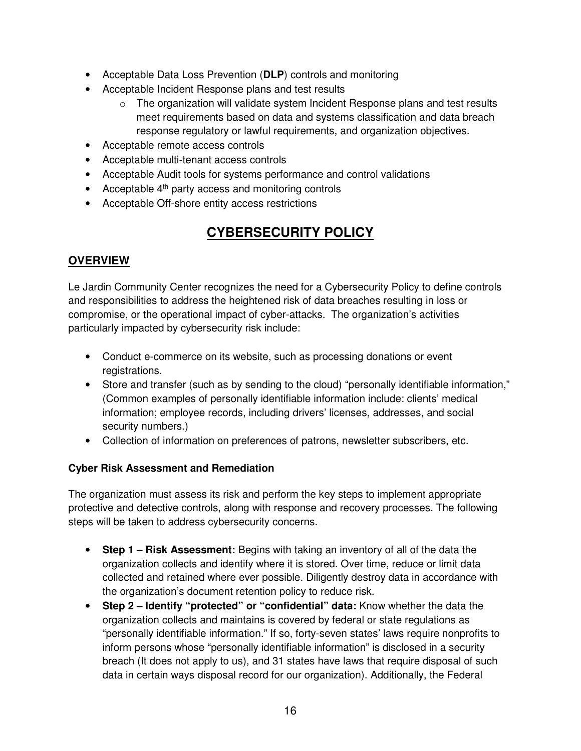- Acceptable Data Loss Prevention (**DLP**) controls and monitoring
- Acceptable Incident Response plans and test results
    - The organization will validate system Incident Response plans and test results meet requirements based on data and systems classification and data breach response regulatory or lawful requirements, and organization objectives.
- Acceptable remote access controls
- Acceptable multi-tenant access controls
- Acceptable Audit tools for systems performance and control validations
- Acceptable 4th party access and monitoring controls
- Acceptable Off-shore entity access restrictions

# CYBERSECURITY POLICY

## OVERVIEW

Le Jardin Community Center recognizes the need for a Cybersecurity Policy to define controls and responsibilities to address the heightened risk of data breaches resulting in loss or compromise, or the operational impact of cyber-attacks. The organization's activities particularly impacted by cybersecurity risk include:

- Conduct e-commerce on its website, such as processing donations or event registrations.
- Store and transfer (such as by sending to the cloud) "personally identifiable information," (Common examples of personally identifiable information include: clients' medical information; employee records, including drivers' licenses, addresses, and social security numbers.)
- Collection of information on preferences of patrons, newsletter subscribers, etc.

### Cyber Risk Assessment and Remediation

The organization must assess its risk and perform the key steps to implement appropriate protective and detective controls, along with response and recovery processes. The following steps will be taken to address cybersecurity concerns.

- **Step 1 – Risk Assessment:** Begins with taking an inventory of all of the data the organization collects and identify where it is stored. Over time, reduce or limit data collected and retained where ever possible. Diligently destroy data in accordance with the organization's document retention policy to reduce risk.
- **Step 2 – Identify "protected" or "confidential" data:** Know whether the data the organization collects and maintains is covered by federal or state regulations as "personally identifiable information." If so, forty-seven states' laws require nonprofits to inform persons whose "personally identifiable information" is disclosed in a security breach (It does not apply to us), and 31 states have laws that require disposal of such data in certain ways disposal record for our organization). Additionally, the Federal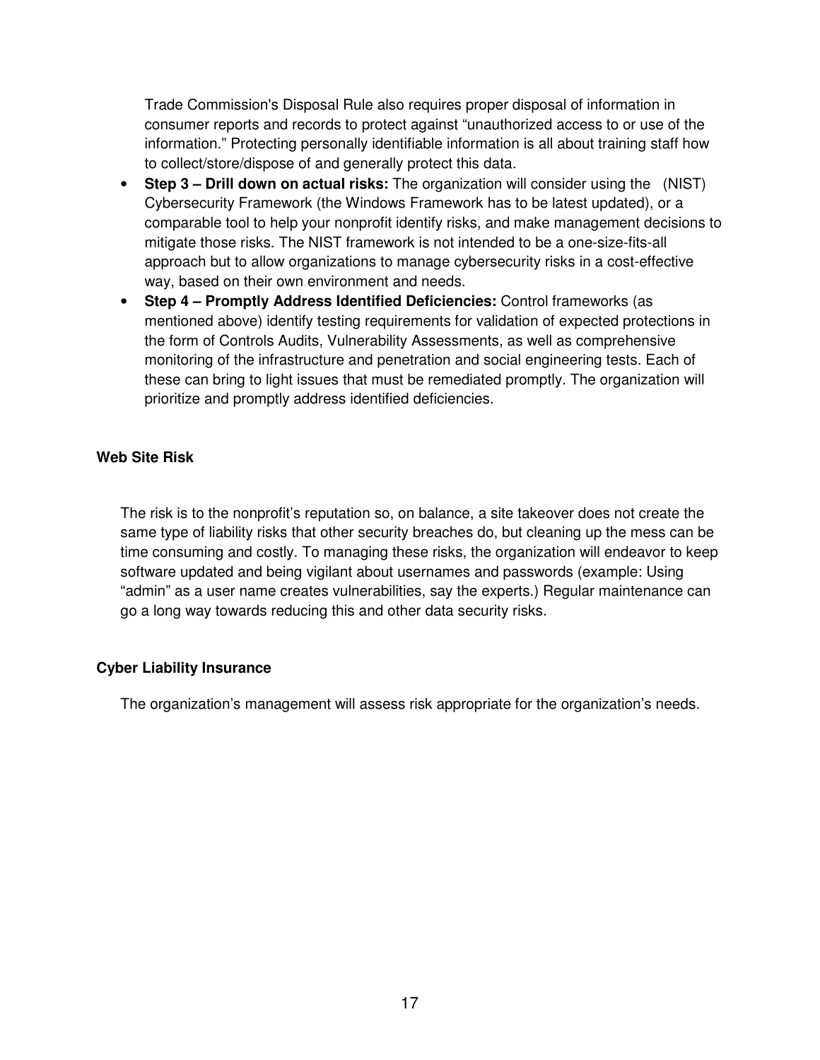Trade Commission's Disposal Rule also requires proper disposal of information in consumer reports and records to protect against "unauthorized access to or use of the information." Protecting personally identifiable information is all about training staff how to collect/store/dispose of and generally protect this data.

- **Step 3 – Drill down on actual risks:** The organization will consider using the (NIST) Cybersecurity Framework (the Windows Framework has to be latest updated), or a comparable tool to help your nonprofit identify risks, and make management decisions to mitigate those risks. The NIST framework is not intended to be a one-size-fits-all approach but to allow organizations to manage cybersecurity risks in a cost-effective way, based on their own environment and needs.
- **Step 4 – Promptly Address Identified Deficiencies:** Control frameworks (as mentioned above) identify testing requirements for validation of expected protections in the form of Controls Audits, Vulnerability Assessments, as well as comprehensive monitoring of the infrastructure and penetration and social engineering tests. Each of these can bring to light issues that must be remediated promptly. The organization will prioritize and promptly address identified deficiencies.

**Web Site Risk**

The risk is to the nonprofit's reputation so, on balance, a site takeover does not create the same type of liability risks that other security breaches do, but cleaning up the mess can be time consuming and costly. To managing these risks, the organization will endeavor to keep software updated and being vigilant about usernames and passwords (example: Using "admin" as a user name creates vulnerabilities, say the experts.) Regular maintenance can go a long way towards reducing this and other data security risks.

**Cyber Liability Insurance**

The organization's management will assess risk appropriate for the organization's needs.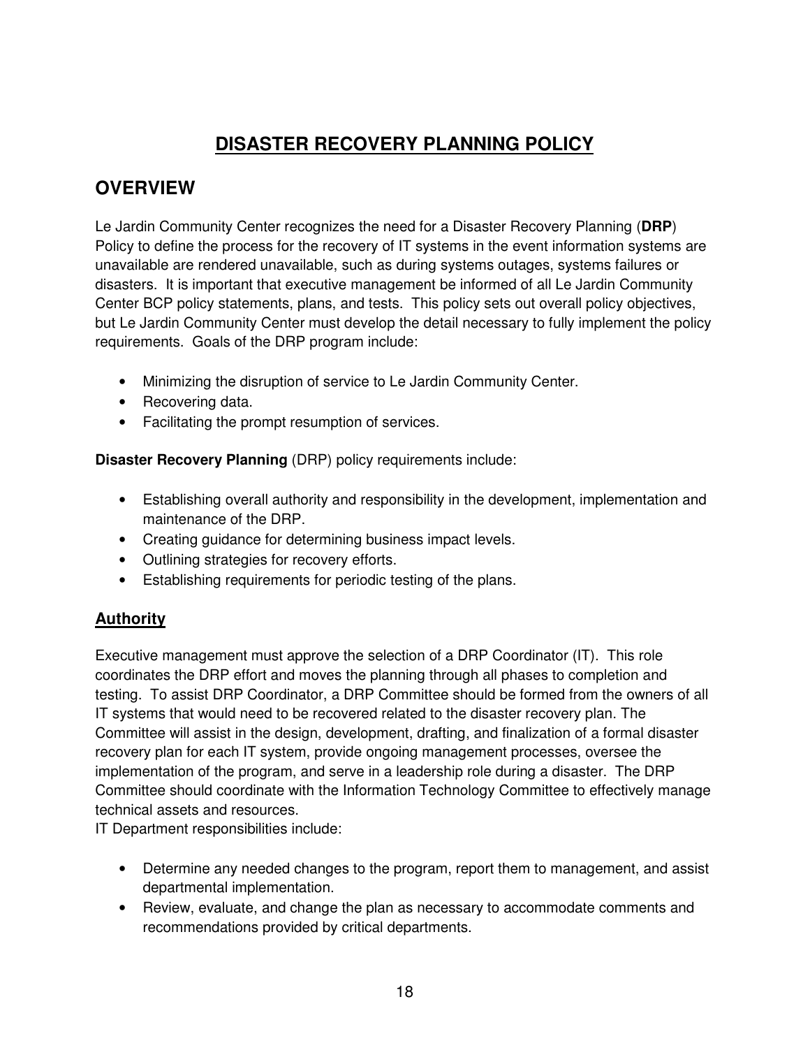# DISASTER RECOVERY PLANNING POLICY

## OVERVIEW

Le Jardin Community Center recognizes the need for a Disaster Recovery Planning (**DRP**) Policy to define the process for the recovery of IT systems in the event information systems are unavailable are rendered unavailable, such as during systems outages, systems failures or disasters. It is important that executive management be informed of all Le Jardin Community Center BCP policy statements, plans, and tests. This policy sets out overall policy objectives, but Le Jardin Community Center must develop the detail necessary to fully implement the policy requirements. Goals of the DRP program include:

- Minimizing the disruption of service to Le Jardin Community Center.
- Recovering data.
- Facilitating the prompt resumption of services.

**Disaster Recovery Planning** (DRP) policy requirements include:

- Establishing overall authority and responsibility in the development, implementation and maintenance of the DRP.
- Creating guidance for determining business impact levels.
- Outlining strategies for recovery efforts.
- Establishing requirements for periodic testing of the plans.

### Authority

Executive management must approve the selection of a DRP Coordinator (IT). This role coordinates the DRP effort and moves the planning through all phases to completion and testing. To assist DRP Coordinator, a DRP Committee should be formed from the owners of all IT systems that would need to be recovered related to the disaster recovery plan. The Committee will assist in the design, development, drafting, and finalization of a formal disaster recovery plan for each IT system, provide ongoing management processes, oversee the implementation of the program, and serve in a leadership role during a disaster. The DRP Committee should coordinate with the Information Technology Committee to effectively manage technical assets and resources.

IT Department responsibilities include:

- Determine any needed changes to the program, report them to management, and assist departmental implementation.
- Review, evaluate, and change the plan as necessary to accommodate comments and recommendations provided by critical departments.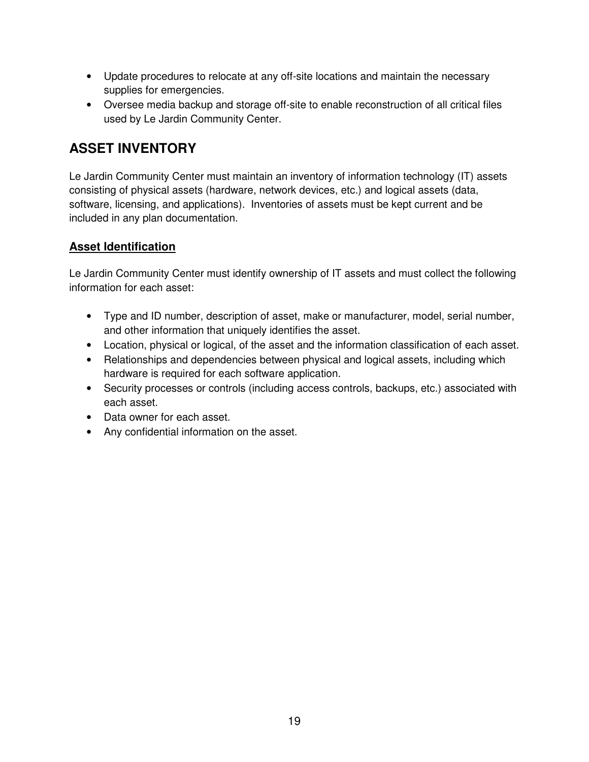- Update procedures to relocate at any off-site locations and maintain the necessary supplies for emergencies.
- Oversee media backup and storage off-site to enable reconstruction of all critical files used by Le Jardin Community Center.

## ASSET INVENTORY

Le Jardin Community Center must maintain an inventory of information technology (IT) assets consisting of physical assets (hardware, network devices, etc.) and logical assets (data, software, licensing, and applications). Inventories of assets must be kept current and be included in any plan documentation.

### Asset Identification

Le Jardin Community Center must identify ownership of IT assets and must collect the following information for each asset:

- Type and ID number, description of asset, make or manufacturer, model, serial number, and other information that uniquely identifies the asset.
- Location, physical or logical, of the asset and the information classification of each asset.
- Relationships and dependencies between physical and logical assets, including which hardware is required for each software application.
- Security processes or controls (including access controls, backups, etc.) associated with each asset.
- Data owner for each asset.
- Any confidential information on the asset.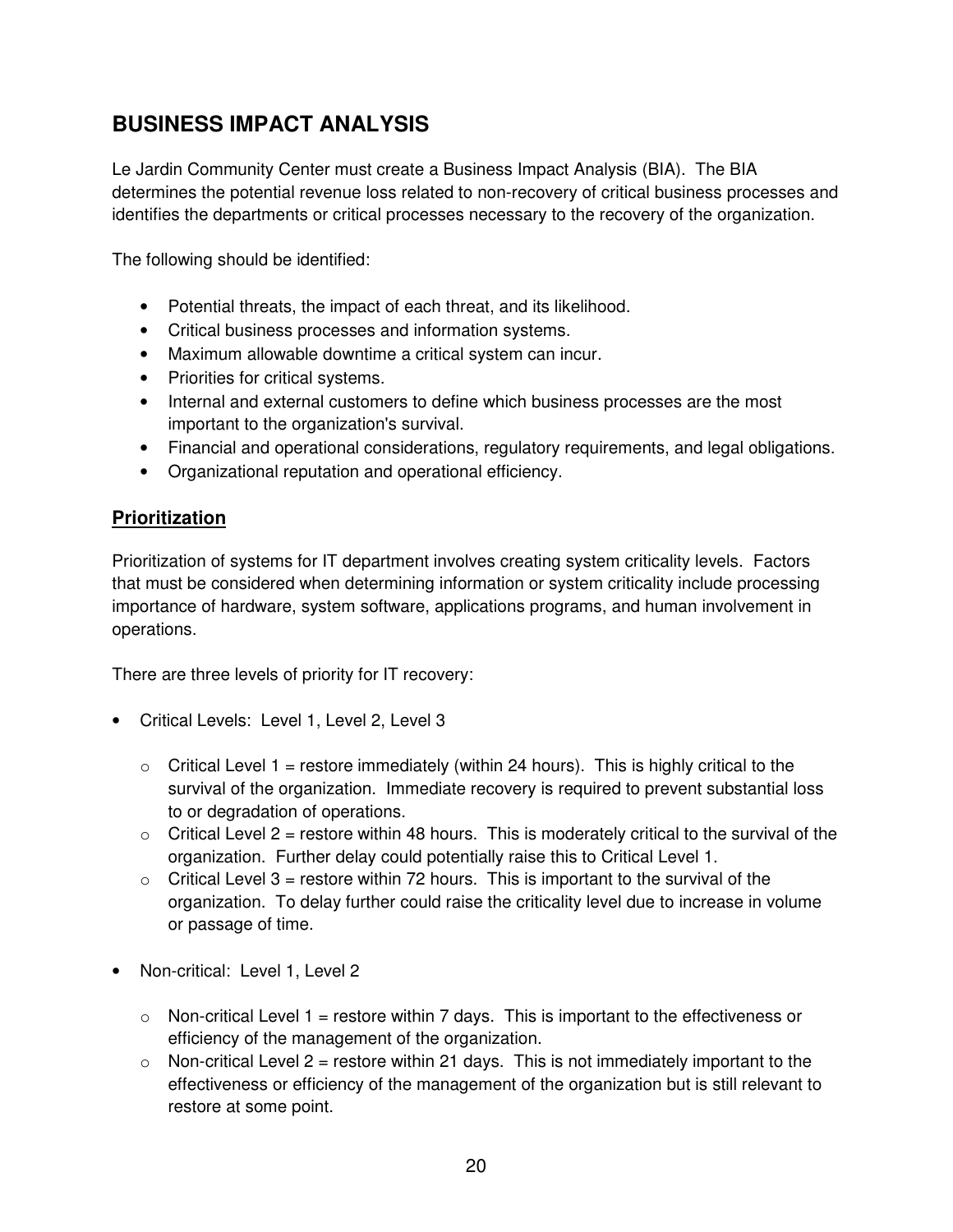## BUSINESS IMPACT ANALYSIS

Le Jardin Community Center must create a Business Impact Analysis (BIA). The BIA determines the potential revenue loss related to non-recovery of critical business processes and identifies the departments or critical processes necessary to the recovery of the organization.

The following should be identified:

- Potential threats, the impact of each threat, and its likelihood.
- Critical business processes and information systems.
- Maximum allowable downtime a critical system can incur.
- Priorities for critical systems.
- Internal and external customers to define which business processes are the most important to the organization's survival.
- Financial and operational considerations, regulatory requirements, and legal obligations.
- Organizational reputation and operational efficiency.

### Prioritization

Prioritization of systems for IT department involves creating system criticality levels. Factors that must be considered when determining information or system criticality include processing importance of hardware, system software, applications programs, and human involvement in operations.

There are three levels of priority for IT recovery:

- Critical Levels: Level 1, Level 2, Level 3
  - Critical Level 1 = restore immediately (within 24 hours). This is highly critical to the survival of the organization. Immediate recovery is required to prevent substantial loss to or degradation of operations.
  - Critical Level 2 = restore within 48 hours. This is moderately critical to the survival of the organization. Further delay could potentially raise this to Critical Level 1.
  - Critical Level 3 = restore within 72 hours. This is important to the survival of the organization. To delay further could raise the criticality level due to increase in volume or passage of time.
- Non-critical: Level 1, Level 2
  - Non-critical Level 1 = restore within 7 days. This is important to the effectiveness or efficiency of the management of the organization.
  - Non-critical Level 2 = restore within 21 days. This is not immediately important to the effectiveness or efficiency of the management of the organization but is still relevant to restore at some point.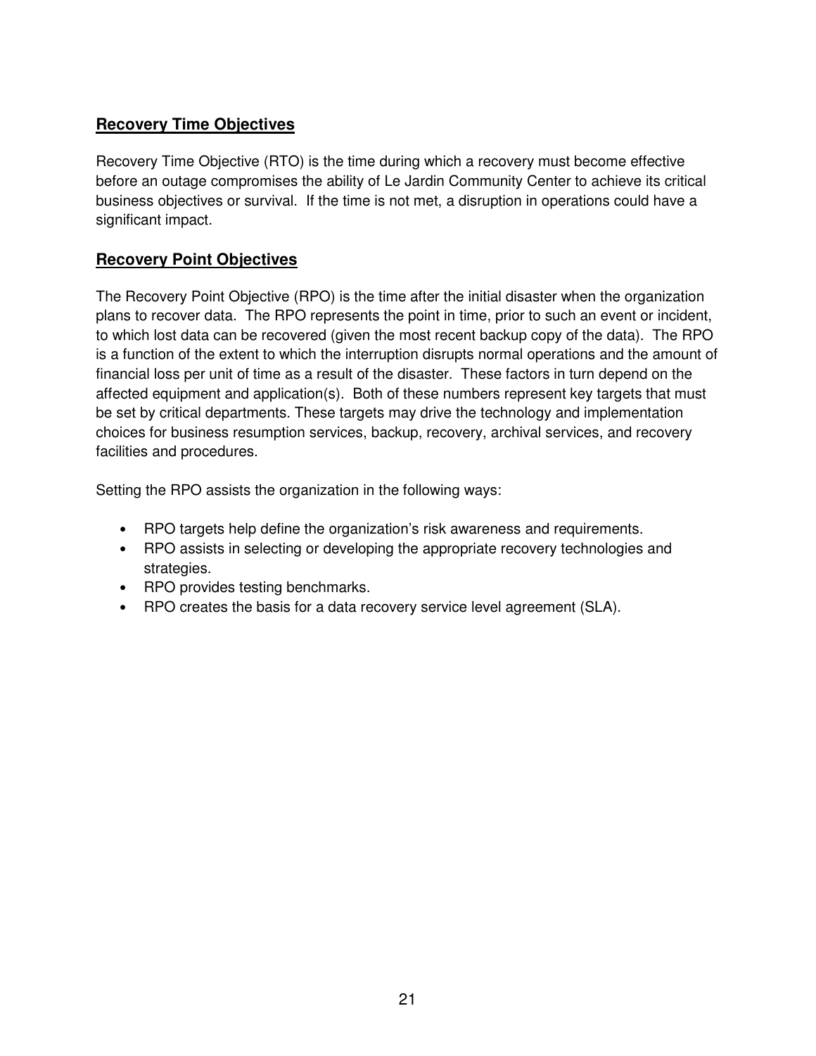## Recovery Time Objectives

Recovery Time Objective (RTO) is the time during which a recovery must become effective before an outage compromises the ability of Le Jardin Community Center to achieve its critical business objectives or survival. If the time is not met, a disruption in operations could have a significant impact.

## Recovery Point Objectives

The Recovery Point Objective (RPO) is the time after the initial disaster when the organization plans to recover data. The RPO represents the point in time, prior to such an event or incident, to which lost data can be recovered (given the most recent backup copy of the data). The RPO is a function of the extent to which the interruption disrupts normal operations and the amount of financial loss per unit of time as a result of the disaster. These factors in turn depend on the affected equipment and application(s). Both of these numbers represent key targets that must be set by critical departments. These targets may drive the technology and implementation choices for business resumption services, backup, recovery, archival services, and recovery facilities and procedures.

Setting the RPO assists the organization in the following ways:

- RPO targets help define the organization's risk awareness and requirements.
- RPO assists in selecting or developing the appropriate recovery technologies and strategies.
- RPO provides testing benchmarks.
- RPO creates the basis for a data recovery service level agreement (SLA).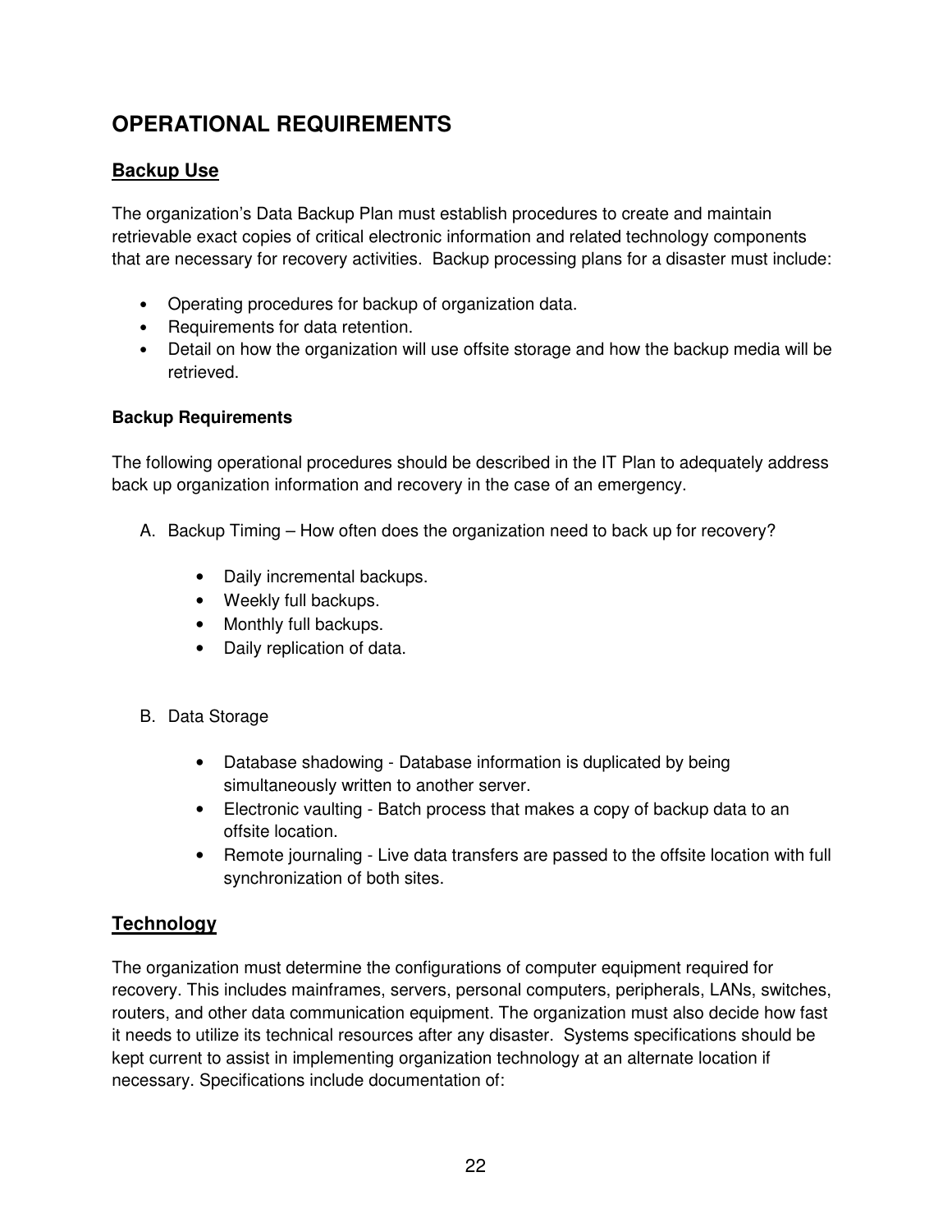# OPERATIONAL REQUIREMENTS

## Backup Use

The organization's Data Backup Plan must establish procedures to create and maintain retrievable exact copies of critical electronic information and related technology components that are necessary for recovery activities. Backup processing plans for a disaster must include:

- Operating procedures for backup of organization data.
- Requirements for data retention.
- Detail on how the organization will use offsite storage and how the backup media will be retrieved.

### Backup Requirements

The following operational procedures should be described in the IT Plan to adequately address back up organization information and recovery in the case of an emergency.

A. Backup Timing – How often does the organization need to back up for recovery?

   - Daily incremental backups.
   - Weekly full backups.
   - Monthly full backups.
   - Daily replication of data.

B. Data Storage

   - Database shadowing - Database information is duplicated by being simultaneously written to another server.
   - Electronic vaulting - Batch process that makes a copy of backup data to an offsite location.
   - Remote journaling - Live data transfers are passed to the offsite location with full synchronization of both sites.

## Technology

The organization must determine the configurations of computer equipment required for recovery. This includes mainframes, servers, personal computers, peripherals, LANs, switches, routers, and other data communication equipment. The organization must also decide how fast it needs to utilize its technical resources after any disaster. Systems specifications should be kept current to assist in implementing organization technology at an alternate location if necessary. Specifications include documentation of: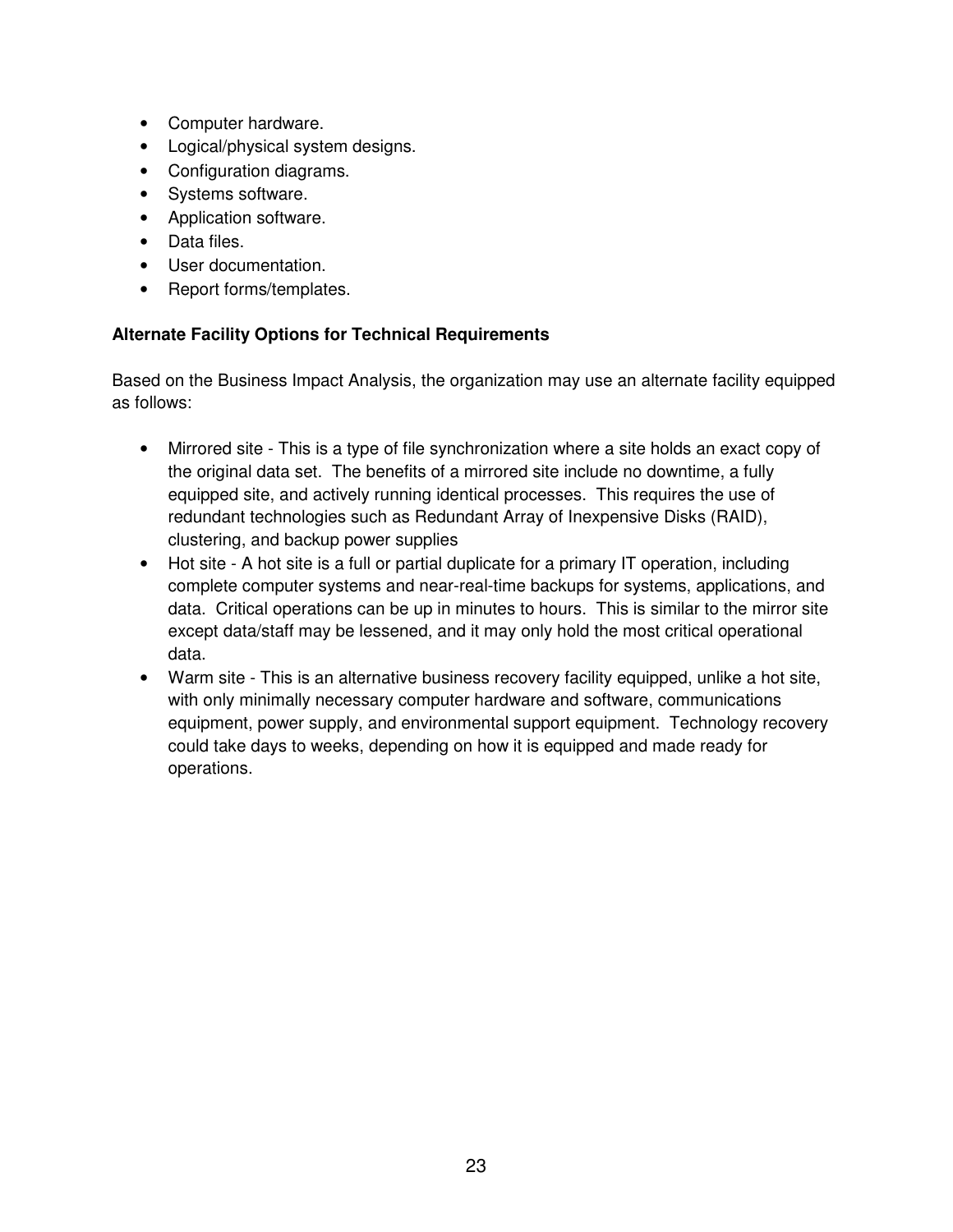- Computer hardware.
- Logical/physical system designs.
- Configuration diagrams.
- Systems software.
- Application software.
- Data files.
- User documentation.
- Report forms/templates.

**Alternate Facility Options for Technical Requirements**

Based on the Business Impact Analysis, the organization may use an alternate facility equipped as follows:

- Mirrored site - This is a type of file synchronization where a site holds an exact copy of the original data set. The benefits of a mirrored site include no downtime, a fully equipped site, and actively running identical processes. This requires the use of redundant technologies such as Redundant Array of Inexpensive Disks (RAID), clustering, and backup power supplies
- Hot site - A hot site is a full or partial duplicate for a primary IT operation, including complete computer systems and near-real-time backups for systems, applications, and data. Critical operations can be up in minutes to hours. This is similar to the mirror site except data/staff may be lessened, and it may only hold the most critical operational data.
- Warm site - This is an alternative business recovery facility equipped, unlike a hot site, with only minimally necessary computer hardware and software, communications equipment, power supply, and environmental support equipment. Technology recovery could take days to weeks, depending on how it is equipped and made ready for operations.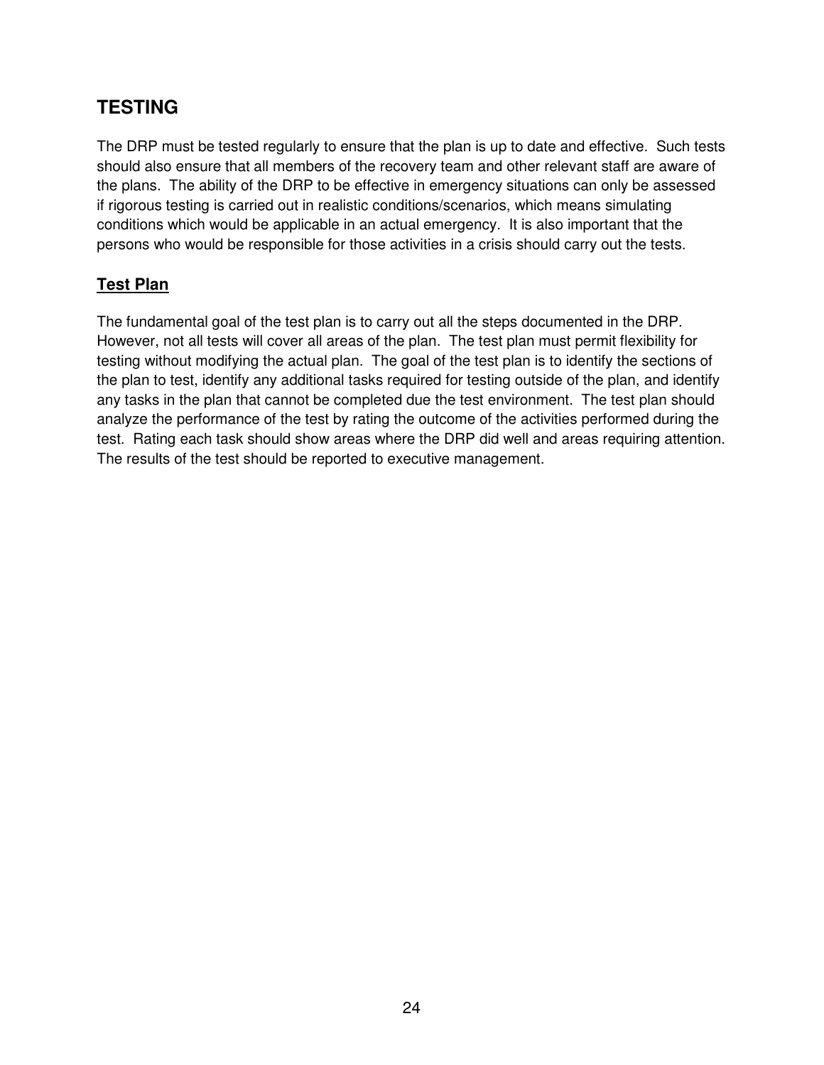## TESTING

The DRP must be tested regularly to ensure that the plan is up to date and effective. Such tests should also ensure that all members of the recovery team and other relevant staff are aware of the plans. The ability of the DRP to be effective in emergency situations can only be assessed if rigorous testing is carried out in realistic conditions/scenarios, which means simulating conditions which would be applicable in an actual emergency. It is also important that the persons who would be responsible for those activities in a crisis should carry out the tests.

### Test Plan

The fundamental goal of the test plan is to carry out all the steps documented in the DRP. However, not all tests will cover all areas of the plan. The test plan must permit flexibility for testing without modifying the actual plan. The goal of the test plan is to identify the sections of the plan to test, identify any additional tasks required for testing outside of the plan, and identify any tasks in the plan that cannot be completed due the test environment. The test plan should analyze the performance of the test by rating the outcome of the activities performed during the test. Rating each task should show areas where the DRP did well and areas requiring attention. The results of the test should be reported to executive management.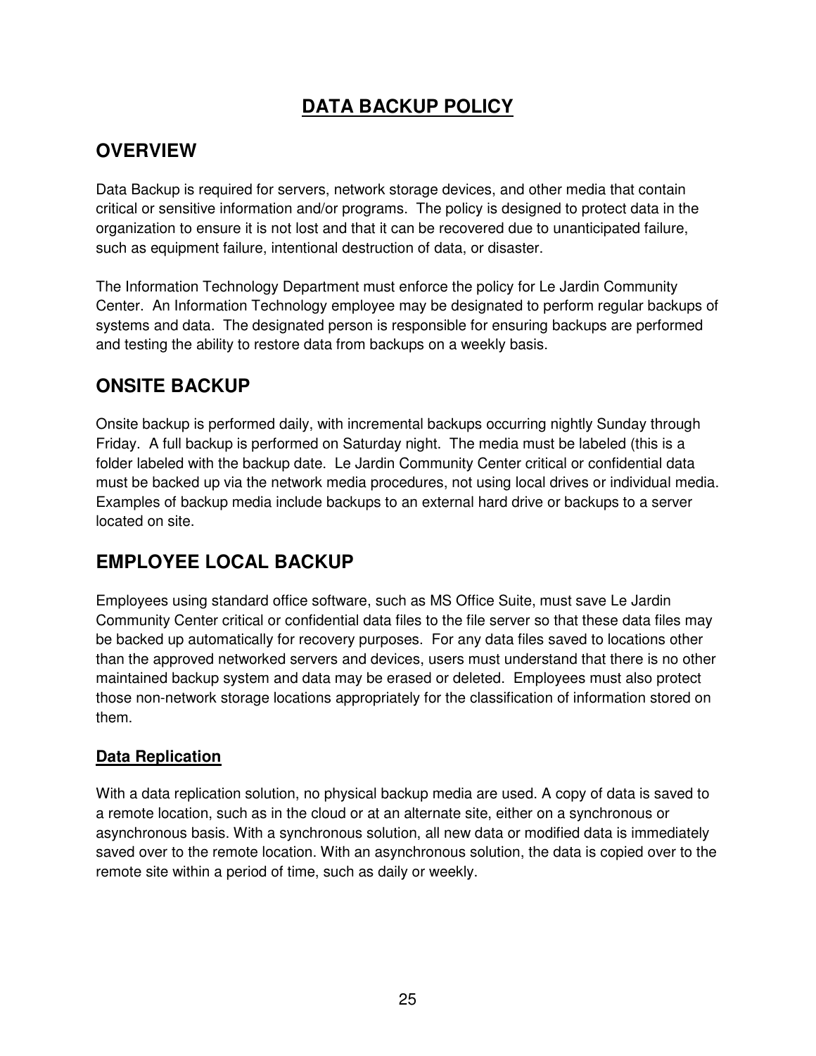# DATA BACKUP POLICY

## OVERVIEW

Data Backup is required for servers, network storage devices, and other media that contain critical or sensitive information and/or programs. The policy is designed to protect data in the organization to ensure it is not lost and that it can be recovered due to unanticipated failure, such as equipment failure, intentional destruction of data, or disaster.

The Information Technology Department must enforce the policy for Le Jardin Community Center. An Information Technology employee may be designated to perform regular backups of systems and data. The designated person is responsible for ensuring backups are performed and testing the ability to restore data from backups on a weekly basis.

## ONSITE BACKUP

Onsite backup is performed daily, with incremental backups occurring nightly Sunday through Friday. A full backup is performed on Saturday night. The media must be labeled (this is a folder labeled with the backup date. Le Jardin Community Center critical or confidential data must be backed up via the network media procedures, not using local drives or individual media. Examples of backup media include backups to an external hard drive or backups to a server located on site.

## EMPLOYEE LOCAL BACKUP

Employees using standard office software, such as MS Office Suite, must save Le Jardin Community Center critical or confidential data files to the file server so that these data files may be backed up automatically for recovery purposes. For any data files saved to locations other than the approved networked servers and devices, users must understand that there is no other maintained backup system and data may be erased or deleted. Employees must also protect those non-network storage locations appropriately for the classification of information stored on them.

### Data Replication

With a data replication solution, no physical backup media are used. A copy of data is saved to a remote location, such as in the cloud or at an alternate site, either on a synchronous or asynchronous basis. With a synchronous solution, all new data or modified data is immediately saved over to the remote location. With an asynchronous solution, the data is copied over to the remote site within a period of time, such as daily or weekly.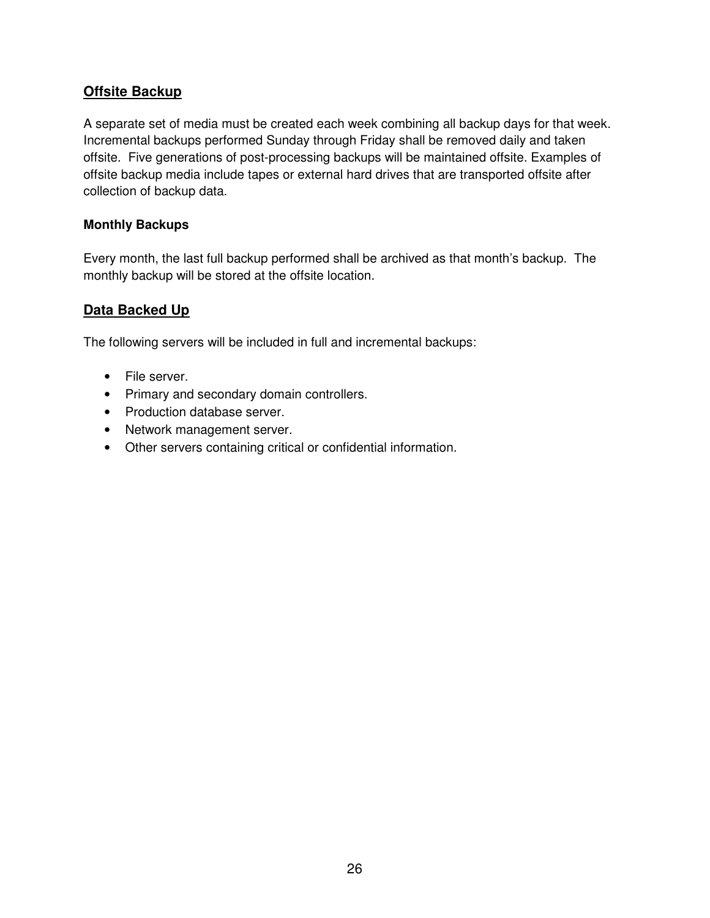## Offsite Backup

A separate set of media must be created each week combining all backup days for that week. Incremental backups performed Sunday through Friday shall be removed daily and taken offsite. Five generations of post-processing backups will be maintained offsite. Examples of offsite backup media include tapes or external hard drives that are transported offsite after collection of backup data.

### Monthly Backups

Every month, the last full backup performed shall be archived as that month's backup. The monthly backup will be stored at the offsite location.

## Data Backed Up

The following servers will be included in full and incremental backups:

- File server.
- Primary and secondary domain controllers.
- Production database server.
- Network management server.
- Other servers containing critical or confidential information.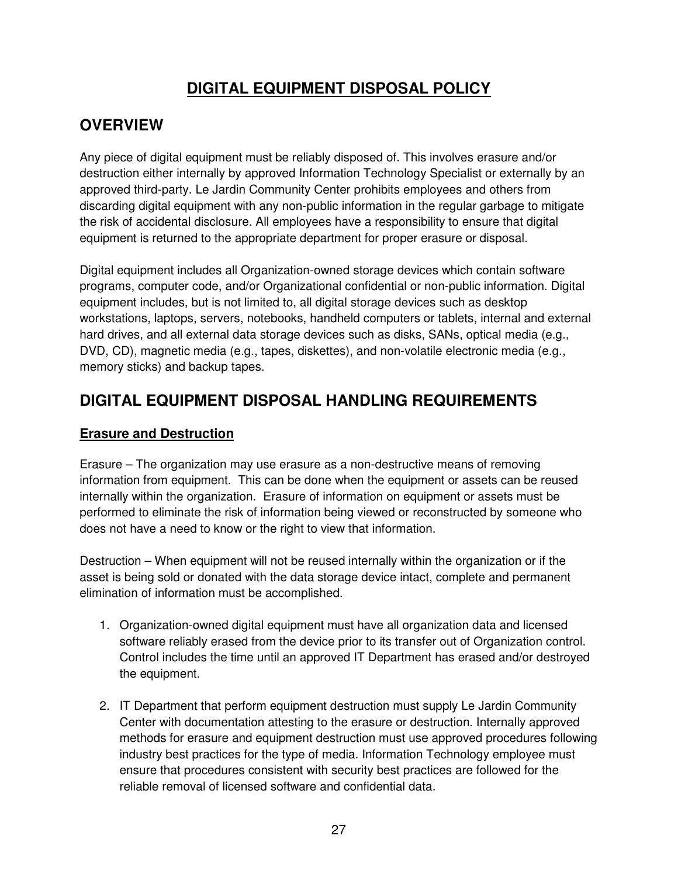# DIGITAL EQUIPMENT DISPOSAL POLICY

## OVERVIEW

Any piece of digital equipment must be reliably disposed of. This involves erasure and/or destruction either internally by approved Information Technology Specialist or externally by an approved third-party. Le Jardin Community Center prohibits employees and others from discarding digital equipment with any non-public information in the regular garbage to mitigate the risk of accidental disclosure. All employees have a responsibility to ensure that digital equipment is returned to the appropriate department for proper erasure or disposal.

Digital equipment includes all Organization-owned storage devices which contain software programs, computer code, and/or Organizational confidential or non-public information. Digital equipment includes, but is not limited to, all digital storage devices such as desktop workstations, laptops, servers, notebooks, handheld computers or tablets, internal and external hard drives, and all external data storage devices such as disks, SANs, optical media (e.g., DVD, CD), magnetic media (e.g., tapes, diskettes), and non-volatile electronic media (e.g., memory sticks) and backup tapes.

## DIGITAL EQUIPMENT DISPOSAL HANDLING REQUIREMENTS

### Erasure and Destruction

Erasure – The organization may use erasure as a non-destructive means of removing information from equipment. This can be done when the equipment or assets can be reused internally within the organization. Erasure of information on equipment or assets must be performed to eliminate the risk of information being viewed or reconstructed by someone who does not have a need to know or the right to view that information.

Destruction – When equipment will not be reused internally within the organization or if the asset is being sold or donated with the data storage device intact, complete and permanent elimination of information must be accomplished.

1. Organization-owned digital equipment must have all organization data and licensed software reliably erased from the device prior to its transfer out of Organization control. Control includes the time until an approved IT Department has erased and/or destroyed the equipment.

2. IT Department that perform equipment destruction must supply Le Jardin Community Center with documentation attesting to the erasure or destruction. Internally approved methods for erasure and equipment destruction must use approved procedures following industry best practices for the type of media. Information Technology employee must ensure that procedures consistent with security best practices are followed for the reliable removal of licensed software and confidential data.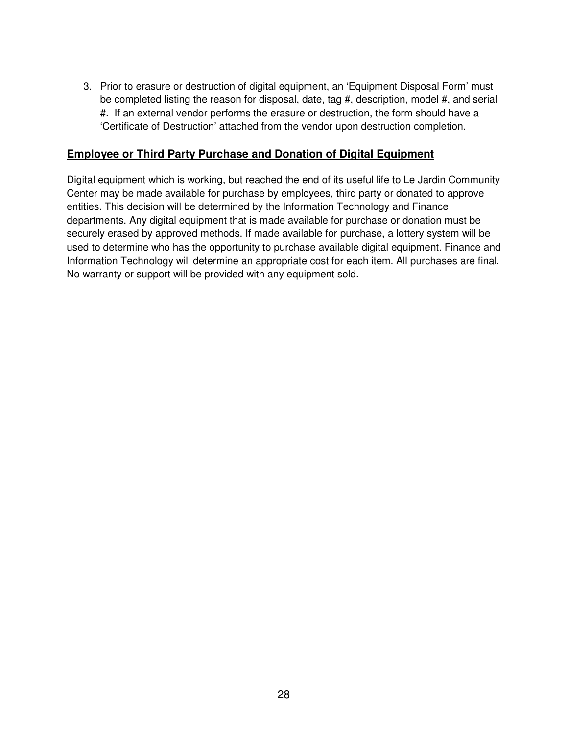3. Prior to erasure or destruction of digital equipment, an 'Equipment Disposal Form' must be completed listing the reason for disposal, date, tag #, description, model #, and serial #. If an external vendor performs the erasure or destruction, the form should have a 'Certificate of Destruction' attached from the vendor upon destruction completion.

## **Employee or Third Party Purchase and Donation of Digital Equipment**

Digital equipment which is working, but reached the end of its useful life to Le Jardin Community Center may be made available for purchase by employees, third party or donated to approve entities. This decision will be determined by the Information Technology and Finance departments. Any digital equipment that is made available for purchase or donation must be securely erased by approved methods. If made available for purchase, a lottery system will be used to determine who has the opportunity to purchase available digital equipment. Finance and Information Technology will determine an appropriate cost for each item. All purchases are final. No warranty or support will be provided with any equipment sold.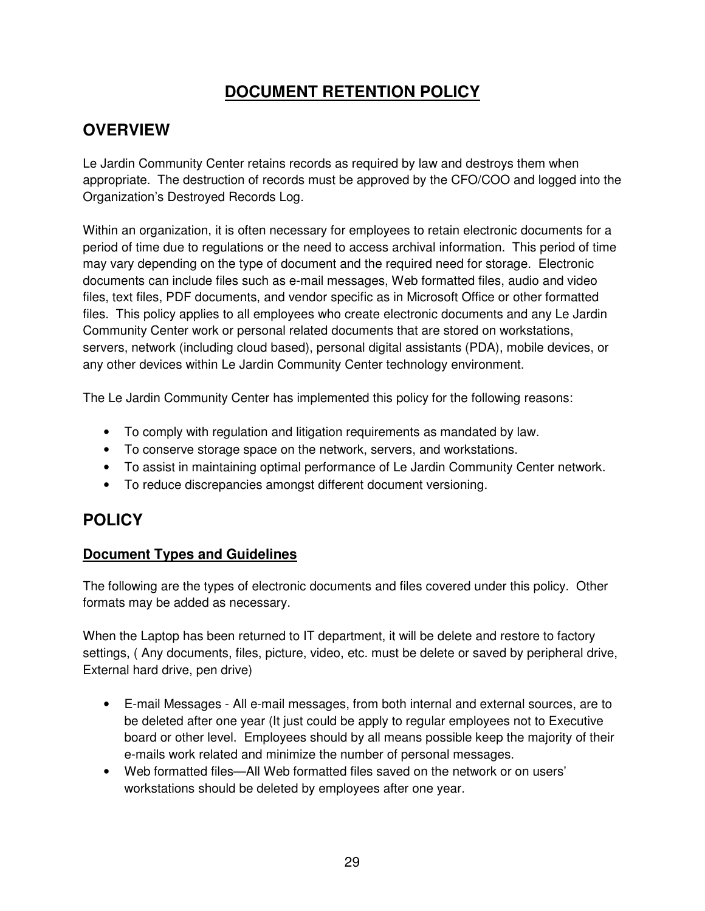# DOCUMENT RETENTION POLICY

## OVERVIEW

Le Jardin Community Center retains records as required by law and destroys them when appropriate. The destruction of records must be approved by the CFO/COO and logged into the Organization's Destroyed Records Log.

Within an organization, it is often necessary for employees to retain electronic documents for a period of time due to regulations or the need to access archival information. This period of time may vary depending on the type of document and the required need for storage. Electronic documents can include files such as e-mail messages, Web formatted files, audio and video files, text files, PDF documents, and vendor specific as in Microsoft Office or other formatted files. This policy applies to all employees who create electronic documents and any Le Jardin Community Center work or personal related documents that are stored on workstations, servers, network (including cloud based), personal digital assistants (PDA), mobile devices, or any other devices within Le Jardin Community Center technology environment.

The Le Jardin Community Center has implemented this policy for the following reasons:

- To comply with regulation and litigation requirements as mandated by law.
- To conserve storage space on the network, servers, and workstations.
- To assist in maintaining optimal performance of Le Jardin Community Center network.
- To reduce discrepancies amongst different document versioning.

## POLICY

### Document Types and Guidelines

The following are the types of electronic documents and files covered under this policy. Other formats may be added as necessary.

When the Laptop has been returned to IT department, it will be delete and restore to factory settings, ( Any documents, files, picture, video, etc. must be delete or saved by peripheral drive, External hard drive, pen drive)

- E-mail Messages - All e-mail messages, from both internal and external sources, are to be deleted after one year (It just could be apply to regular employees not to Executive board or other level. Employees should by all means possible keep the majority of their e-mails work related and minimize the number of personal messages.
- Web formatted files—All Web formatted files saved on the network or on users' workstations should be deleted by employees after one year.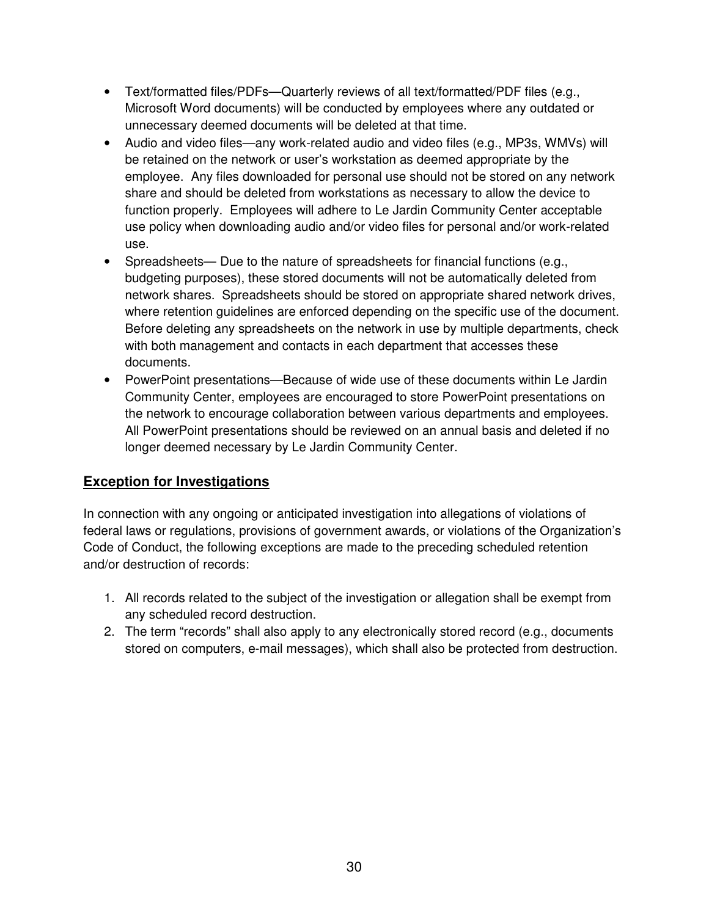- Text/formatted files/PDFs—Quarterly reviews of all text/formatted/PDF files (e.g., Microsoft Word documents) will be conducted by employees where any outdated or unnecessary deemed documents will be deleted at that time.
- Audio and video files—any work-related audio and video files (e.g., MP3s, WMVs) will be retained on the network or user's workstation as deemed appropriate by the employee. Any files downloaded for personal use should not be stored on any network share and should be deleted from workstations as necessary to allow the device to function properly. Employees will adhere to Le Jardin Community Center acceptable use policy when downloading audio and/or video files for personal and/or work-related use.
- Spreadsheets— Due to the nature of spreadsheets for financial functions (e.g., budgeting purposes), these stored documents will not be automatically deleted from network shares. Spreadsheets should be stored on appropriate shared network drives, where retention guidelines are enforced depending on the specific use of the document. Before deleting any spreadsheets on the network in use by multiple departments, check with both management and contacts in each department that accesses these documents.
- PowerPoint presentations—Because of wide use of these documents within Le Jardin Community Center, employees are encouraged to store PowerPoint presentations on the network to encourage collaboration between various departments and employees. All PowerPoint presentations should be reviewed on an annual basis and deleted if no longer deemed necessary by Le Jardin Community Center.

## Exception for Investigations

In connection with any ongoing or anticipated investigation into allegations of violations of federal laws or regulations, provisions of government awards, or violations of the Organization's Code of Conduct, the following exceptions are made to the preceding scheduled retention and/or destruction of records:

1. All records related to the subject of the investigation or allegation shall be exempt from any scheduled record destruction.
2. The term "records" shall also apply to any electronically stored record (e.g., documents stored on computers, e-mail messages), which shall also be protected from destruction.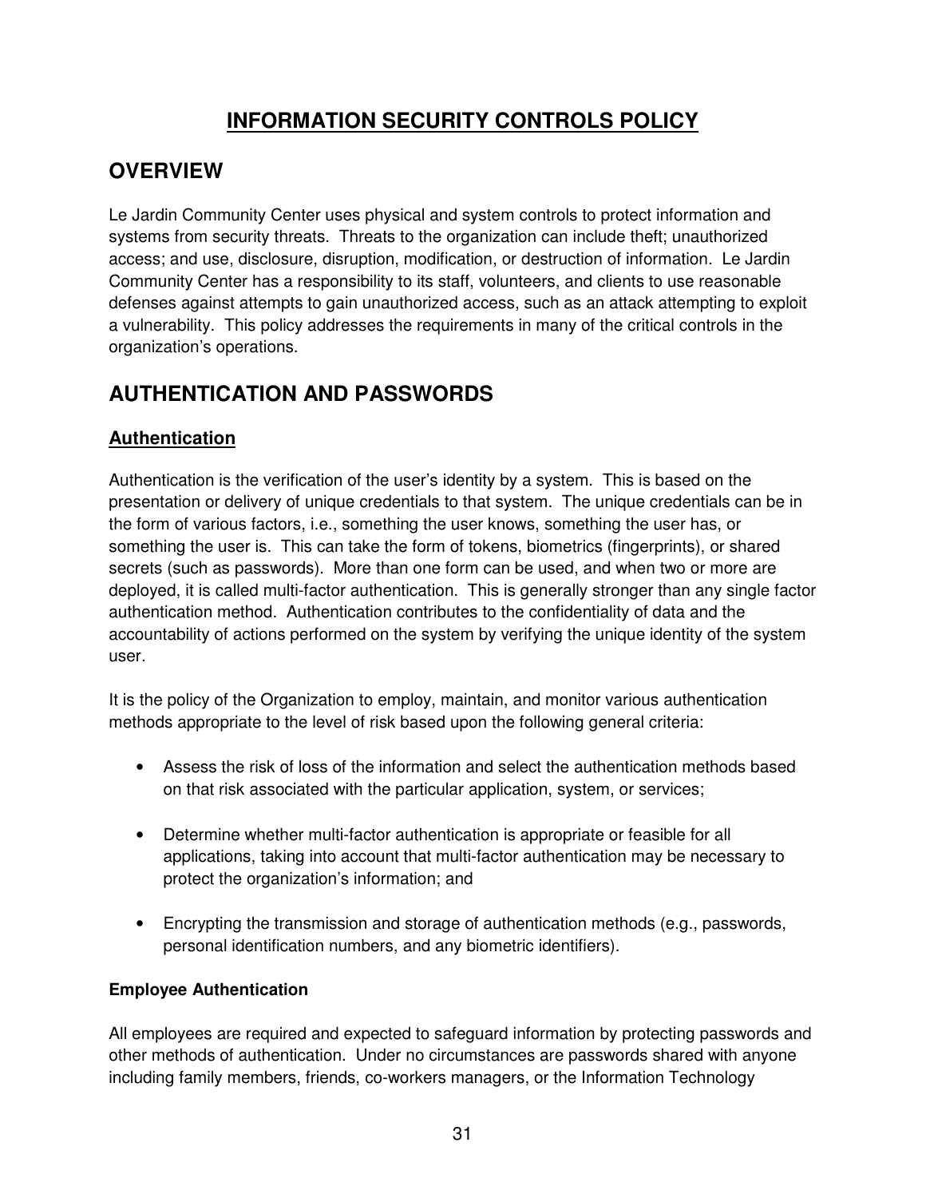# INFORMATION SECURITY CONTROLS POLICY

## OVERVIEW

Le Jardin Community Center uses physical and system controls to protect information and systems from security threats. Threats to the organization can include theft; unauthorized access; and use, disclosure, disruption, modification, or destruction of information. Le Jardin Community Center has a responsibility to its staff, volunteers, and clients to use reasonable defenses against attempts to gain unauthorized access, such as an attack attempting to exploit a vulnerability. This policy addresses the requirements in many of the critical controls in the organization's operations.

## AUTHENTICATION AND PASSWORDS

### Authentication

Authentication is the verification of the user's identity by a system. This is based on the presentation or delivery of unique credentials to that system. The unique credentials can be in the form of various factors, i.e., something the user knows, something the user has, or something the user is. This can take the form of tokens, biometrics (fingerprints), or shared secrets (such as passwords). More than one form can be used, and when two or more are deployed, it is called multi-factor authentication. This is generally stronger than any single factor authentication method. Authentication contributes to the confidentiality of data and the accountability of actions performed on the system by verifying the unique identity of the system user.

It is the policy of the Organization to employ, maintain, and monitor various authentication methods appropriate to the level of risk based upon the following general criteria:

- Assess the risk of loss of the information and select the authentication methods based on that risk associated with the particular application, system, or services;
- Determine whether multi-factor authentication is appropriate or feasible for all applications, taking into account that multi-factor authentication may be necessary to protect the organization's information; and
- Encrypting the transmission and storage of authentication methods (e.g., passwords, personal identification numbers, and any biometric identifiers).

#### Employee Authentication

All employees are required and expected to safeguard information by protecting passwords and other methods of authentication. Under no circumstances are passwords shared with anyone including family members, friends, co-workers managers, or the Information Technology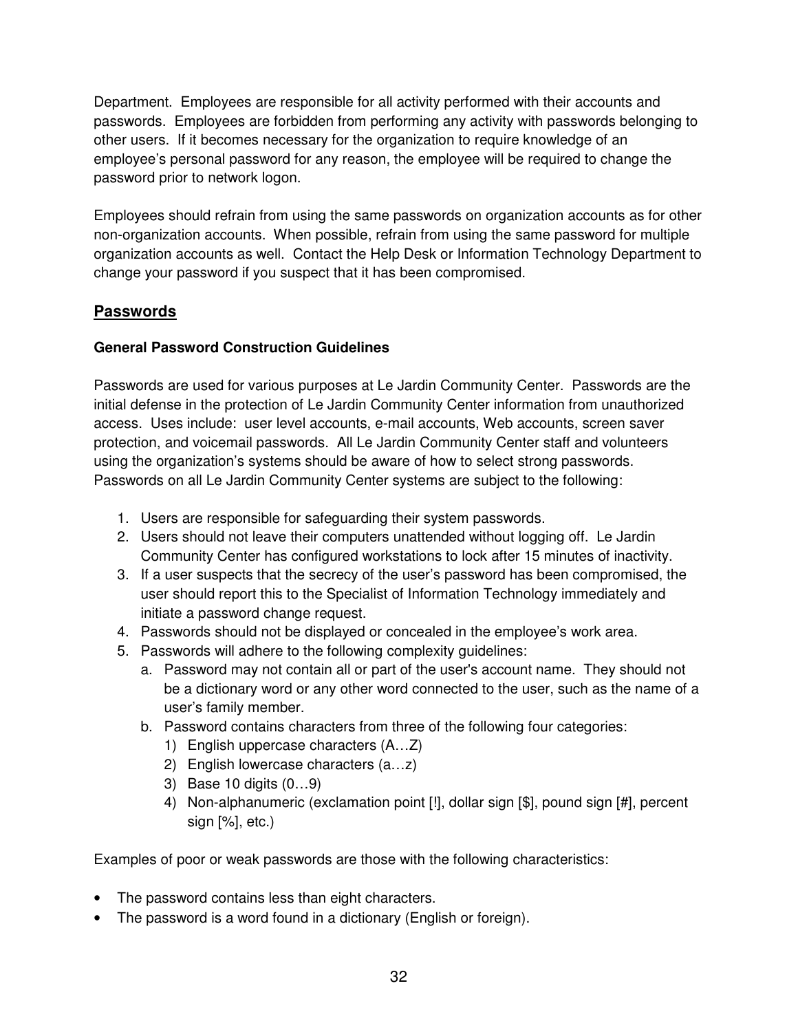Department. Employees are responsible for all activity performed with their accounts and passwords. Employees are forbidden from performing any activity with passwords belonging to other users. If it becomes necessary for the organization to require knowledge of an employee's personal password for any reason, the employee will be required to change the password prior to network logon.

Employees should refrain from using the same passwords on organization accounts as for other non-organization accounts. When possible, refrain from using the same password for multiple organization accounts as well. Contact the Help Desk or Information Technology Department to change your password if you suspect that it has been compromised.

## Passwords

### General Password Construction Guidelines

Passwords are used for various purposes at Le Jardin Community Center. Passwords are the initial defense in the protection of Le Jardin Community Center information from unauthorized access. Uses include: user level accounts, e-mail accounts, Web accounts, screen saver protection, and voicemail passwords. All Le Jardin Community Center staff and volunteers using the organization's systems should be aware of how to select strong passwords. Passwords on all Le Jardin Community Center systems are subject to the following:

1. Users are responsible for safeguarding their system passwords.
2. Users should not leave their computers unattended without logging off. Le Jardin Community Center has configured workstations to lock after 15 minutes of inactivity.
3. If a user suspects that the secrecy of the user's password has been compromised, the user should report this to the Specialist of Information Technology immediately and initiate a password change request.
4. Passwords should not be displayed or concealed in the employee's work area.
5. Passwords will adhere to the following complexity guidelines:
   a. Password may not contain all or part of the user's account name. They should not be a dictionary word or any other word connected to the user, such as the name of a user's family member.
   b. Password contains characters from three of the following four categories:
      1) English uppercase characters (A…Z)
      2) English lowercase characters (a…z)
      3) Base 10 digits (0…9)
      4) Non-alphanumeric (exclamation point [!], dollar sign [$], pound sign [#], percent sign [%], etc.)

Examples of poor or weak passwords are those with the following characteristics:

- The password contains less than eight characters.
- The password is a word found in a dictionary (English or foreign).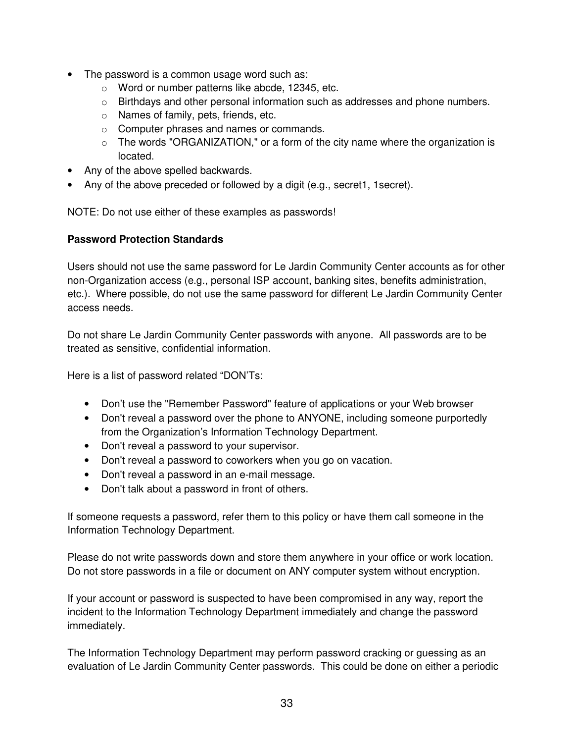- The password is a common usage word such as:
  - Word or number patterns like abcde, 12345, etc.
  - Birthdays and other personal information such as addresses and phone numbers.
  - Names of family, pets, friends, etc.
  - Computer phrases and names or commands.
  - The words "ORGANIZATION," or a form of the city name where the organization is located.
- Any of the above spelled backwards.
- Any of the above preceded or followed by a digit (e.g., secret1, 1secret).

NOTE: Do not use either of these examples as passwords!

**Password Protection Standards**

Users should not use the same password for Le Jardin Community Center accounts as for other non-Organization access (e.g., personal ISP account, banking sites, benefits administration, etc.). Where possible, do not use the same password for different Le Jardin Community Center access needs.

Do not share Le Jardin Community Center passwords with anyone. All passwords are to be treated as sensitive, confidential information.

Here is a list of password related "DON'Ts:

- Don't use the "Remember Password" feature of applications or your Web browser
- Don't reveal a password over the phone to ANYONE, including someone purportedly from the Organization's Information Technology Department.
- Don't reveal a password to your supervisor.
- Don't reveal a password to coworkers when you go on vacation.
- Don't reveal a password in an e-mail message.
- Don't talk about a password in front of others.

If someone requests a password, refer them to this policy or have them call someone in the Information Technology Department.

Please do not write passwords down and store them anywhere in your office or work location. Do not store passwords in a file or document on ANY computer system without encryption.

If your account or password is suspected to have been compromised in any way, report the incident to the Information Technology Department immediately and change the password immediately.

The Information Technology Department may perform password cracking or guessing as an evaluation of Le Jardin Community Center passwords. This could be done on either a periodic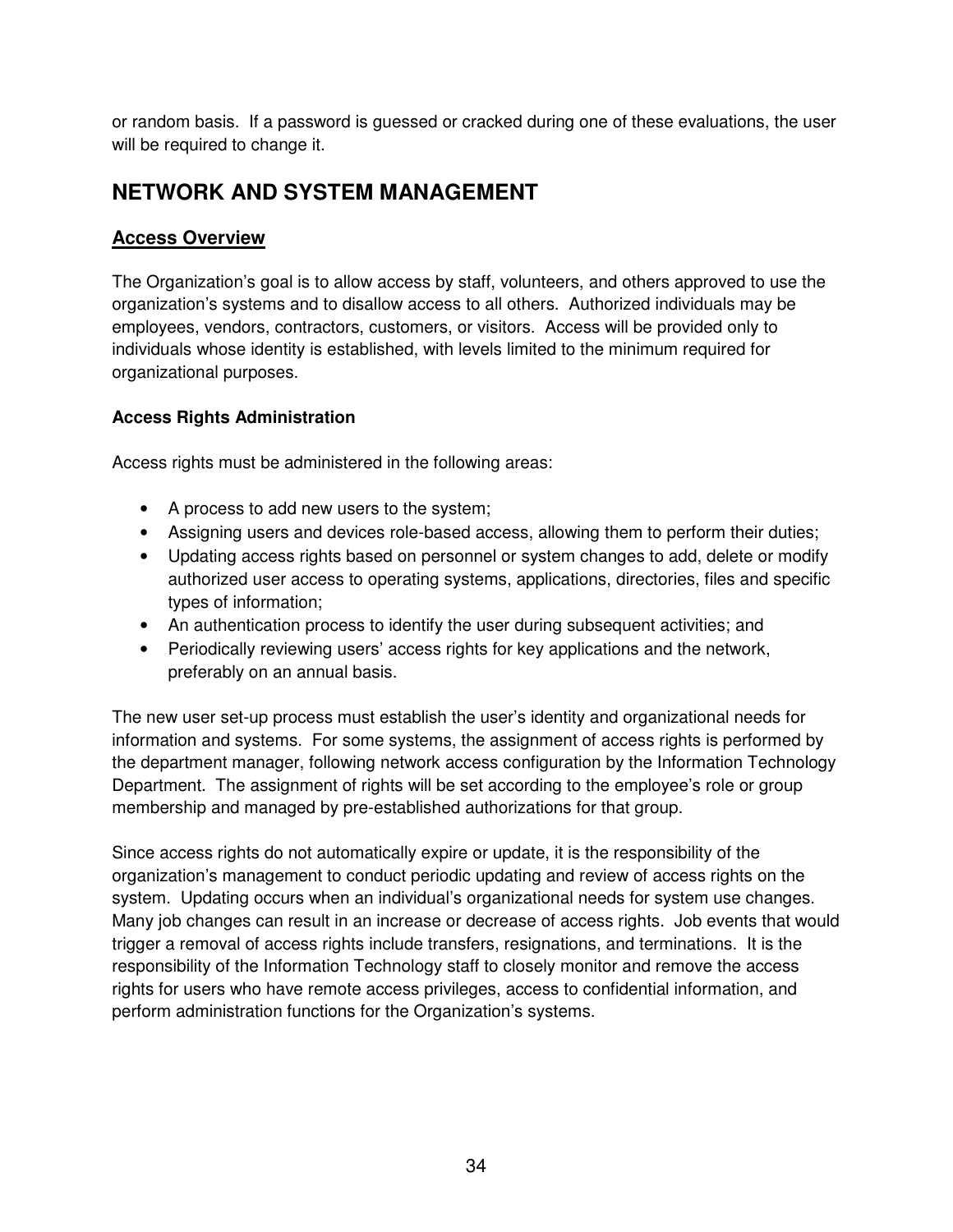or random basis. If a password is guessed or cracked during one of these evaluations, the user will be required to change it.

# NETWORK AND SYSTEM MANAGEMENT

## Access Overview

The Organization's goal is to allow access by staff, volunteers, and others approved to use the organization's systems and to disallow access to all others. Authorized individuals may be employees, vendors, contractors, customers, or visitors. Access will be provided only to individuals whose identity is established, with levels limited to the minimum required for organizational purposes.

### Access Rights Administration

Access rights must be administered in the following areas:

- A process to add new users to the system;
- Assigning users and devices role-based access, allowing them to perform their duties;
- Updating access rights based on personnel or system changes to add, delete or modify authorized user access to operating systems, applications, directories, files and specific types of information;
- An authentication process to identify the user during subsequent activities; and
- Periodically reviewing users' access rights for key applications and the network, preferably on an annual basis.

The new user set-up process must establish the user's identity and organizational needs for information and systems. For some systems, the assignment of access rights is performed by the department manager, following network access configuration by the Information Technology Department. The assignment of rights will be set according to the employee's role or group membership and managed by pre-established authorizations for that group.

Since access rights do not automatically expire or update, it is the responsibility of the organization's management to conduct periodic updating and review of access rights on the system. Updating occurs when an individual's organizational needs for system use changes. Many job changes can result in an increase or decrease of access rights. Job events that would trigger a removal of access rights include transfers, resignations, and terminations. It is the responsibility of the Information Technology staff to closely monitor and remove the access rights for users who have remote access privileges, access to confidential information, and perform administration functions for the Organization's systems.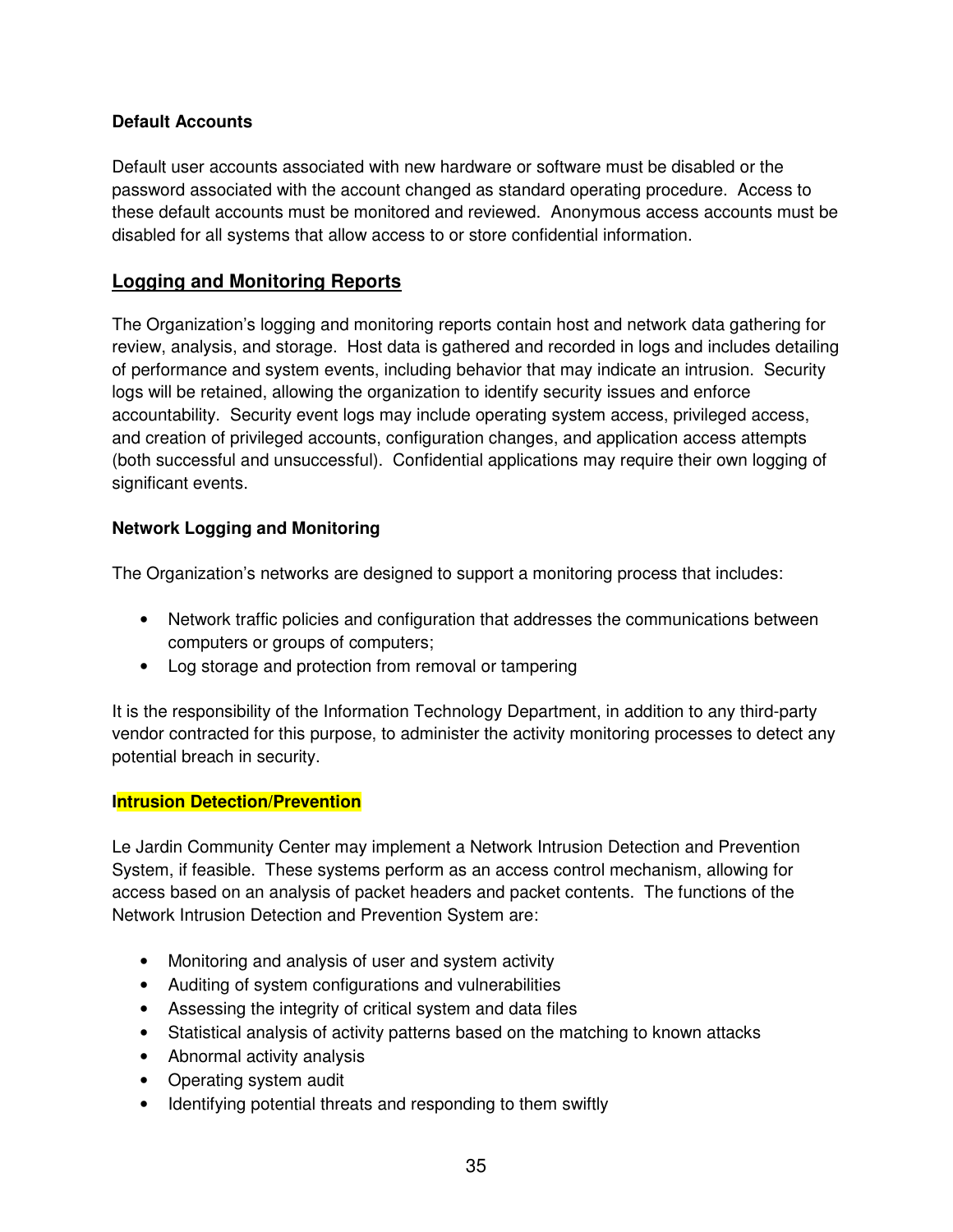### Default Accounts

Default user accounts associated with new hardware or software must be disabled or the password associated with the account changed as standard operating procedure. Access to these default accounts must be monitored and reviewed. Anonymous access accounts must be disabled for all systems that allow access to or store confidential information.

## Logging and Monitoring Reports

The Organization's logging and monitoring reports contain host and network data gathering for review, analysis, and storage. Host data is gathered and recorded in logs and includes detailing of performance and system events, including behavior that may indicate an intrusion. Security logs will be retained, allowing the organization to identify security issues and enforce accountability. Security event logs may include operating system access, privileged access, and creation of privileged accounts, configuration changes, and application access attempts (both successful and unsuccessful). Confidential applications may require their own logging of significant events.

### Network Logging and Monitoring

The Organization's networks are designed to support a monitoring process that includes:

- Network traffic policies and configuration that addresses the communications between computers or groups of computers;
- Log storage and protection from removal or tampering

It is the responsibility of the Information Technology Department, in addition to any third-party vendor contracted for this purpose, to administer the activity monitoring processes to detect any potential breach in security.

### Intrusion Detection/Prevention

Le Jardin Community Center may implement a Network Intrusion Detection and Prevention System, if feasible. These systems perform as an access control mechanism, allowing for access based on an analysis of packet headers and packet contents. The functions of the Network Intrusion Detection and Prevention System are:

- Monitoring and analysis of user and system activity
- Auditing of system configurations and vulnerabilities
- Assessing the integrity of critical system and data files
- Statistical analysis of activity patterns based on the matching to known attacks
- Abnormal activity analysis
- Operating system audit
- Identifying potential threats and responding to them swiftly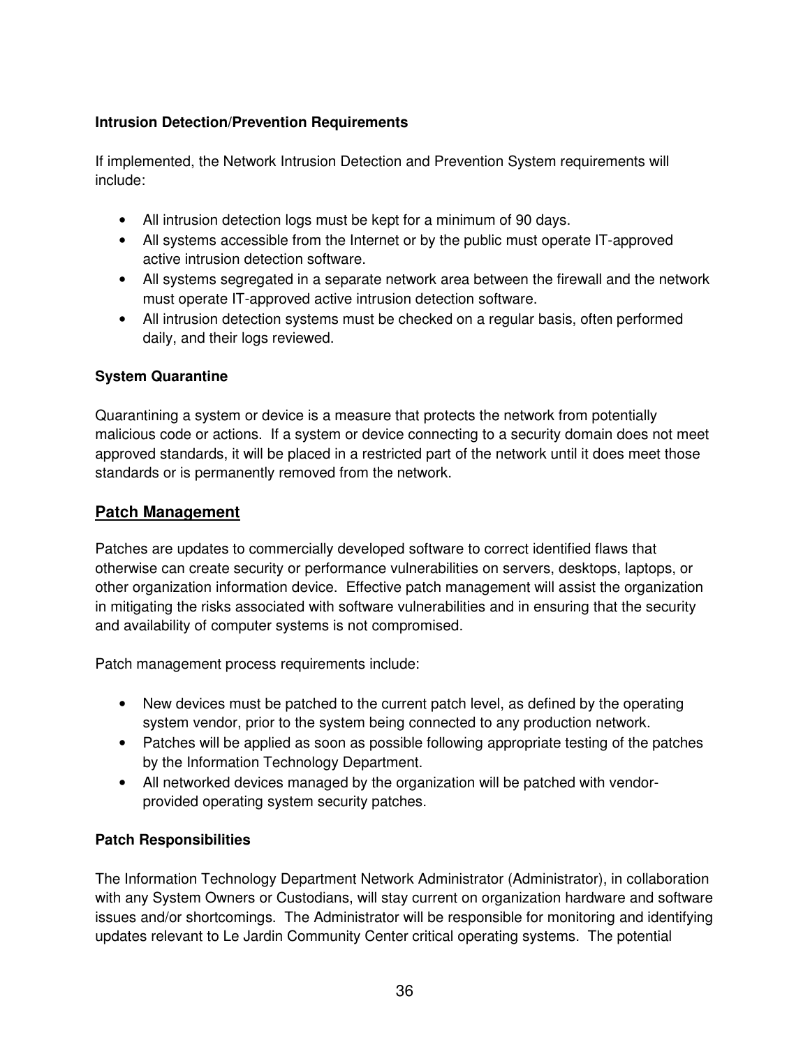### Intrusion Detection/Prevention Requirements

If implemented, the Network Intrusion Detection and Prevention System requirements will include:

- All intrusion detection logs must be kept for a minimum of 90 days.
- All systems accessible from the Internet or by the public must operate IT-approved active intrusion detection software.
- All systems segregated in a separate network area between the firewall and the network must operate IT-approved active intrusion detection software.
- All intrusion detection systems must be checked on a regular basis, often performed daily, and their logs reviewed.

### System Quarantine

Quarantining a system or device is a measure that protects the network from potentially malicious code or actions. If a system or device connecting to a security domain does not meet approved standards, it will be placed in a restricted part of the network until it does meet those standards or is permanently removed from the network.

## Patch Management

Patches are updates to commercially developed software to correct identified flaws that otherwise can create security or performance vulnerabilities on servers, desktops, laptops, or other organization information device. Effective patch management will assist the organization in mitigating the risks associated with software vulnerabilities and in ensuring that the security and availability of computer systems is not compromised.

Patch management process requirements include:

- New devices must be patched to the current patch level, as defined by the operating system vendor, prior to the system being connected to any production network.
- Patches will be applied as soon as possible following appropriate testing of the patches by the Information Technology Department.
- All networked devices managed by the organization will be patched with vendor-provided operating system security patches.

### Patch Responsibilities

The Information Technology Department Network Administrator (Administrator), in collaboration with any System Owners or Custodians, will stay current on organization hardware and software issues and/or shortcomings. The Administrator will be responsible for monitoring and identifying updates relevant to Le Jardin Community Center critical operating systems. The potential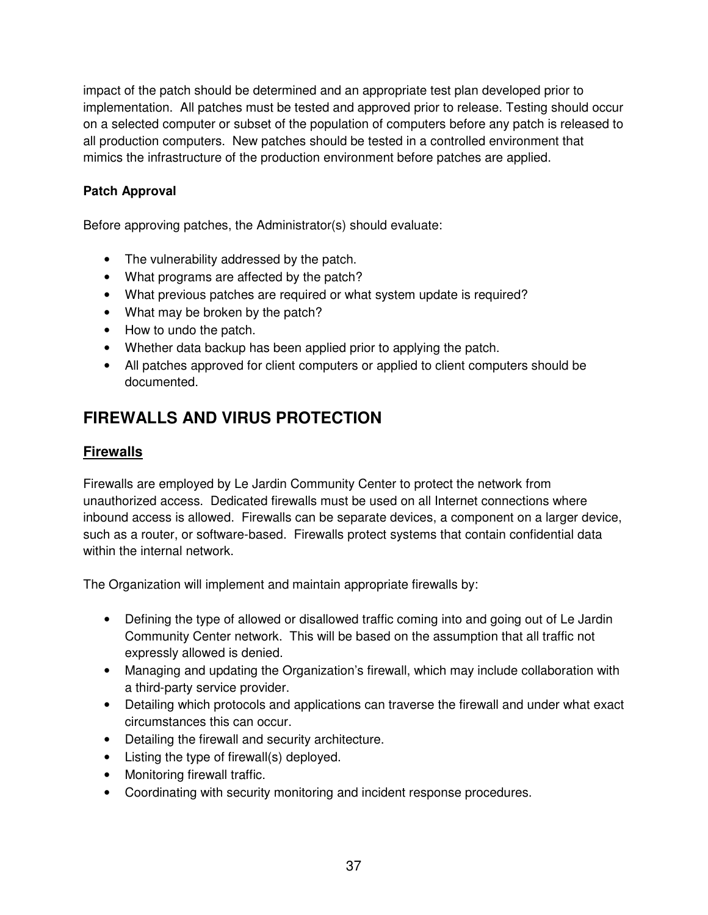impact of the patch should be determined and an appropriate test plan developed prior to implementation. All patches must be tested and approved prior to release. Testing should occur on a selected computer or subset of the population of computers before any patch is released to all production computers. New patches should be tested in a controlled environment that mimics the infrastructure of the production environment before patches are applied.

**Patch Approval**

Before approving patches, the Administrator(s) should evaluate:

- The vulnerability addressed by the patch.
- What programs are affected by the patch?
- What previous patches are required or what system update is required?
- What may be broken by the patch?
- How to undo the patch.
- Whether data backup has been applied prior to applying the patch.
- All patches approved for client computers or applied to client computers should be documented.

## FIREWALLS AND VIRUS PROTECTION

### Firewalls

Firewalls are employed by Le Jardin Community Center to protect the network from unauthorized access. Dedicated firewalls must be used on all Internet connections where inbound access is allowed. Firewalls can be separate devices, a component on a larger device, such as a router, or software-based. Firewalls protect systems that contain confidential data within the internal network.

The Organization will implement and maintain appropriate firewalls by:

- Defining the type of allowed or disallowed traffic coming into and going out of Le Jardin Community Center network. This will be based on the assumption that all traffic not expressly allowed is denied.
- Managing and updating the Organization's firewall, which may include collaboration with a third-party service provider.
- Detailing which protocols and applications can traverse the firewall and under what exact circumstances this can occur.
- Detailing the firewall and security architecture.
- Listing the type of firewall(s) deployed.
- Monitoring firewall traffic.
- Coordinating with security monitoring and incident response procedures.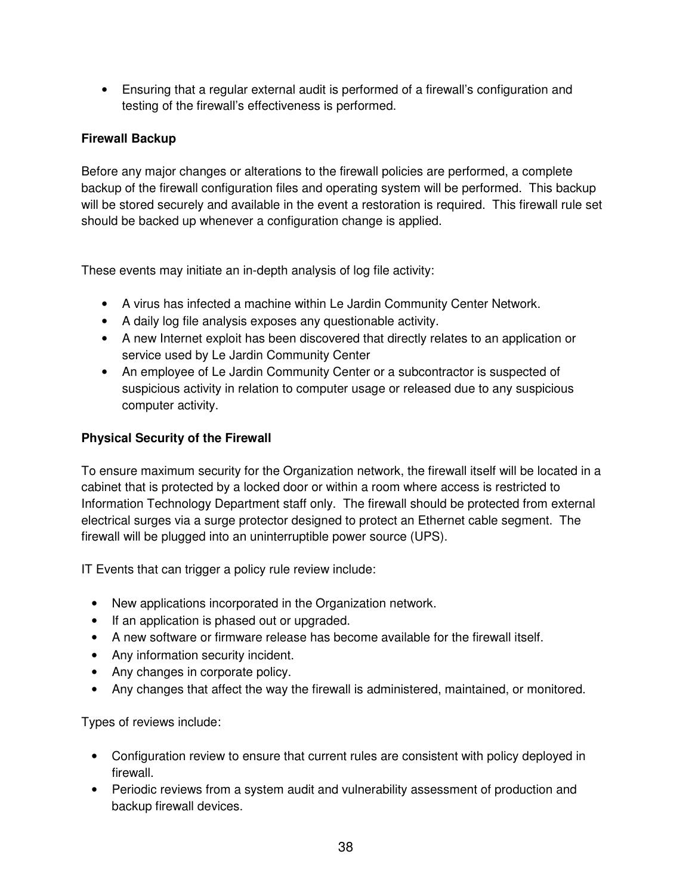- Ensuring that a regular external audit is performed of a firewall's configuration and testing of the firewall's effectiveness is performed.

**Firewall Backup**

Before any major changes or alterations to the firewall policies are performed, a complete backup of the firewall configuration files and operating system will be performed. This backup will be stored securely and available in the event a restoration is required. This firewall rule set should be backed up whenever a configuration change is applied.

These events may initiate an in-depth analysis of log file activity:

- A virus has infected a machine within Le Jardin Community Center Network.
- A daily log file analysis exposes any questionable activity.
- A new Internet exploit has been discovered that directly relates to an application or service used by Le Jardin Community Center
- An employee of Le Jardin Community Center or a subcontractor is suspected of suspicious activity in relation to computer usage or released due to any suspicious computer activity.

**Physical Security of the Firewall**

To ensure maximum security for the Organization network, the firewall itself will be located in a cabinet that is protected by a locked door or within a room where access is restricted to Information Technology Department staff only. The firewall should be protected from external electrical surges via a surge protector designed to protect an Ethernet cable segment. The firewall will be plugged into an uninterruptible power source (UPS).

IT Events that can trigger a policy rule review include:

- New applications incorporated in the Organization network.
- If an application is phased out or upgraded.
- A new software or firmware release has become available for the firewall itself.
- Any information security incident.
- Any changes in corporate policy.
- Any changes that affect the way the firewall is administered, maintained, or monitored.

Types of reviews include:

- Configuration review to ensure that current rules are consistent with policy deployed in firewall.
- Periodic reviews from a system audit and vulnerability assessment of production and backup firewall devices.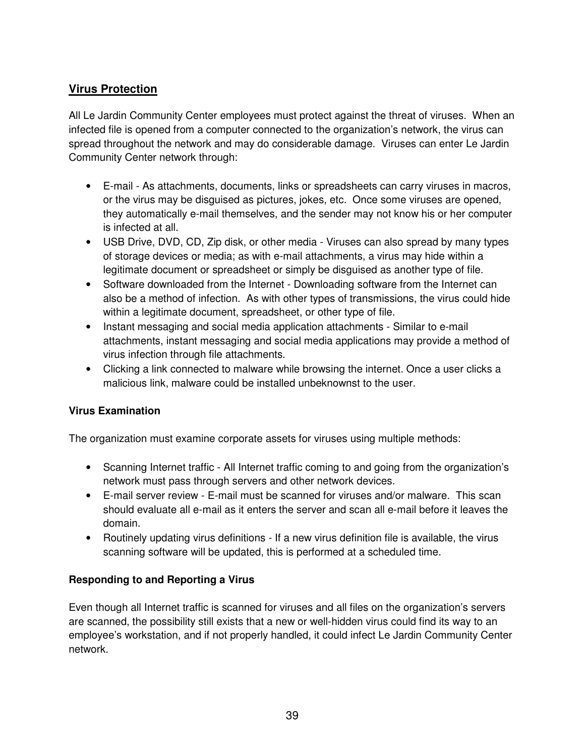## Virus Protection

All Le Jardin Community Center employees must protect against the threat of viruses. When an infected file is opened from a computer connected to the organization's network, the virus can spread throughout the network and may do considerable damage. Viruses can enter Le Jardin Community Center network through:

- E-mail - As attachments, documents, links or spreadsheets can carry viruses in macros, or the virus may be disguised as pictures, jokes, etc. Once some viruses are opened, they automatically e-mail themselves, and the sender may not know his or her computer is infected at all.
- USB Drive, DVD, CD, Zip disk, or other media - Viruses can also spread by many types of storage devices or media; as with e-mail attachments, a virus may hide within a legitimate document or spreadsheet or simply be disguised as another type of file.
- Software downloaded from the Internet - Downloading software from the Internet can also be a method of infection. As with other types of transmissions, the virus could hide within a legitimate document, spreadsheet, or other type of file.
- Instant messaging and social media application attachments - Similar to e-mail attachments, instant messaging and social media applications may provide a method of virus infection through file attachments.
- Clicking a link connected to malware while browsing the internet. Once a user clicks a malicious link, malware could be installed unbeknownst to the user.

### Virus Examination

The organization must examine corporate assets for viruses using multiple methods:

- Scanning Internet traffic - All Internet traffic coming to and going from the organization's network must pass through servers and other network devices.
- E-mail server review - E-mail must be scanned for viruses and/or malware. This scan should evaluate all e-mail as it enters the server and scan all e-mail before it leaves the domain.
- Routinely updating virus definitions - If a new virus definition file is available, the virus scanning software will be updated, this is performed at a scheduled time.

### Responding to and Reporting a Virus

Even though all Internet traffic is scanned for viruses and all files on the organization's servers are scanned, the possibility still exists that a new or well-hidden virus could find its way to an employee's workstation, and if not properly handled, it could infect Le Jardin Community Center network.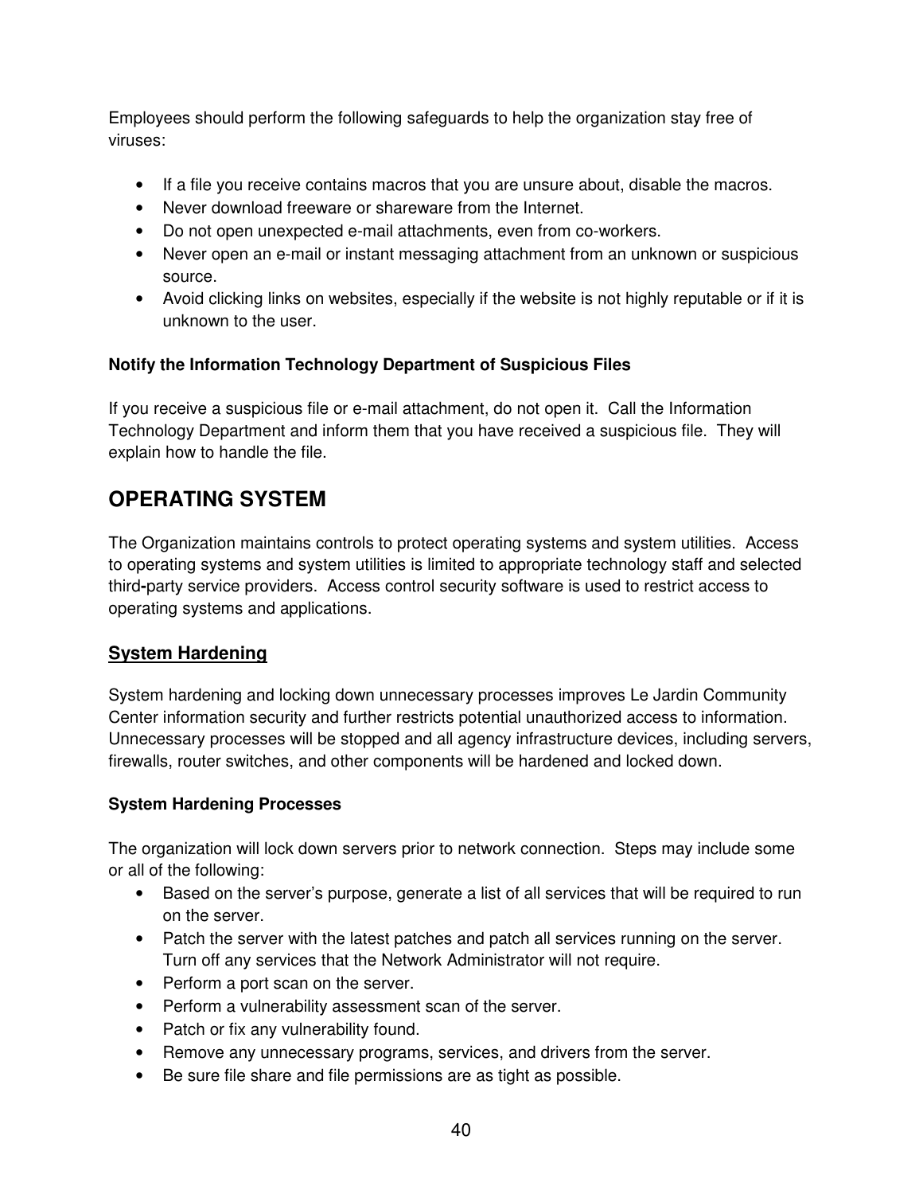Employees should perform the following safeguards to help the organization stay free of viruses:

- If a file you receive contains macros that you are unsure about, disable the macros.
- Never download freeware or shareware from the Internet.
- Do not open unexpected e-mail attachments, even from co-workers.
- Never open an e-mail or instant messaging attachment from an unknown or suspicious source.
- Avoid clicking links on websites, especially if the website is not highly reputable or if it is unknown to the user.

**Notify the Information Technology Department of Suspicious Files**

If you receive a suspicious file or e-mail attachment, do not open it. Call the Information Technology Department and inform them that you have received a suspicious file. They will explain how to handle the file.

## OPERATING SYSTEM

The Organization maintains controls to protect operating systems and system utilities. Access to operating systems and system utilities is limited to appropriate technology staff and selected third-party service providers. Access control security software is used to restrict access to operating systems and applications.

### System Hardening

System hardening and locking down unnecessary processes improves Le Jardin Community Center information security and further restricts potential unauthorized access to information. Unnecessary processes will be stopped and all agency infrastructure devices, including servers, firewalls, router switches, and other components will be hardened and locked down.

**System Hardening Processes**

The organization will lock down servers prior to network connection. Steps may include some or all of the following:

- Based on the server's purpose, generate a list of all services that will be required to run on the server.
- Patch the server with the latest patches and patch all services running on the server. Turn off any services that the Network Administrator will not require.
- Perform a port scan on the server.
- Perform a vulnerability assessment scan of the server.
- Patch or fix any vulnerability found.
- Remove any unnecessary programs, services, and drivers from the server.
- Be sure file share and file permissions are as tight as possible.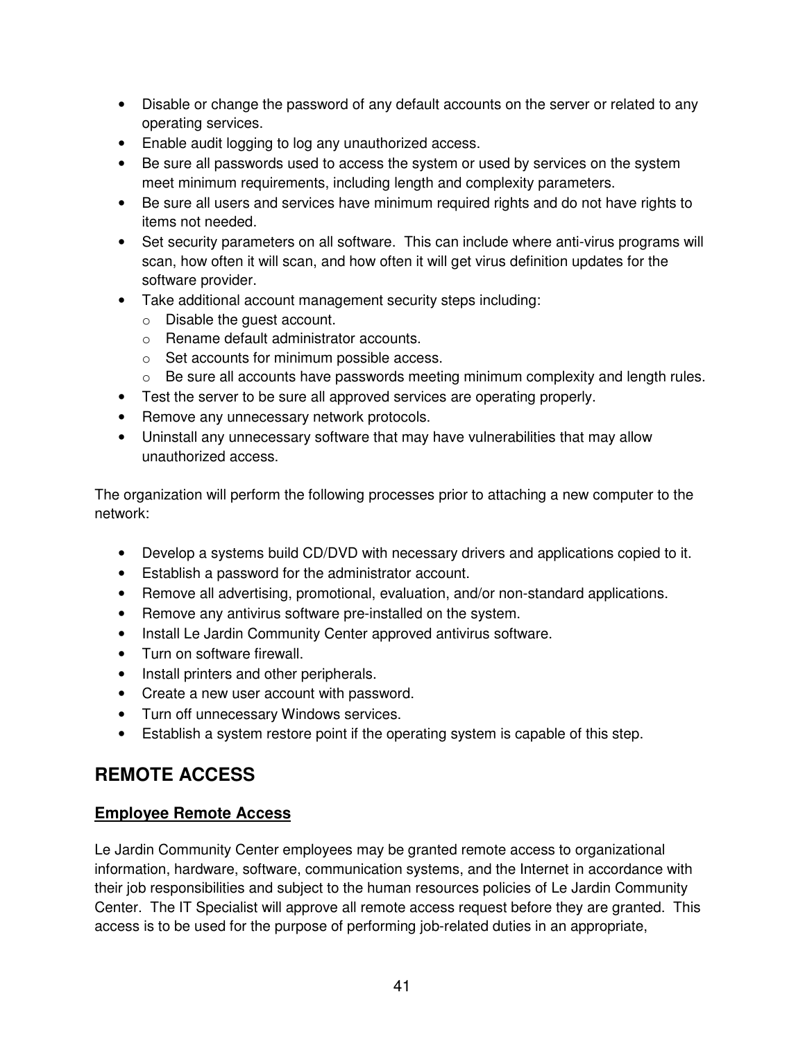- Disable or change the password of any default accounts on the server or related to any operating services.
- Enable audit logging to log any unauthorized access.
- Be sure all passwords used to access the system or used by services on the system meet minimum requirements, including length and complexity parameters.
- Be sure all users and services have minimum required rights and do not have rights to items not needed.
- Set security parameters on all software. This can include where anti-virus programs will scan, how often it will scan, and how often it will get virus definition updates for the software provider.
- Take additional account management security steps including:
  - Disable the guest account.
  - Rename default administrator accounts.
  - Set accounts for minimum possible access.
  - Be sure all accounts have passwords meeting minimum complexity and length rules.
- Test the server to be sure all approved services are operating properly.
- Remove any unnecessary network protocols.
- Uninstall any unnecessary software that may have vulnerabilities that may allow unauthorized access.

The organization will perform the following processes prior to attaching a new computer to the network:

- Develop a systems build CD/DVD with necessary drivers and applications copied to it.
- Establish a password for the administrator account.
- Remove all advertising, promotional, evaluation, and/or non-standard applications.
- Remove any antivirus software pre-installed on the system.
- Install Le Jardin Community Center approved antivirus software.
- Turn on software firewall.
- Install printers and other peripherals.
- Create a new user account with password.
- Turn off unnecessary Windows services.
- Establish a system restore point if the operating system is capable of this step.

# REMOTE ACCESS

## Employee Remote Access

Le Jardin Community Center employees may be granted remote access to organizational information, hardware, software, communication systems, and the Internet in accordance with their job responsibilities and subject to the human resources policies of Le Jardin Community Center. The IT Specialist will approve all remote access request before they are granted. This access is to be used for the purpose of performing job-related duties in an appropriate,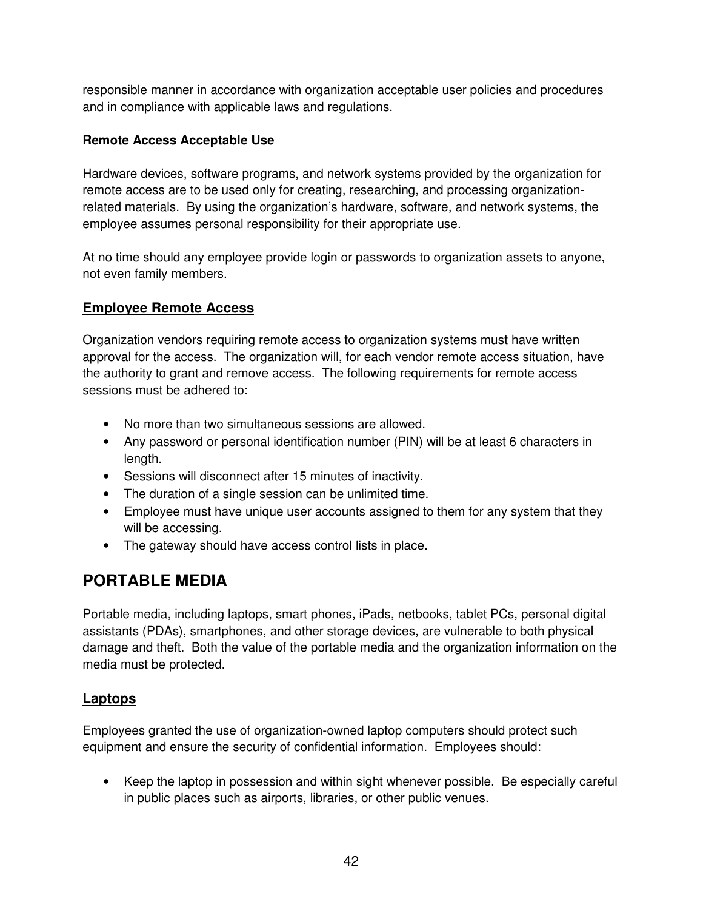responsible manner in accordance with organization acceptable user policies and procedures and in compliance with applicable laws and regulations.

**Remote Access Acceptable Use**

Hardware devices, software programs, and network systems provided by the organization for remote access are to be used only for creating, researching, and processing organization-related materials. By using the organization's hardware, software, and network systems, the employee assumes personal responsibility for their appropriate use.

At no time should any employee provide login or passwords to organization assets to anyone, not even family members.

### Employee Remote Access

Organization vendors requiring remote access to organization systems must have written approval for the access. The organization will, for each vendor remote access situation, have the authority to grant and remove access. The following requirements for remote access sessions must be adhered to:

- No more than two simultaneous sessions are allowed.
- Any password or personal identification number (PIN) will be at least 6 characters in length.
- Sessions will disconnect after 15 minutes of inactivity.
- The duration of a single session can be unlimited time.
- Employee must have unique user accounts assigned to them for any system that they will be accessing.
- The gateway should have access control lists in place.

## PORTABLE MEDIA

Portable media, including laptops, smart phones, iPads, netbooks, tablet PCs, personal digital assistants (PDAs), smartphones, and other storage devices, are vulnerable to both physical damage and theft. Both the value of the portable media and the organization information on the media must be protected.

### Laptops

Employees granted the use of organization-owned laptop computers should protect such equipment and ensure the security of confidential information. Employees should:

- Keep the laptop in possession and within sight whenever possible. Be especially careful in public places such as airports, libraries, or other public venues.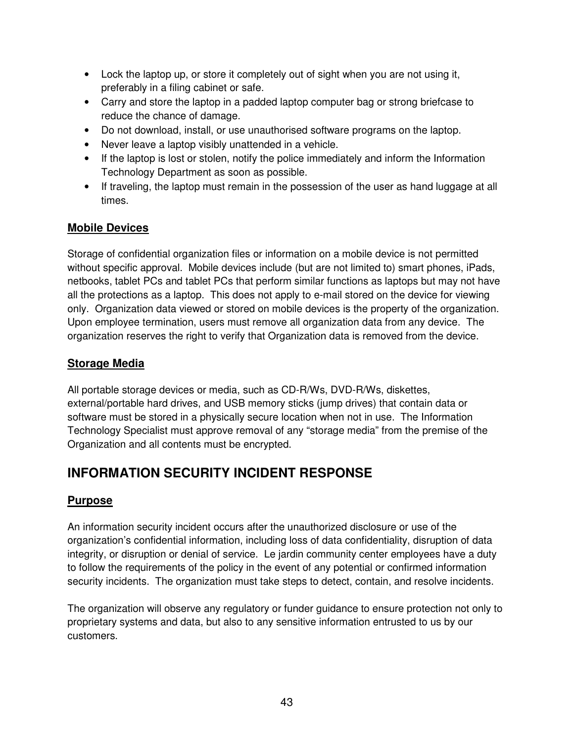- Lock the laptop up, or store it completely out of sight when you are not using it, preferably in a filing cabinet or safe.
- Carry and store the laptop in a padded laptop computer bag or strong briefcase to reduce the chance of damage.
- Do not download, install, or use unauthorised software programs on the laptop.
- Never leave a laptop visibly unattended in a vehicle.
- If the laptop is lost or stolen, notify the police immediately and inform the Information Technology Department as soon as possible.
- If traveling, the laptop must remain in the possession of the user as hand luggage at all times.

### Mobile Devices

Storage of confidential organization files or information on a mobile device is not permitted without specific approval. Mobile devices include (but are not limited to) smart phones, iPads, netbooks, tablet PCs and tablet PCs that perform similar functions as laptops but may not have all the protections as a laptop. This does not apply to e-mail stored on the device for viewing only. Organization data viewed or stored on mobile devices is the property of the organization. Upon employee termination, users must remove all organization data from any device. The organization reserves the right to verify that Organization data is removed from the device.

### Storage Media

All portable storage devices or media, such as CD-R/Ws, DVD-R/Ws, diskettes, external/portable hard drives, and USB memory sticks (jump drives) that contain data or software must be stored in a physically secure location when not in use. The Information Technology Specialist must approve removal of any “storage media” from the premise of the Organization and all contents must be encrypted.

## INFORMATION SECURITY INCIDENT RESPONSE

### Purpose

An information security incident occurs after the unauthorized disclosure or use of the organization’s confidential information, including loss of data confidentiality, disruption of data integrity, or disruption or denial of service. Le jardin community center employees have a duty to follow the requirements of the policy in the event of any potential or confirmed information security incidents. The organization must take steps to detect, contain, and resolve incidents.

The organization will observe any regulatory or funder guidance to ensure protection not only to proprietary systems and data, but also to any sensitive information entrusted to us by our customers.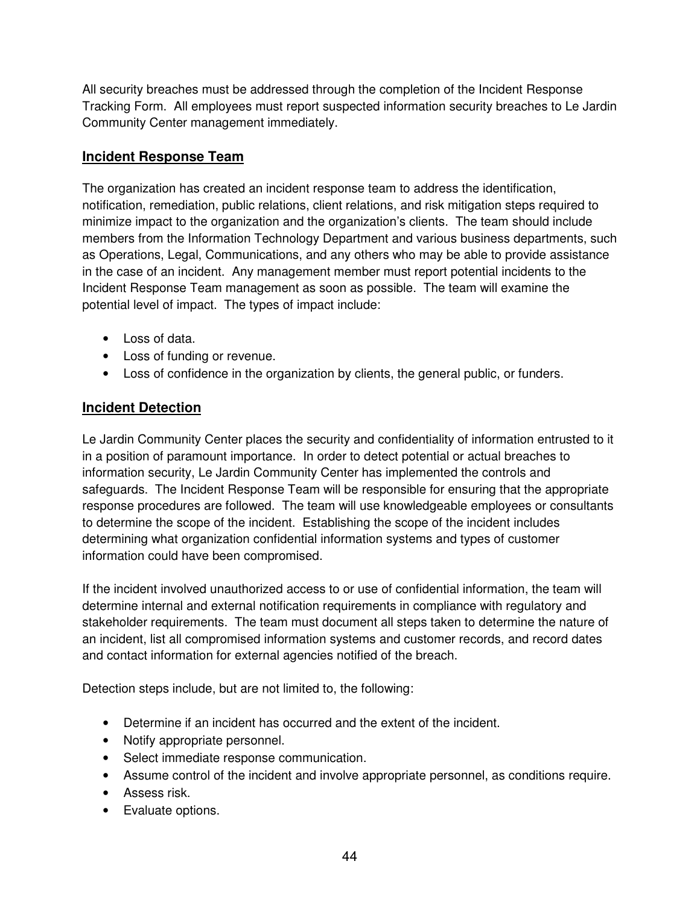All security breaches must be addressed through the completion of the Incident Response Tracking Form. All employees must report suspected information security breaches to Le Jardin Community Center management immediately.

## **Incident Response Team**

The organization has created an incident response team to address the identification, notification, remediation, public relations, client relations, and risk mitigation steps required to minimize impact to the organization and the organization's clients. The team should include members from the Information Technology Department and various business departments, such as Operations, Legal, Communications, and any others who may be able to provide assistance in the case of an incident. Any management member must report potential incidents to the Incident Response Team management as soon as possible. The team will examine the potential level of impact. The types of impact include:

- Loss of data.
- Loss of funding or revenue.
- Loss of confidence in the organization by clients, the general public, or funders.

## **Incident Detection**

Le Jardin Community Center places the security and confidentiality of information entrusted to it in a position of paramount importance. In order to detect potential or actual breaches to information security, Le Jardin Community Center has implemented the controls and safeguards. The Incident Response Team will be responsible for ensuring that the appropriate response procedures are followed. The team will use knowledgeable employees or consultants to determine the scope of the incident. Establishing the scope of the incident includes determining what organization confidential information systems and types of customer information could have been compromised.

If the incident involved unauthorized access to or use of confidential information, the team will determine internal and external notification requirements in compliance with regulatory and stakeholder requirements. The team must document all steps taken to determine the nature of an incident, list all compromised information systems and customer records, and record dates and contact information for external agencies notified of the breach.

Detection steps include, but are not limited to, the following:

- Determine if an incident has occurred and the extent of the incident.
- Notify appropriate personnel.
- Select immediate response communication.
- Assume control of the incident and involve appropriate personnel, as conditions require.
- Assess risk.
- Evaluate options.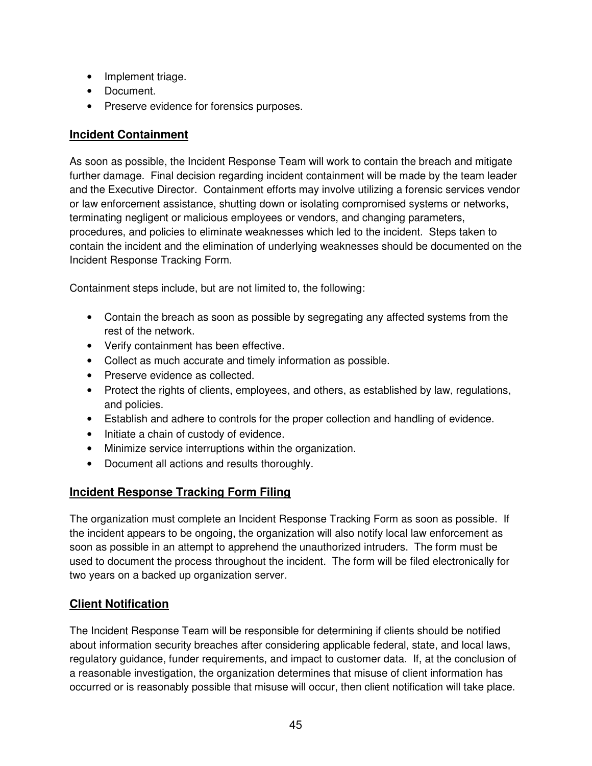- Implement triage.
- Document.
- Preserve evidence for forensics purposes.

## Incident Containment

As soon as possible, the Incident Response Team will work to contain the breach and mitigate further damage. Final decision regarding incident containment will be made by the team leader and the Executive Director. Containment efforts may involve utilizing a forensic services vendor or law enforcement assistance, shutting down or isolating compromised systems or networks, terminating negligent or malicious employees or vendors, and changing parameters, procedures, and policies to eliminate weaknesses which led to the incident. Steps taken to contain the incident and the elimination of underlying weaknesses should be documented on the Incident Response Tracking Form.

Containment steps include, but are not limited to, the following:

- Contain the breach as soon as possible by segregating any affected systems from the rest of the network.
- Verify containment has been effective.
- Collect as much accurate and timely information as possible.
- Preserve evidence as collected.
- Protect the rights of clients, employees, and others, as established by law, regulations, and policies.
- Establish and adhere to controls for the proper collection and handling of evidence.
- Initiate a chain of custody of evidence.
- Minimize service interruptions within the organization.
- Document all actions and results thoroughly.

## Incident Response Tracking Form Filing

The organization must complete an Incident Response Tracking Form as soon as possible. If the incident appears to be ongoing, the organization will also notify local law enforcement as soon as possible in an attempt to apprehend the unauthorized intruders. The form must be used to document the process throughout the incident. The form will be filed electronically for two years on a backed up organization server.

## Client Notification

The Incident Response Team will be responsible for determining if clients should be notified about information security breaches after considering applicable federal, state, and local laws, regulatory guidance, funder requirements, and impact to customer data. If, at the conclusion of a reasonable investigation, the organization determines that misuse of client information has occurred or is reasonably possible that misuse will occur, then client notification will take place.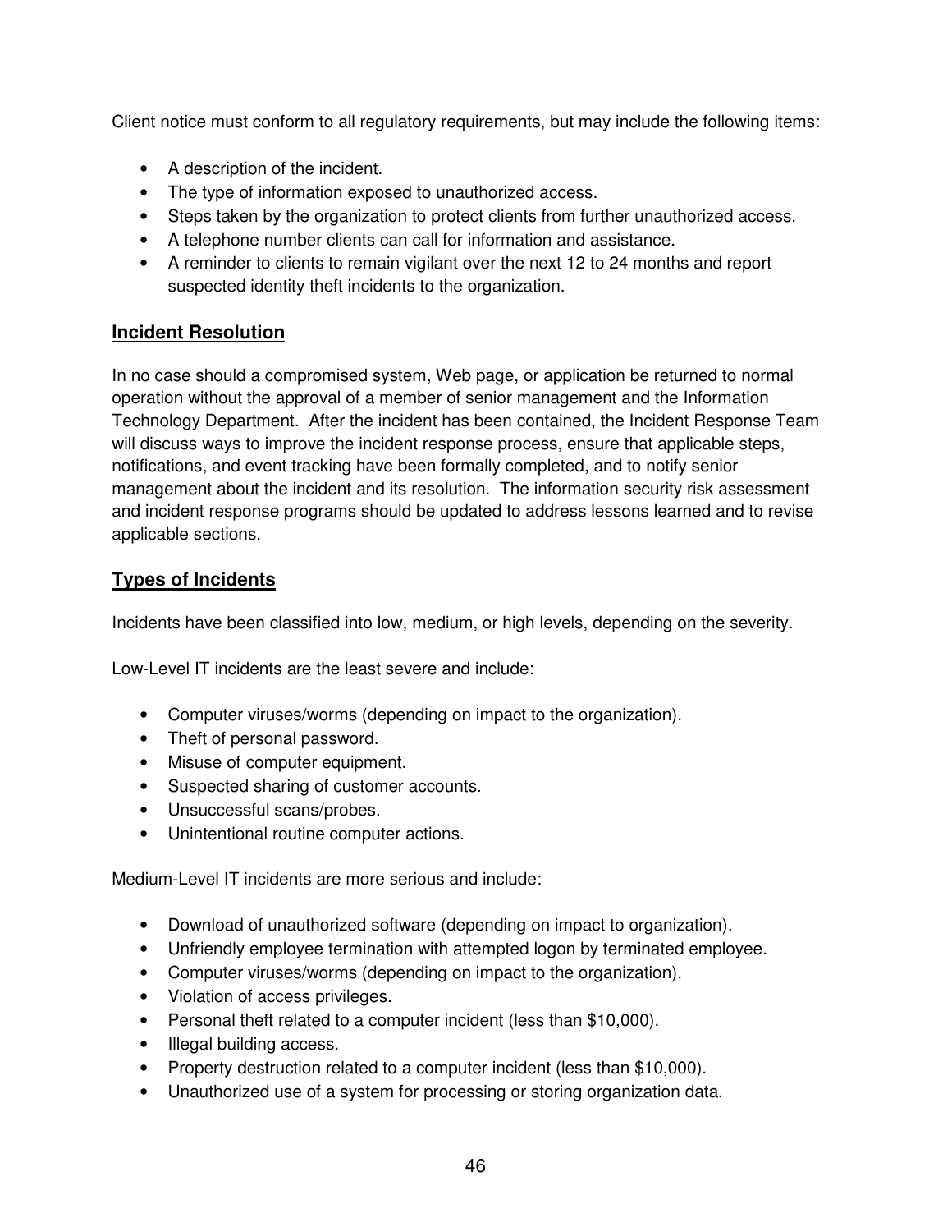Client notice must conform to all regulatory requirements, but may include the following items:

- A description of the incident.
- The type of information exposed to unauthorized access.
- Steps taken by the organization to protect clients from further unauthorized access.
- A telephone number clients can call for information and assistance.
- A reminder to clients to remain vigilant over the next 12 to 24 months and report suspected identity theft incidents to the organization.

## Incident Resolution

In no case should a compromised system, Web page, or application be returned to normal operation without the approval of a member of senior management and the Information Technology Department. After the incident has been contained, the Incident Response Team will discuss ways to improve the incident response process, ensure that applicable steps, notifications, and event tracking have been formally completed, and to notify senior management about the incident and its resolution. The information security risk assessment and incident response programs should be updated to address lessons learned and to revise applicable sections.

## Types of Incidents

Incidents have been classified into low, medium, or high levels, depending on the severity.

Low-Level IT incidents are the least severe and include:

- Computer viruses/worms (depending on impact to the organization).
- Theft of personal password.
- Misuse of computer equipment.
- Suspected sharing of customer accounts.
- Unsuccessful scans/probes.
- Unintentional routine computer actions.

Medium-Level IT incidents are more serious and include:

- Download of unauthorized software (depending on impact to organization).
- Unfriendly employee termination with attempted logon by terminated employee.
- Computer viruses/worms (depending on impact to the organization).
- Violation of access privileges.
- Personal theft related to a computer incident (less than $10,000).
- Illegal building access.
- Property destruction related to a computer incident (less than $10,000).
- Unauthorized use of a system for processing or storing organization data.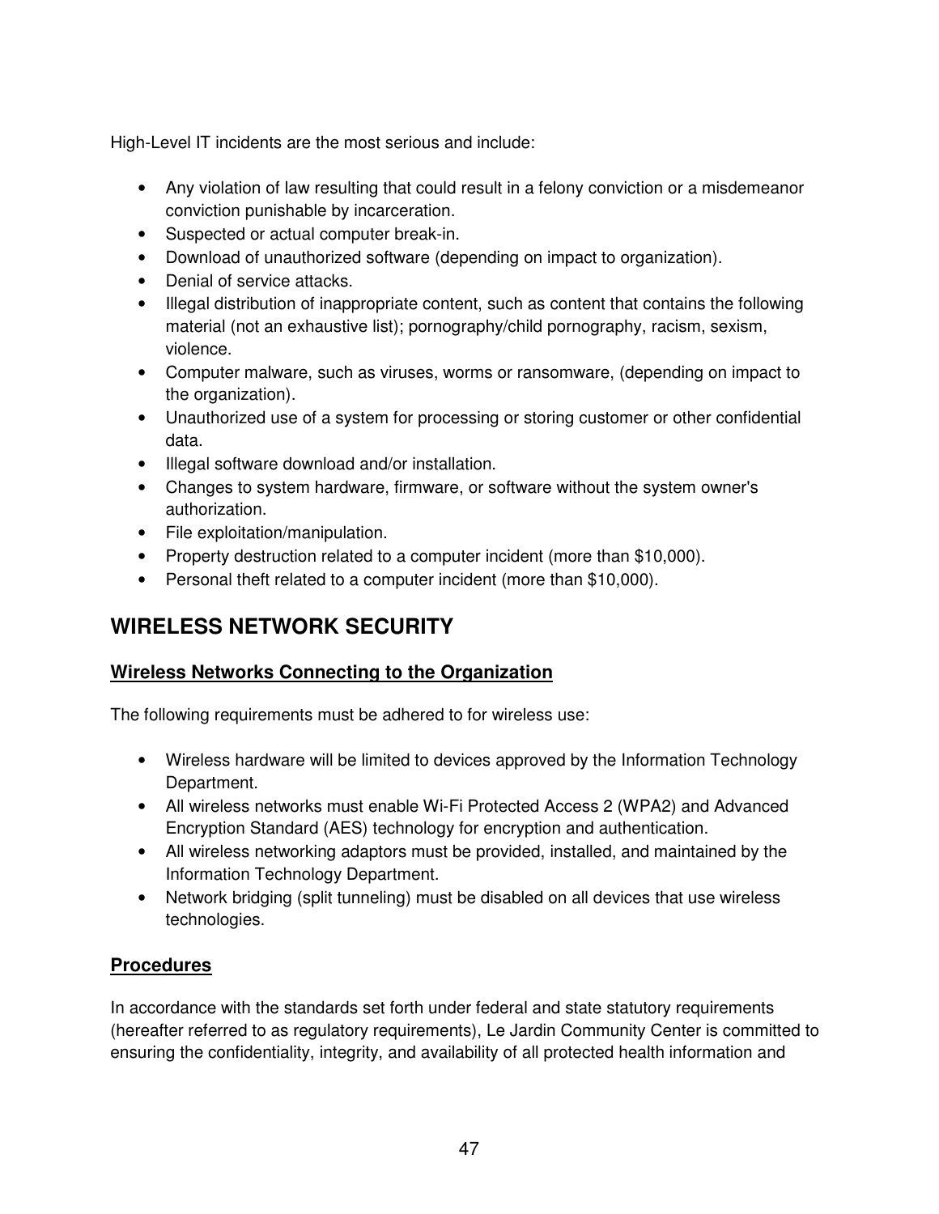High-Level IT incidents are the most serious and include:

- Any violation of law resulting that could result in a felony conviction or a misdemeanor conviction punishable by incarceration.
- Suspected or actual computer break-in.
- Download of unauthorized software (depending on impact to organization).
- Denial of service attacks.
- Illegal distribution of inappropriate content, such as content that contains the following material (not an exhaustive list); pornography/child pornography, racism, sexism, violence.
- Computer malware, such as viruses, worms or ransomware, (depending on impact to the organization).
- Unauthorized use of a system for processing or storing customer or other confidential data.
- Illegal software download and/or installation.
- Changes to system hardware, firmware, or software without the system owner's authorization.
- File exploitation/manipulation.
- Property destruction related to a computer incident (more than $10,000).
- Personal theft related to a computer incident (more than $10,000).

# WIRELESS NETWORK SECURITY

## Wireless Networks Connecting to the Organization

The following requirements must be adhered to for wireless use:

- Wireless hardware will be limited to devices approved by the Information Technology Department.
- All wireless networks must enable Wi-Fi Protected Access 2 (WPA2) and Advanced Encryption Standard (AES) technology for encryption and authentication.
- All wireless networking adaptors must be provided, installed, and maintained by the Information Technology Department.
- Network bridging (split tunneling) must be disabled on all devices that use wireless technologies.

## Procedures

In accordance with the standards set forth under federal and state statutory requirements (hereafter referred to as regulatory requirements), Le Jardin Community Center is committed to ensuring the confidentiality, integrity, and availability of all protected health information and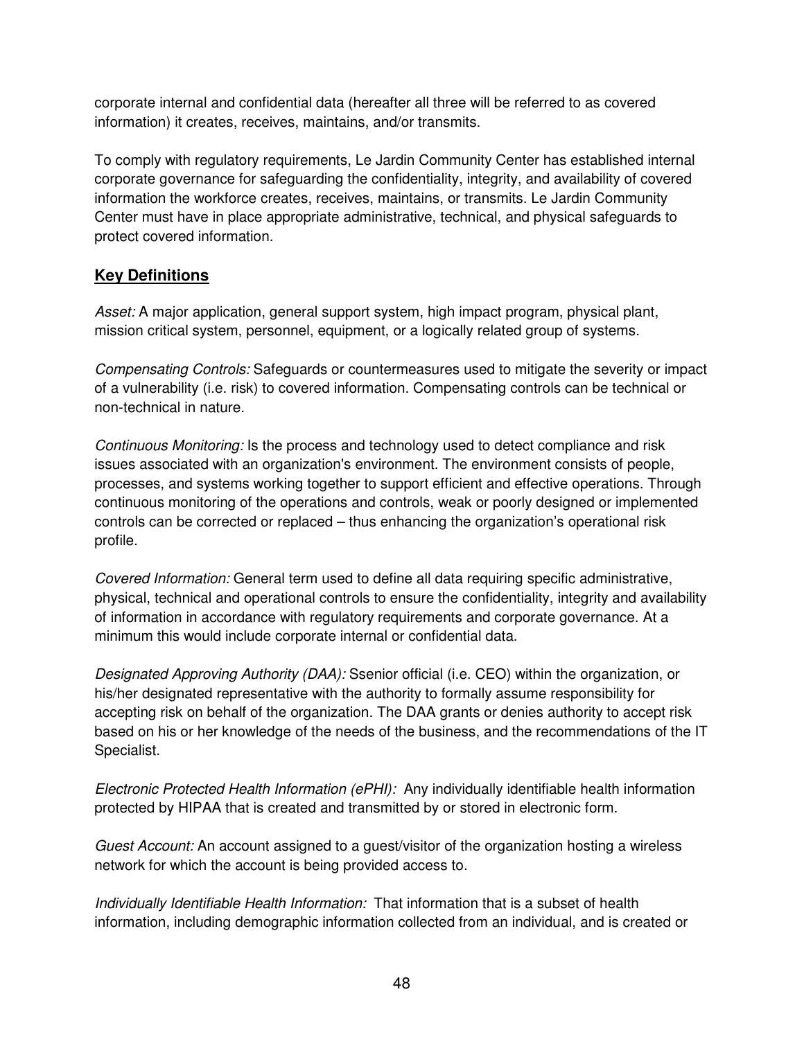corporate internal and confidential data (hereafter all three will be referred to as covered information) it creates, receives, maintains, and/or transmits.

To comply with regulatory requirements, Le Jardin Community Center has established internal corporate governance for safeguarding the confidentiality, integrity, and availability of covered information the workforce creates, receives, maintains, or transmits. Le Jardin Community Center must have in place appropriate administrative, technical, and physical safeguards to protect covered information.

## **Key Definitions**

*Asset:* A major application, general support system, high impact program, physical plant, mission critical system, personnel, equipment, or a logically related group of systems.

*Compensating Controls:* Safeguards or countermeasures used to mitigate the severity or impact of a vulnerability (i.e. risk) to covered information. Compensating controls can be technical or non-technical in nature.

*Continuous Monitoring:* Is the process and technology used to detect compliance and risk issues associated with an organization's environment. The environment consists of people, processes, and systems working together to support efficient and effective operations. Through continuous monitoring of the operations and controls, weak or poorly designed or implemented controls can be corrected or replaced – thus enhancing the organization's operational risk profile.

*Covered Information:* General term used to define all data requiring specific administrative, physical, technical and operational controls to ensure the confidentiality, integrity and availability of information in accordance with regulatory requirements and corporate governance. At a minimum this would include corporate internal or confidential data.

*Designated Approving Authority (DAA):* Ssenior official (i.e. CEO) within the organization, or his/her designated representative with the authority to formally assume responsibility for accepting risk on behalf of the organization. The DAA grants or denies authority to accept risk based on his or her knowledge of the needs of the business, and the recommendations of the IT Specialist.

*Electronic Protected Health Information (ePHI):* Any individually identifiable health information protected by HIPAA that is created and transmitted by or stored in electronic form.

*Guest Account:* An account assigned to a guest/visitor of the organization hosting a wireless network for which the account is being provided access to.

*Individually Identifiable Health Information:* That information that is a subset of health information, including demographic information collected from an individual, and is created or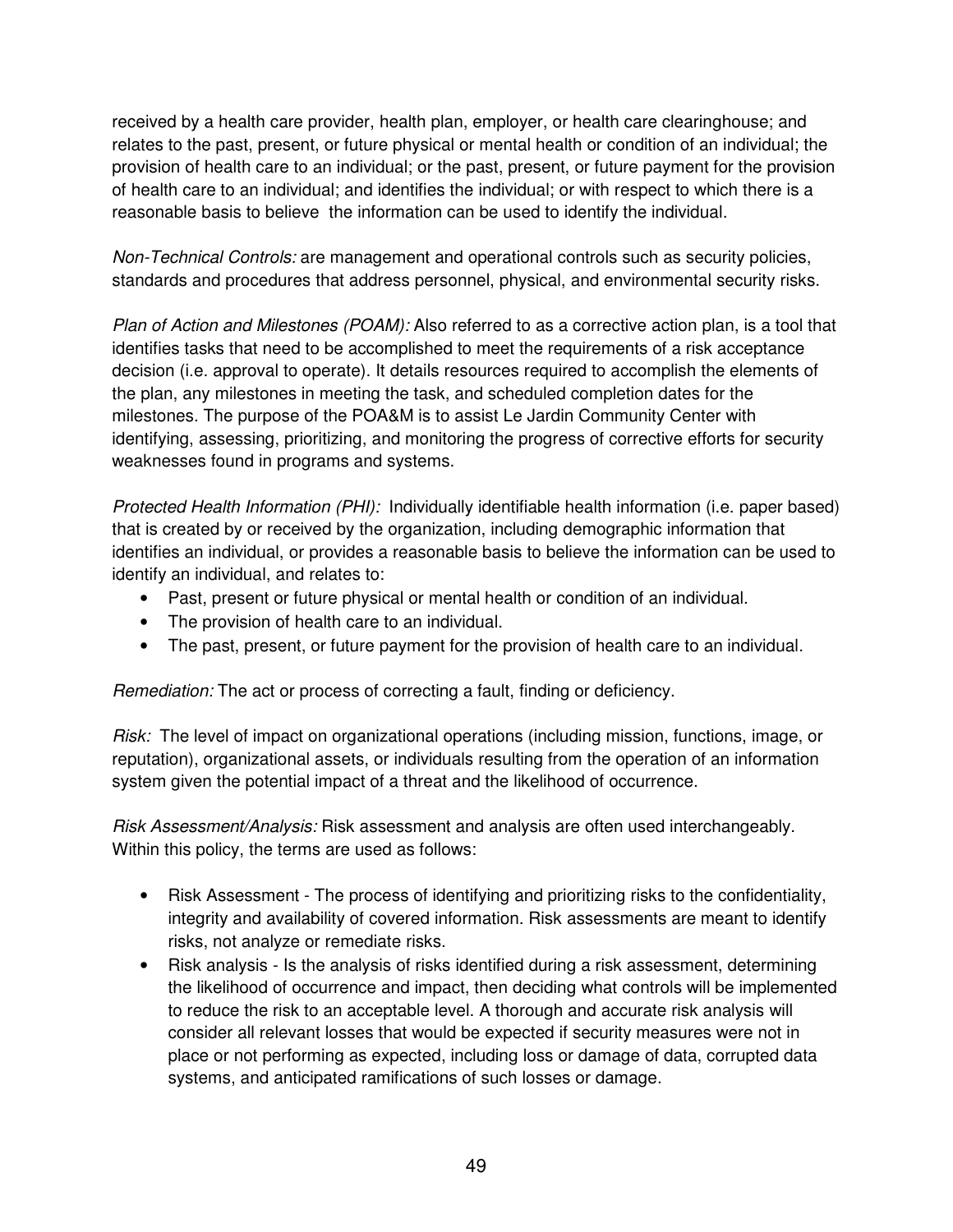received by a health care provider, health plan, employer, or health care clearinghouse; and relates to the past, present, or future physical or mental health or condition of an individual; the provision of health care to an individual; or the past, present, or future payment for the provision of health care to an individual; and identifies the individual; or with respect to which there is a reasonable basis to believe the information can be used to identify the individual.

*Non-Technical Controls:* are management and operational controls such as security policies, standards and procedures that address personnel, physical, and environmental security risks.

*Plan of Action and Milestones (POAM):* Also referred to as a corrective action plan, is a tool that identifies tasks that need to be accomplished to meet the requirements of a risk acceptance decision (i.e. approval to operate). It details resources required to accomplish the elements of the plan, any milestones in meeting the task, and scheduled completion dates for the milestones. The purpose of the POA&M is to assist Le Jardin Community Center with identifying, assessing, prioritizing, and monitoring the progress of corrective efforts for security weaknesses found in programs and systems.

*Protected Health Information (PHI):* Individually identifiable health information (i.e. paper based) that is created by or received by the organization, including demographic information that identifies an individual, or provides a reasonable basis to believe the information can be used to identify an individual, and relates to:

- Past, present or future physical or mental health or condition of an individual.
- The provision of health care to an individual.
- The past, present, or future payment for the provision of health care to an individual.

*Remediation:* The act or process of correcting a fault, finding or deficiency.

*Risk:* The level of impact on organizational operations (including mission, functions, image, or reputation), organizational assets, or individuals resulting from the operation of an information system given the potential impact of a threat and the likelihood of occurrence.

*Risk Assessment/Analysis:* Risk assessment and analysis are often used interchangeably. Within this policy, the terms are used as follows:

- Risk Assessment - The process of identifying and prioritizing risks to the confidentiality, integrity and availability of covered information. Risk assessments are meant to identify risks, not analyze or remediate risks.
- Risk analysis - Is the analysis of risks identified during a risk assessment, determining the likelihood of occurrence and impact, then deciding what controls will be implemented to reduce the risk to an acceptable level. A thorough and accurate risk analysis will consider all relevant losses that would be expected if security measures were not in place or not performing as expected, including loss or damage of data, corrupted data systems, and anticipated ramifications of such losses or damage.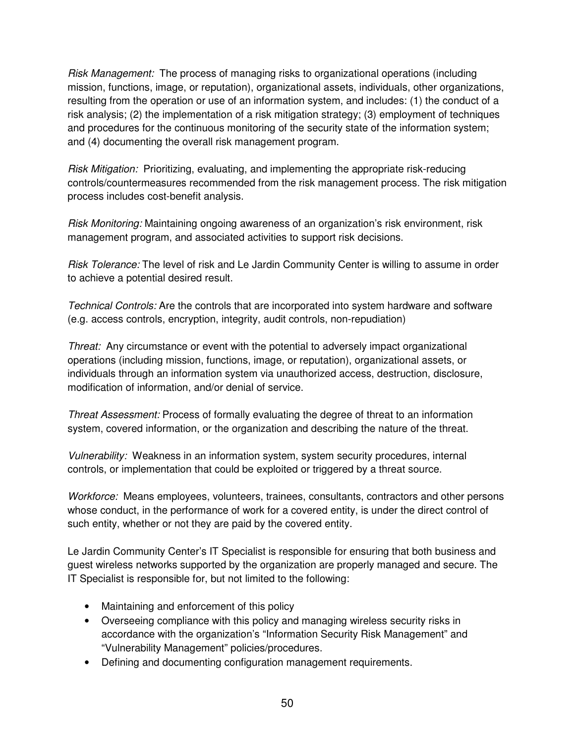*Risk Management:* The process of managing risks to organizational operations (including mission, functions, image, or reputation), organizational assets, individuals, other organizations, resulting from the operation or use of an information system, and includes: (1) the conduct of a risk analysis; (2) the implementation of a risk mitigation strategy; (3) employment of techniques and procedures for the continuous monitoring of the security state of the information system; and (4) documenting the overall risk management program.

*Risk Mitigation:* Prioritizing, evaluating, and implementing the appropriate risk-reducing controls/countermeasures recommended from the risk management process. The risk mitigation process includes cost-benefit analysis.

*Risk Monitoring:* Maintaining ongoing awareness of an organization's risk environment, risk management program, and associated activities to support risk decisions.

*Risk Tolerance:* The level of risk and Le Jardin Community Center is willing to assume in order to achieve a potential desired result.

*Technical Controls:* Are the controls that are incorporated into system hardware and software (e.g. access controls, encryption, integrity, audit controls, non-repudiation)

*Threat:* Any circumstance or event with the potential to adversely impact organizational operations (including mission, functions, image, or reputation), organizational assets, or individuals through an information system via unauthorized access, destruction, disclosure, modification of information, and/or denial of service.

*Threat Assessment:* Process of formally evaluating the degree of threat to an information system, covered information, or the organization and describing the nature of the threat.

*Vulnerability:* Weakness in an information system, system security procedures, internal controls, or implementation that could be exploited or triggered by a threat source.

*Workforce:* Means employees, volunteers, trainees, consultants, contractors and other persons whose conduct, in the performance of work for a covered entity, is under the direct control of such entity, whether or not they are paid by the covered entity.

Le Jardin Community Center's IT Specialist is responsible for ensuring that both business and guest wireless networks supported by the organization are properly managed and secure. The IT Specialist is responsible for, but not limited to the following:

- Maintaining and enforcement of this policy
- Overseeing compliance with this policy and managing wireless security risks in accordance with the organization's "Information Security Risk Management" and "Vulnerability Management" policies/procedures.
- Defining and documenting configuration management requirements.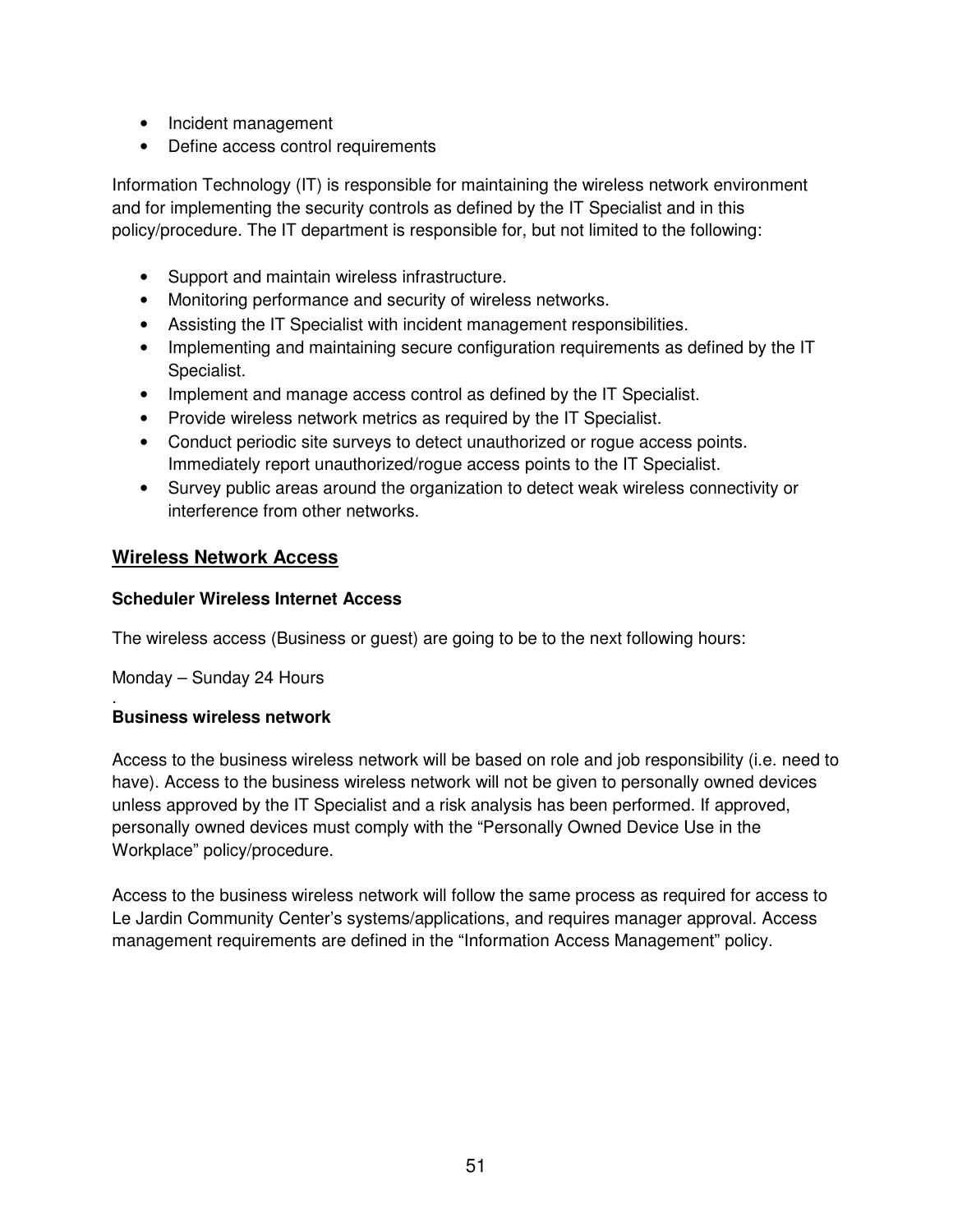- Incident management
- Define access control requirements

Information Technology (IT) is responsible for maintaining the wireless network environment and for implementing the security controls as defined by the IT Specialist and in this policy/procedure. The IT department is responsible for, but not limited to the following:

- Support and maintain wireless infrastructure.
- Monitoring performance and security of wireless networks.
- Assisting the IT Specialist with incident management responsibilities.
- Implementing and maintaining secure configuration requirements as defined by the IT Specialist.
- Implement and manage access control as defined by the IT Specialist.
- Provide wireless network metrics as required by the IT Specialist.
- Conduct periodic site surveys to detect unauthorized or rogue access points. Immediately report unauthorized/rogue access points to the IT Specialist.
- Survey public areas around the organization to detect weak wireless connectivity or interference from other networks.

## Wireless Network Access

**Scheduler Wireless Internet Access**

The wireless access (Business or guest) are going to be to the next following hours:

Monday – Sunday 24 Hours

.
**Business wireless network**

Access to the business wireless network will be based on role and job responsibility (i.e. need to have). Access to the business wireless network will not be given to personally owned devices unless approved by the IT Specialist and a risk analysis has been performed. If approved, personally owned devices must comply with the “Personally Owned Device Use in the Workplace” policy/procedure.

Access to the business wireless network will follow the same process as required for access to Le Jardin Community Center’s systems/applications, and requires manager approval. Access management requirements are defined in the “Information Access Management” policy.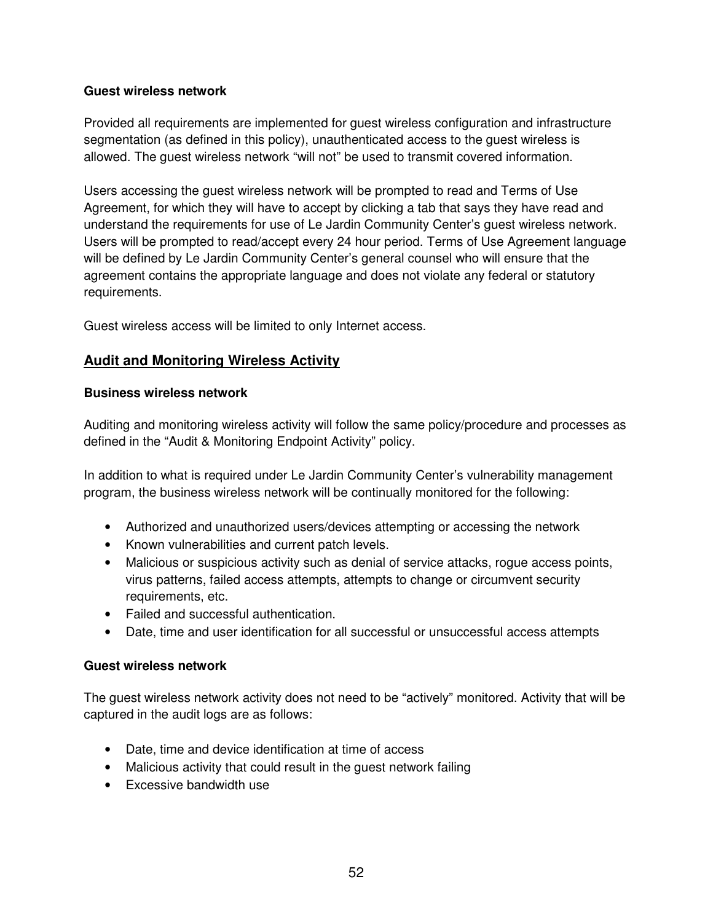**Guest wireless network**

Provided all requirements are implemented for guest wireless configuration and infrastructure segmentation (as defined in this policy), unauthenticated access to the guest wireless is allowed. The guest wireless network "will not" be used to transmit covered information.

Users accessing the guest wireless network will be prompted to read and Terms of Use Agreement, for which they will have to accept by clicking a tab that says they have read and understand the requirements for use of Le Jardin Community Center's guest wireless network. Users will be prompted to read/accept every 24 hour period. Terms of Use Agreement language will be defined by Le Jardin Community Center's general counsel who will ensure that the agreement contains the appropriate language and does not violate any federal or statutory requirements.

Guest wireless access will be limited to only Internet access.

## Audit and Monitoring Wireless Activity

**Business wireless network**

Auditing and monitoring wireless activity will follow the same policy/procedure and processes as defined in the "Audit & Monitoring Endpoint Activity" policy.

In addition to what is required under Le Jardin Community Center's vulnerability management program, the business wireless network will be continually monitored for the following:

- Authorized and unauthorized users/devices attempting or accessing the network
- Known vulnerabilities and current patch levels.
- Malicious or suspicious activity such as denial of service attacks, rogue access points, virus patterns, failed access attempts, attempts to change or circumvent security requirements, etc.
- Failed and successful authentication.
- Date, time and user identification for all successful or unsuccessful access attempts

**Guest wireless network**

The guest wireless network activity does not need to be "actively" monitored. Activity that will be captured in the audit logs are as follows:

- Date, time and device identification at time of access
- Malicious activity that could result in the guest network failing
- Excessive bandwidth use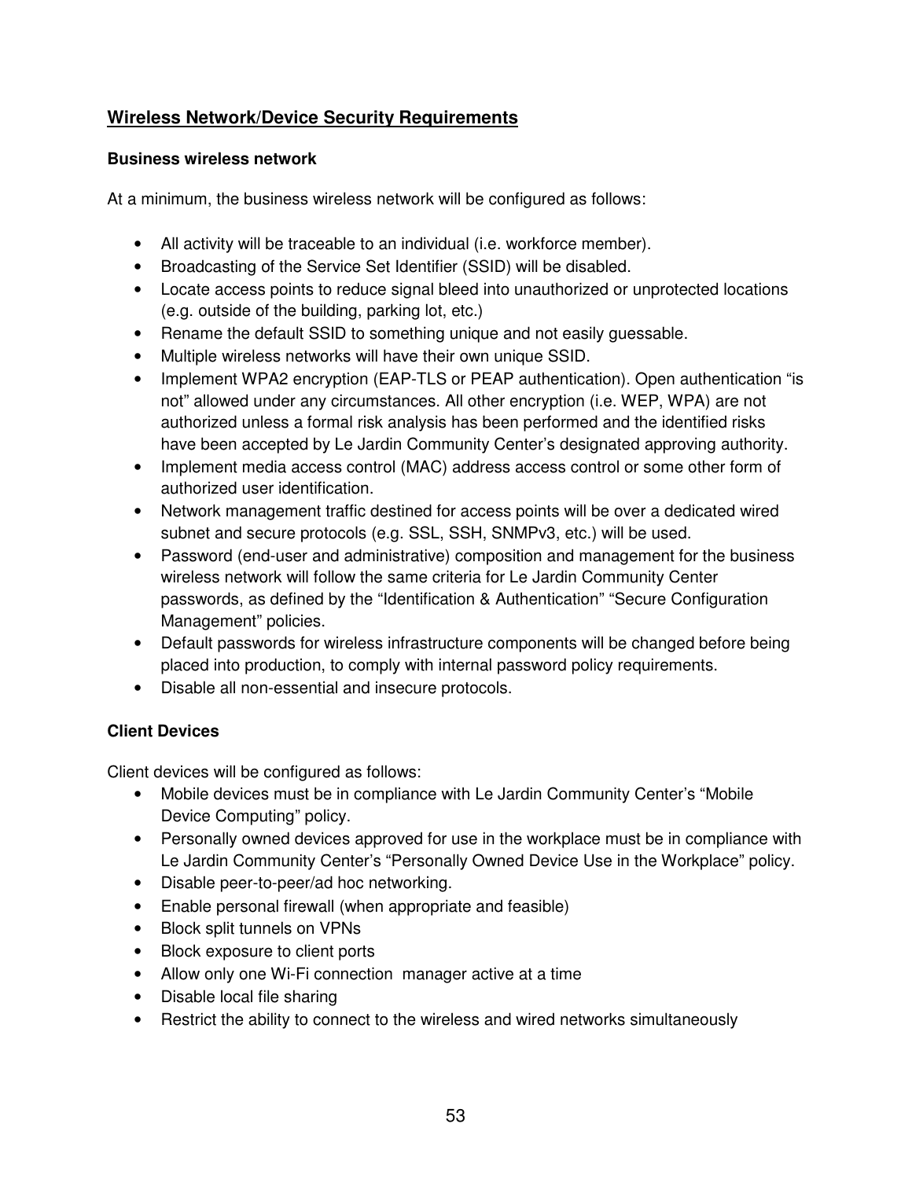## Wireless Network/Device Security Requirements

### Business wireless network

At a minimum, the business wireless network will be configured as follows:

- All activity will be traceable to an individual (i.e. workforce member).
- Broadcasting of the Service Set Identifier (SSID) will be disabled.
- Locate access points to reduce signal bleed into unauthorized or unprotected locations (e.g. outside of the building, parking lot, etc.)
- Rename the default SSID to something unique and not easily guessable.
- Multiple wireless networks will have their own unique SSID.
- Implement WPA2 encryption (EAP-TLS or PEAP authentication). Open authentication "is not" allowed under any circumstances. All other encryption (i.e. WEP, WPA) are not authorized unless a formal risk analysis has been performed and the identified risks have been accepted by Le Jardin Community Center's designated approving authority.
- Implement media access control (MAC) address access control or some other form of authorized user identification.
- Network management traffic destined for access points will be over a dedicated wired subnet and secure protocols (e.g. SSL, SSH, SNMPv3, etc.) will be used.
- Password (end-user and administrative) composition and management for the business wireless network will follow the same criteria for Le Jardin Community Center passwords, as defined by the "Identification & Authentication" "Secure Configuration Management" policies.
- Default passwords for wireless infrastructure components will be changed before being placed into production, to comply with internal password policy requirements.
- Disable all non-essential and insecure protocols.

### Client Devices

Client devices will be configured as follows:

- Mobile devices must be in compliance with Le Jardin Community Center's "Mobile Device Computing" policy.
- Personally owned devices approved for use in the workplace must be in compliance with Le Jardin Community Center's "Personally Owned Device Use in the Workplace" policy.
- Disable peer-to-peer/ad hoc networking.
- Enable personal firewall (when appropriate and feasible)
- Block split tunnels on VPNs
- Block exposure to client ports
- Allow only one Wi-Fi connection manager active at a time
- Disable local file sharing
- Restrict the ability to connect to the wireless and wired networks simultaneously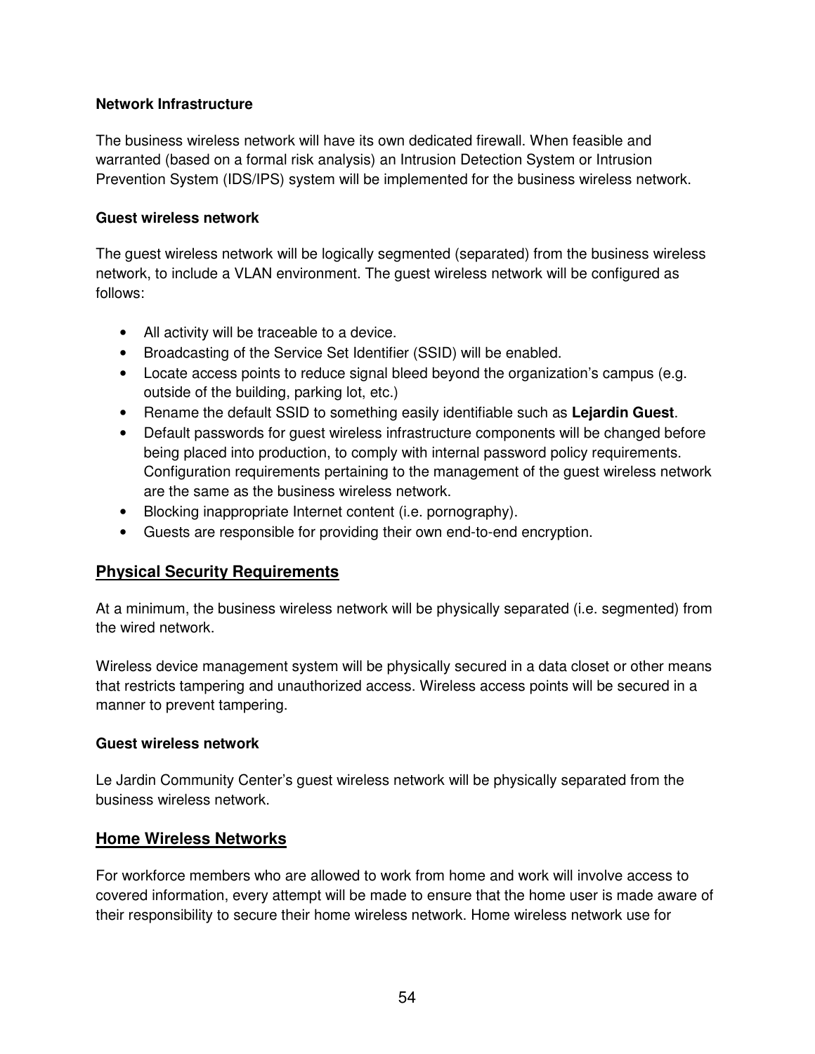#### Network Infrastructure

The business wireless network will have its own dedicated firewall. When feasible and warranted (based on a formal risk analysis) an Intrusion Detection System or Intrusion Prevention System (IDS/IPS) system will be implemented for the business wireless network.

#### Guest wireless network

The guest wireless network will be logically segmented (separated) from the business wireless network, to include a VLAN environment. The guest wireless network will be configured as follows:

- All activity will be traceable to a device.
- Broadcasting of the Service Set Identifier (SSID) will be enabled.
- Locate access points to reduce signal bleed beyond the organization's campus (e.g. outside of the building, parking lot, etc.)
- Rename the default SSID to something easily identifiable such as **Lejardin Guest**.
- Default passwords for guest wireless infrastructure components will be changed before being placed into production, to comply with internal password policy requirements. Configuration requirements pertaining to the management of the guest wireless network are the same as the business wireless network.
- Blocking inappropriate Internet content (i.e. pornography).
- Guests are responsible for providing their own end-to-end encryption.

## Physical Security Requirements

At a minimum, the business wireless network will be physically separated (i.e. segmented) from the wired network.

Wireless device management system will be physically secured in a data closet or other means that restricts tampering and unauthorized access. Wireless access points will be secured in a manner to prevent tampering.

#### Guest wireless network

Le Jardin Community Center's guest wireless network will be physically separated from the business wireless network.

## Home Wireless Networks

For workforce members who are allowed to work from home and work will involve access to covered information, every attempt will be made to ensure that the home user is made aware of their responsibility to secure their home wireless network. Home wireless network use for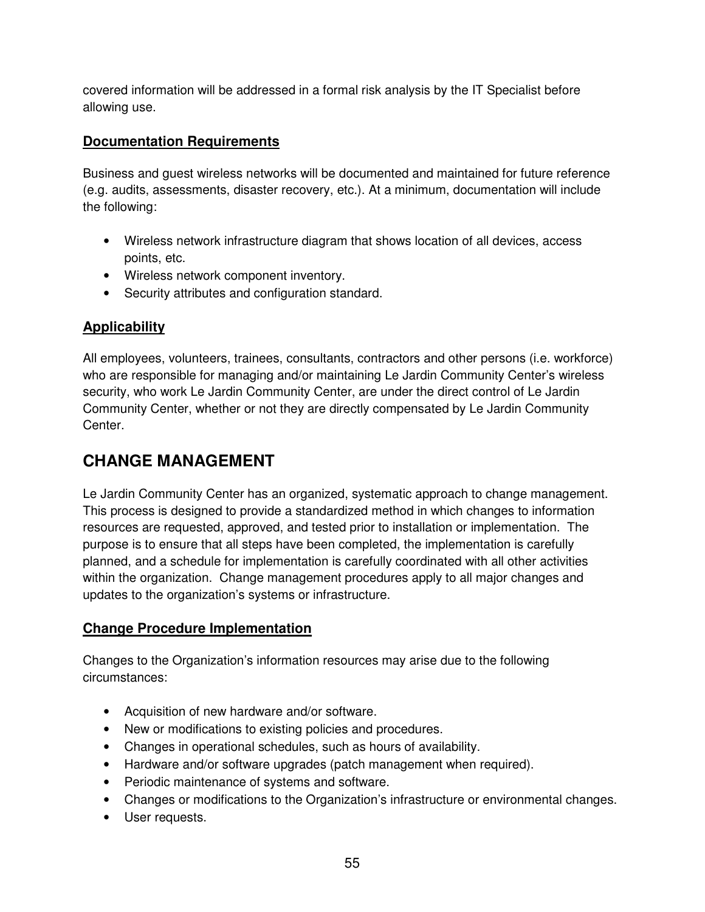covered information will be addressed in a formal risk analysis by the IT Specialist before allowing use.

### Documentation Requirements

Business and guest wireless networks will be documented and maintained for future reference (e.g. audits, assessments, disaster recovery, etc.). At a minimum, documentation will include the following:

- Wireless network infrastructure diagram that shows location of all devices, access points, etc.
- Wireless network component inventory.
- Security attributes and configuration standard.

### Applicability

All employees, volunteers, trainees, consultants, contractors and other persons (i.e. workforce) who are responsible for managing and/or maintaining Le Jardin Community Center's wireless security, who work Le Jardin Community Center, are under the direct control of Le Jardin Community Center, whether or not they are directly compensated by Le Jardin Community Center.

## CHANGE MANAGEMENT

Le Jardin Community Center has an organized, systematic approach to change management. This process is designed to provide a standardized method in which changes to information resources are requested, approved, and tested prior to installation or implementation. The purpose is to ensure that all steps have been completed, the implementation is carefully planned, and a schedule for implementation is carefully coordinated with all other activities within the organization. Change management procedures apply to all major changes and updates to the organization's systems or infrastructure.

### Change Procedure Implementation

Changes to the Organization's information resources may arise due to the following circumstances:

- Acquisition of new hardware and/or software.
- New or modifications to existing policies and procedures.
- Changes in operational schedules, such as hours of availability.
- Hardware and/or software upgrades (patch management when required).
- Periodic maintenance of systems and software.
- Changes or modifications to the Organization's infrastructure or environmental changes.
- User requests.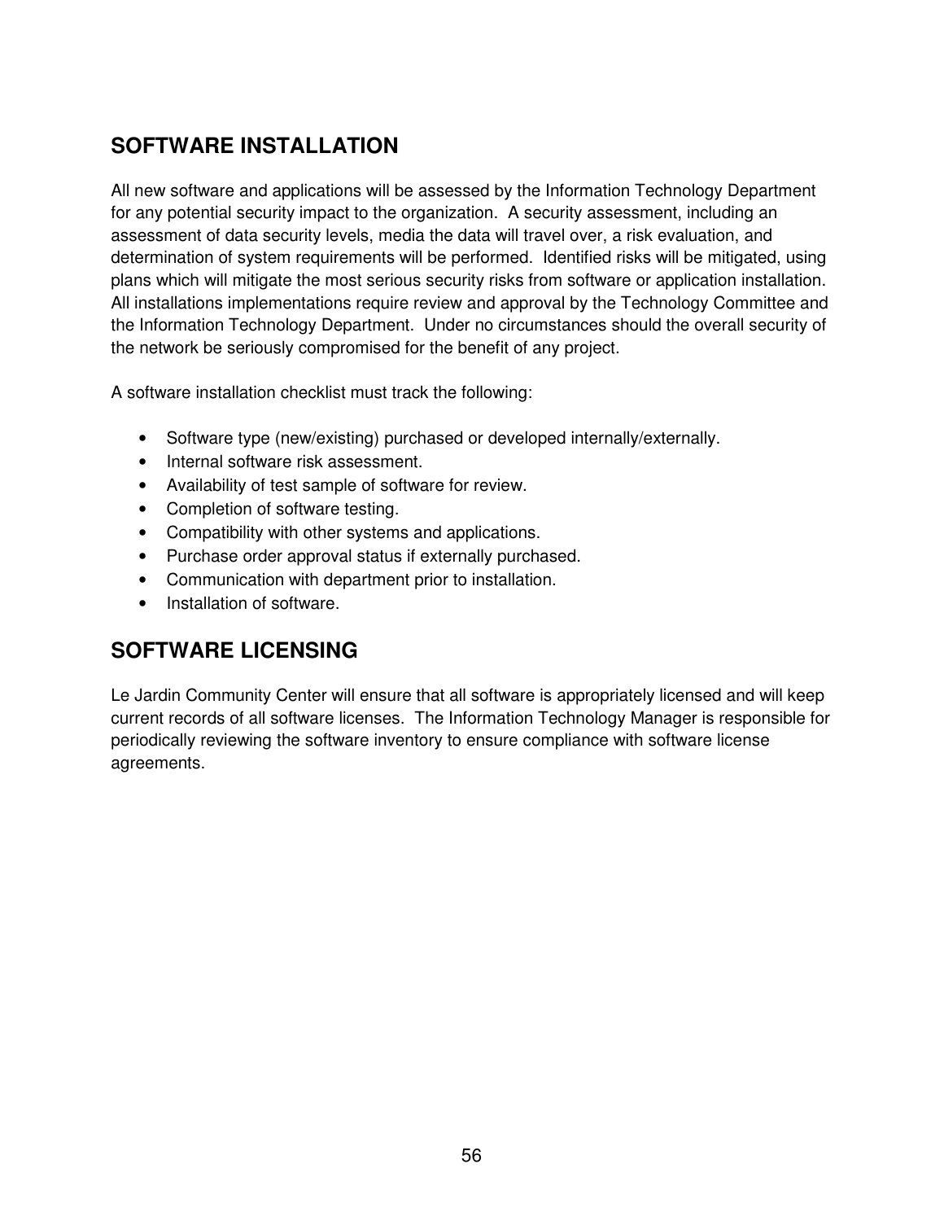## SOFTWARE INSTALLATION

All new software and applications will be assessed by the Information Technology Department for any potential security impact to the organization. A security assessment, including an assessment of data security levels, media the data will travel over, a risk evaluation, and determination of system requirements will be performed. Identified risks will be mitigated, using plans which will mitigate the most serious security risks from software or application installation. All installations implementations require review and approval by the Technology Committee and the Information Technology Department. Under no circumstances should the overall security of the network be seriously compromised for the benefit of any project.

A software installation checklist must track the following:

- Software type (new/existing) purchased or developed internally/externally.
- Internal software risk assessment.
- Availability of test sample of software for review.
- Completion of software testing.
- Compatibility with other systems and applications.
- Purchase order approval status if externally purchased.
- Communication with department prior to installation.
- Installation of software.

## SOFTWARE LICENSING

Le Jardin Community Center will ensure that all software is appropriately licensed and will keep current records of all software licenses. The Information Technology Manager is responsible for periodically reviewing the software inventory to ensure compliance with software license agreements.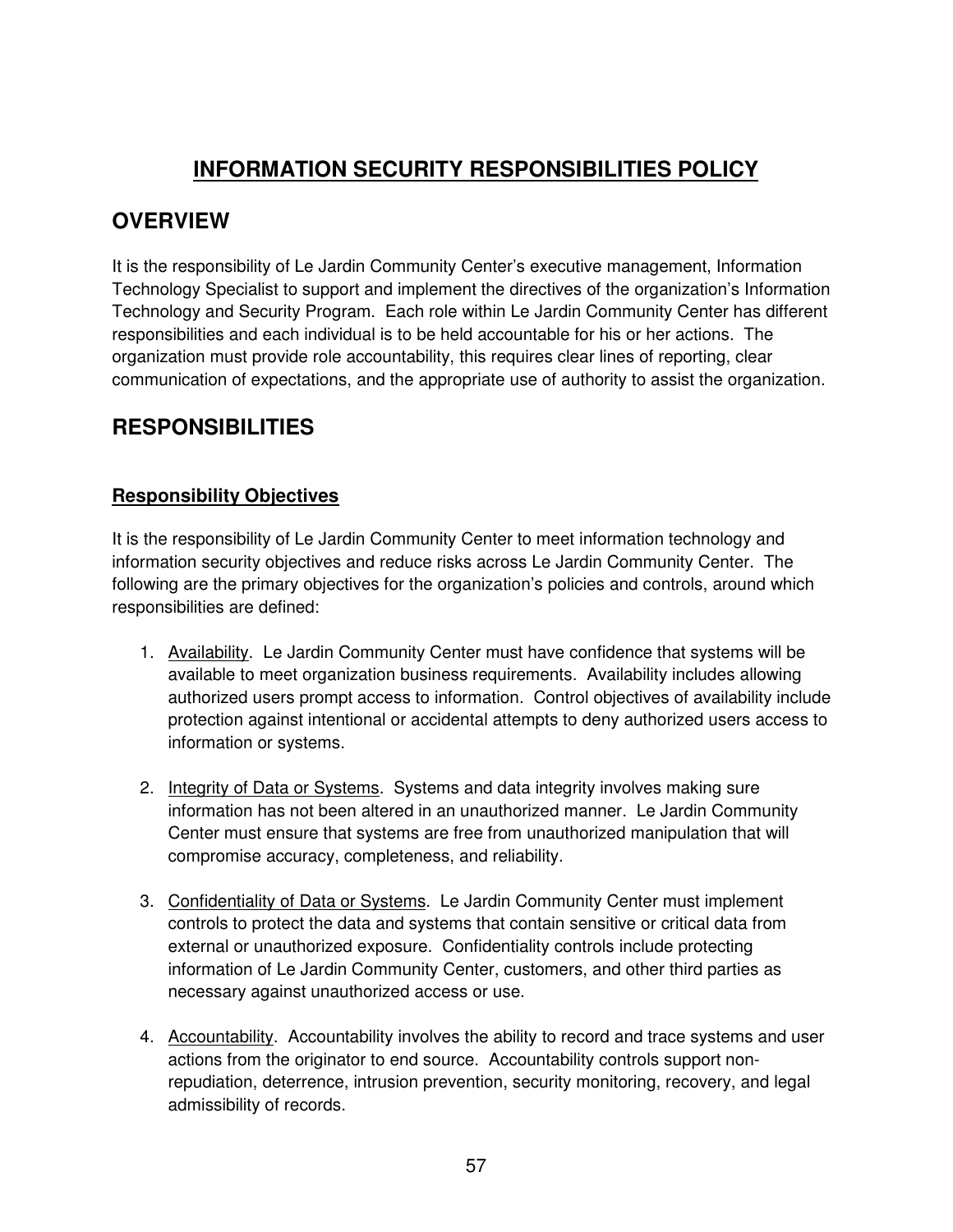# INFORMATION SECURITY RESPONSIBILITIES POLICY

## OVERVIEW

It is the responsibility of Le Jardin Community Center's executive management, Information Technology Specialist to support and implement the directives of the organization's Information Technology and Security Program. Each role within Le Jardin Community Center has different responsibilities and each individual is to be held accountable for his or her actions. The organization must provide role accountability, this requires clear lines of reporting, clear communication of expectations, and the appropriate use of authority to assist the organization.

## RESPONSIBILITIES

### Responsibility Objectives

It is the responsibility of Le Jardin Community Center to meet information technology and information security objectives and reduce risks across Le Jardin Community Center. The following are the primary objectives for the organization's policies and controls, around which responsibilities are defined:

1. Availability. Le Jardin Community Center must have confidence that systems will be available to meet organization business requirements. Availability includes allowing authorized users prompt access to information. Control objectives of availability include protection against intentional or accidental attempts to deny authorized users access to information or systems.

2. Integrity of Data or Systems. Systems and data integrity involves making sure information has not been altered in an unauthorized manner. Le Jardin Community Center must ensure that systems are free from unauthorized manipulation that will compromise accuracy, completeness, and reliability.

3. Confidentiality of Data or Systems. Le Jardin Community Center must implement controls to protect the data and systems that contain sensitive or critical data from external or unauthorized exposure. Confidentiality controls include protecting information of Le Jardin Community Center, customers, and other third parties as necessary against unauthorized access or use.

4. Accountability. Accountability involves the ability to record and trace systems and user actions from the originator to end source. Accountability controls support non-repudiation, deterrence, intrusion prevention, security monitoring, recovery, and legal admissibility of records.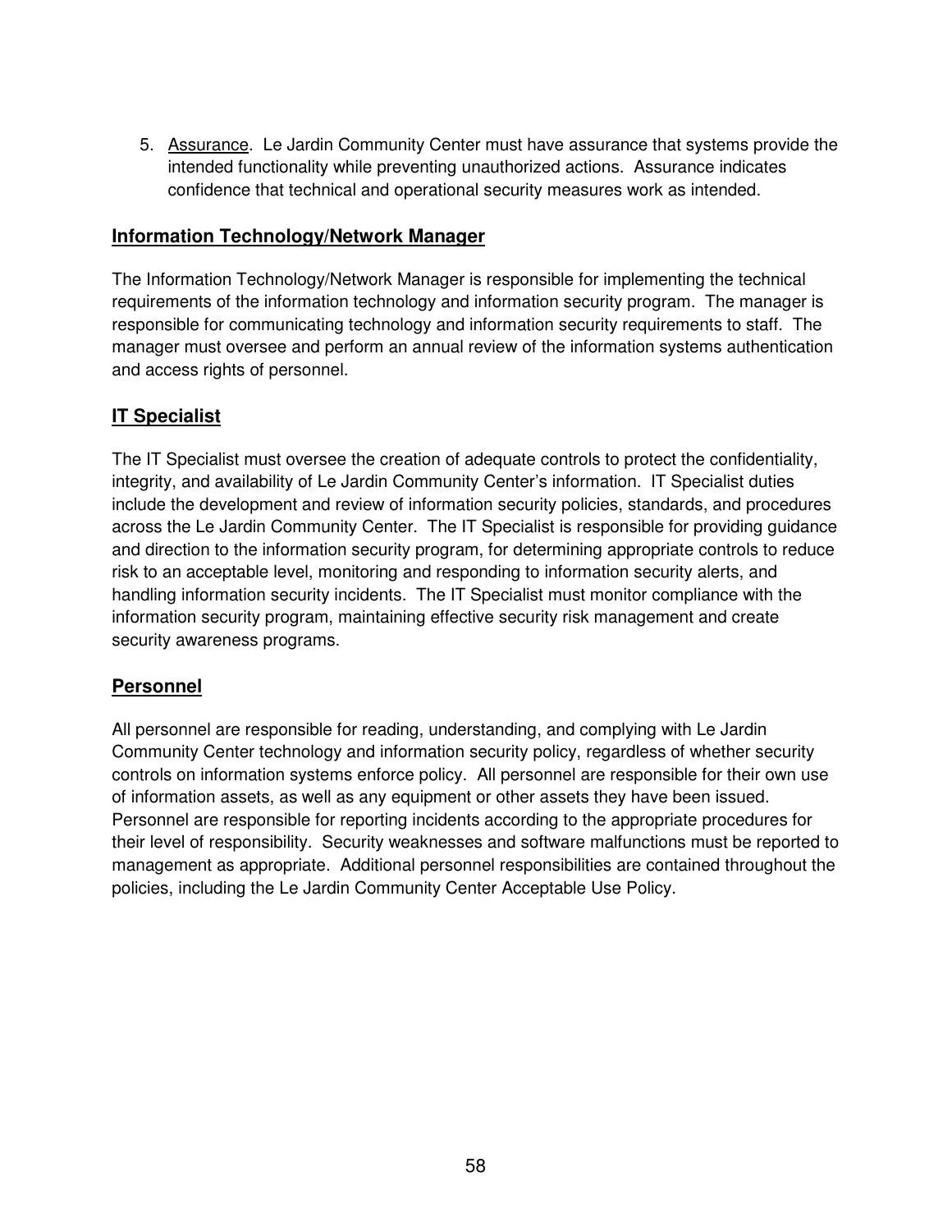5. <u>Assurance</u>. Le Jardin Community Center must have assurance that systems provide the intended functionality while preventing unauthorized actions. Assurance indicates confidence that technical and operational security measures work as intended.

## Information Technology/Network Manager

The Information Technology/Network Manager is responsible for implementing the technical requirements of the information technology and information security program. The manager is responsible for communicating technology and information security requirements to staff. The manager must oversee and perform an annual review of the information systems authentication and access rights of personnel.

## IT Specialist

The IT Specialist must oversee the creation of adequate controls to protect the confidentiality, integrity, and availability of Le Jardin Community Center's information. IT Specialist duties include the development and review of information security policies, standards, and procedures across the Le Jardin Community Center. The IT Specialist is responsible for providing guidance and direction to the information security program, for determining appropriate controls to reduce risk to an acceptable level, monitoring and responding to information security alerts, and handling information security incidents. The IT Specialist must monitor compliance with the information security program, maintaining effective security risk management and create security awareness programs.

## Personnel

All personnel are responsible for reading, understanding, and complying with Le Jardin Community Center technology and information security policy, regardless of whether security controls on information systems enforce policy. All personnel are responsible for their own use of information assets, as well as any equipment or other assets they have been issued. Personnel are responsible for reporting incidents according to the appropriate procedures for their level of responsibility. Security weaknesses and software malfunctions must be reported to management as appropriate. Additional personnel responsibilities are contained throughout the policies, including the Le Jardin Community Center Acceptable Use Policy.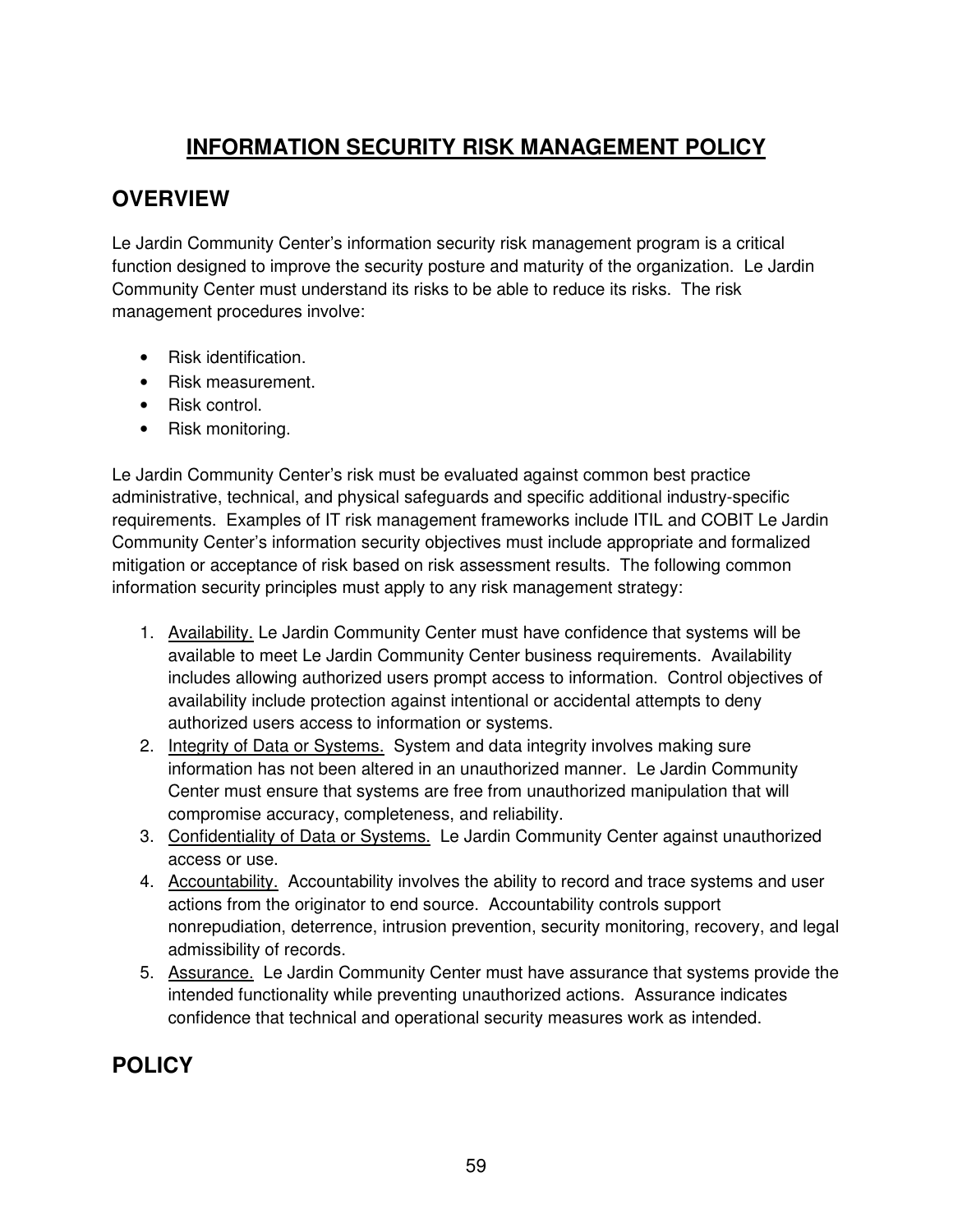# INFORMATION SECURITY RISK MANAGEMENT POLICY

## OVERVIEW

Le Jardin Community Center's information security risk management program is a critical function designed to improve the security posture and maturity of the organization. Le Jardin Community Center must understand its risks to be able to reduce its risks. The risk management procedures involve:

- Risk identification.
- Risk measurement.
- Risk control.
- Risk monitoring.

Le Jardin Community Center's risk must be evaluated against common best practice administrative, technical, and physical safeguards and specific additional industry-specific requirements. Examples of IT risk management frameworks include ITIL and COBIT Le Jardin Community Center's information security objectives must include appropriate and formalized mitigation or acceptance of risk based on risk assessment results. The following common information security principles must apply to any risk management strategy:

1. Availability. Le Jardin Community Center must have confidence that systems will be available to meet Le Jardin Community Center business requirements. Availability includes allowing authorized users prompt access to information. Control objectives of availability include protection against intentional or accidental attempts to deny authorized users access to information or systems.
2. Integrity of Data or Systems. System and data integrity involves making sure information has not been altered in an unauthorized manner. Le Jardin Community Center must ensure that systems are free from unauthorized manipulation that will compromise accuracy, completeness, and reliability.
3. Confidentiality of Data or Systems. Le Jardin Community Center against unauthorized access or use.
4. Accountability. Accountability involves the ability to record and trace systems and user actions from the originator to end source. Accountability controls support nonrepudiation, deterrence, intrusion prevention, security monitoring, recovery, and legal admissibility of records.
5. Assurance. Le Jardin Community Center must have assurance that systems provide the intended functionality while preventing unauthorized actions. Assurance indicates confidence that technical and operational security measures work as intended.

## POLICY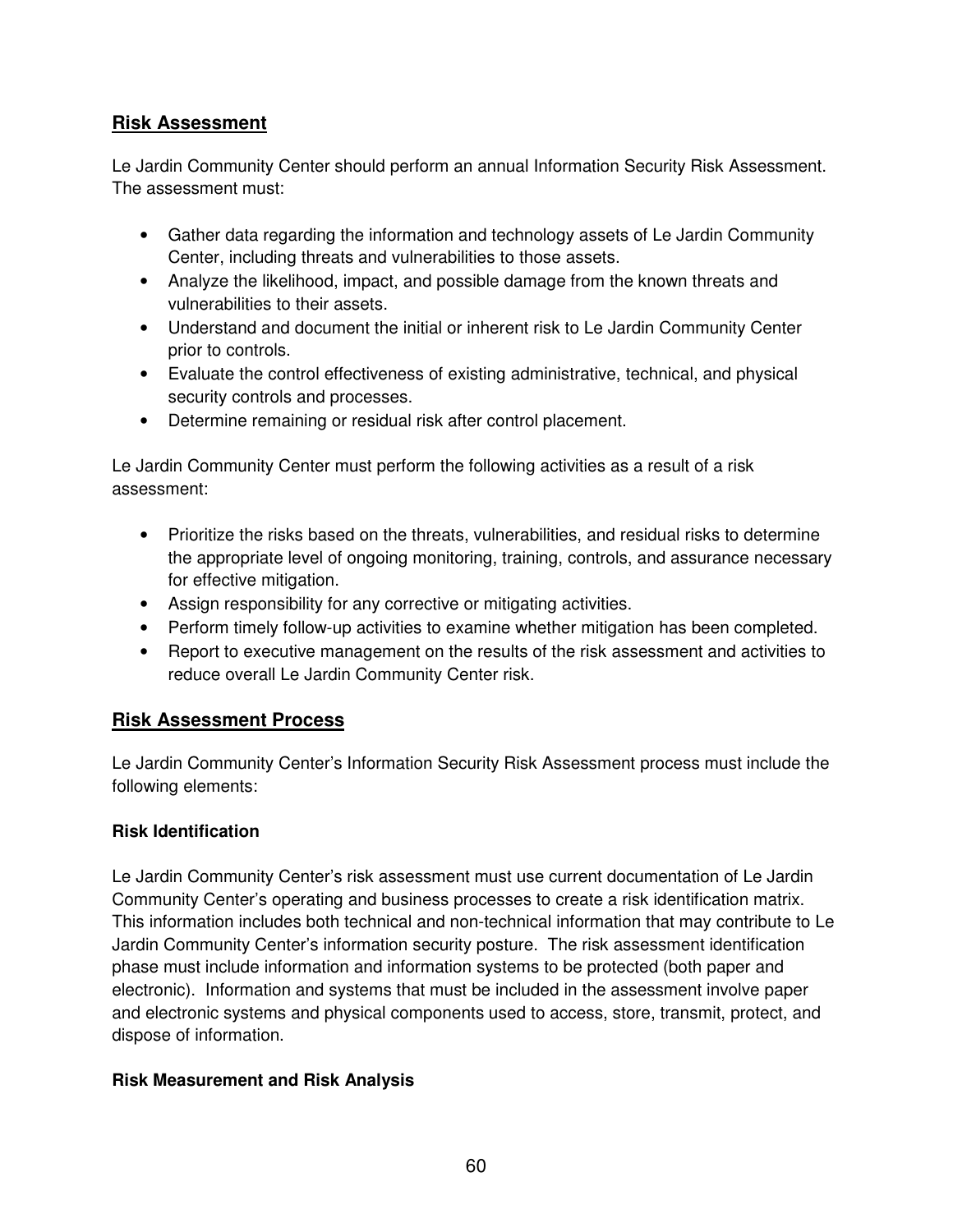## Risk Assessment

Le Jardin Community Center should perform an annual Information Security Risk Assessment. The assessment must:

- Gather data regarding the information and technology assets of Le Jardin Community Center, including threats and vulnerabilities to those assets.
- Analyze the likelihood, impact, and possible damage from the known threats and vulnerabilities to their assets.
- Understand and document the initial or inherent risk to Le Jardin Community Center prior to controls.
- Evaluate the control effectiveness of existing administrative, technical, and physical security controls and processes.
- Determine remaining or residual risk after control placement.

Le Jardin Community Center must perform the following activities as a result of a risk assessment:

- Prioritize the risks based on the threats, vulnerabilities, and residual risks to determine the appropriate level of ongoing monitoring, training, controls, and assurance necessary for effective mitigation.
- Assign responsibility for any corrective or mitigating activities.
- Perform timely follow-up activities to examine whether mitigation has been completed.
- Report to executive management on the results of the risk assessment and activities to reduce overall Le Jardin Community Center risk.

## Risk Assessment Process

Le Jardin Community Center's Information Security Risk Assessment process must include the following elements:

### Risk Identification

Le Jardin Community Center's risk assessment must use current documentation of Le Jardin Community Center's operating and business processes to create a risk identification matrix. This information includes both technical and non-technical information that may contribute to Le Jardin Community Center's information security posture. The risk assessment identification phase must include information and information systems to be protected (both paper and electronic). Information and systems that must be included in the assessment involve paper and electronic systems and physical components used to access, store, transmit, protect, and dispose of information.

### Risk Measurement and Risk Analysis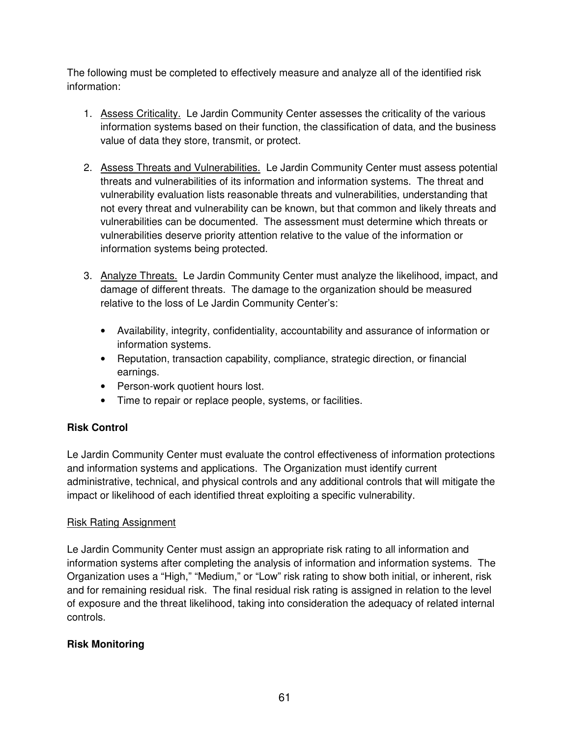The following must be completed to effectively measure and analyze all of the identified risk information:

1. Assess Criticality. Le Jardin Community Center assesses the criticality of the various information systems based on their function, the classification of data, and the business value of data they store, transmit, or protect.

2. Assess Threats and Vulnerabilities. Le Jardin Community Center must assess potential threats and vulnerabilities of its information and information systems. The threat and vulnerability evaluation lists reasonable threats and vulnerabilities, understanding that not every threat and vulnerability can be known, but that common and likely threats and vulnerabilities can be documented. The assessment must determine which threats or vulnerabilities deserve priority attention relative to the value of the information or information systems being protected.

3. Analyze Threats. Le Jardin Community Center must analyze the likelihood, impact, and damage of different threats. The damage to the organization should be measured relative to the loss of Le Jardin Community Center's:

   - Availability, integrity, confidentiality, accountability and assurance of information or information systems.
   - Reputation, transaction capability, compliance, strategic direction, or financial earnings.
   - Person-work quotient hours lost.
   - Time to repair or replace people, systems, or facilities.

**Risk Control**

Le Jardin Community Center must evaluate the control effectiveness of information protections and information systems and applications. The Organization must identify current administrative, technical, and physical controls and any additional controls that will mitigate the impact or likelihood of each identified threat exploiting a specific vulnerability.

Risk Rating Assignment

Le Jardin Community Center must assign an appropriate risk rating to all information and information systems after completing the analysis of information and information systems. The Organization uses a "High," "Medium," or "Low" risk rating to show both initial, or inherent, risk and for remaining residual risk. The final residual risk rating is assigned in relation to the level of exposure and the threat likelihood, taking into consideration the adequacy of related internal controls.

**Risk Monitoring**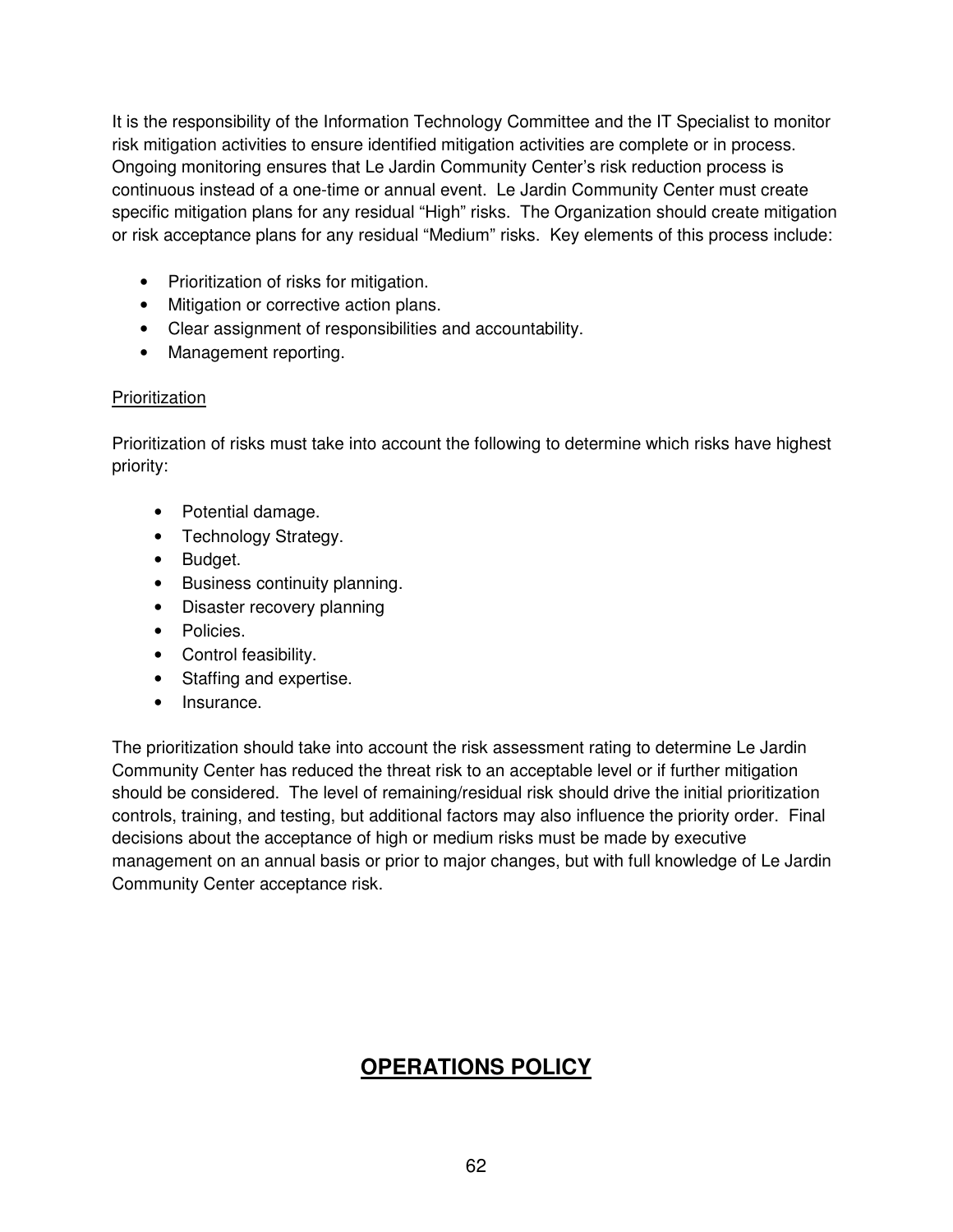It is the responsibility of the Information Technology Committee and the IT Specialist to monitor risk mitigation activities to ensure identified mitigation activities are complete or in process. Ongoing monitoring ensures that Le Jardin Community Center's risk reduction process is continuous instead of a one-time or annual event. Le Jardin Community Center must create specific mitigation plans for any residual "High" risks. The Organization should create mitigation or risk acceptance plans for any residual "Medium" risks. Key elements of this process include:

- Prioritization of risks for mitigation.
- Mitigation or corrective action plans.
- Clear assignment of responsibilities and accountability.
- Management reporting.

<u>Prioritization</u>

Prioritization of risks must take into account the following to determine which risks have highest priority:

- Potential damage.
- Technology Strategy.
- Budget.
- Business continuity planning.
- Disaster recovery planning
- Policies.
- Control feasibility.
- Staffing and expertise.
- Insurance.

The prioritization should take into account the risk assessment rating to determine Le Jardin Community Center has reduced the threat risk to an acceptable level or if further mitigation should be considered. The level of remaining/residual risk should drive the initial prioritization controls, training, and testing, but additional factors may also influence the priority order. Final decisions about the acceptance of high or medium risks must be made by executive management on an annual basis or prior to major changes, but with full knowledge of Le Jardin Community Center acceptance risk.

# **<u>OPERATIONS POLICY</u>**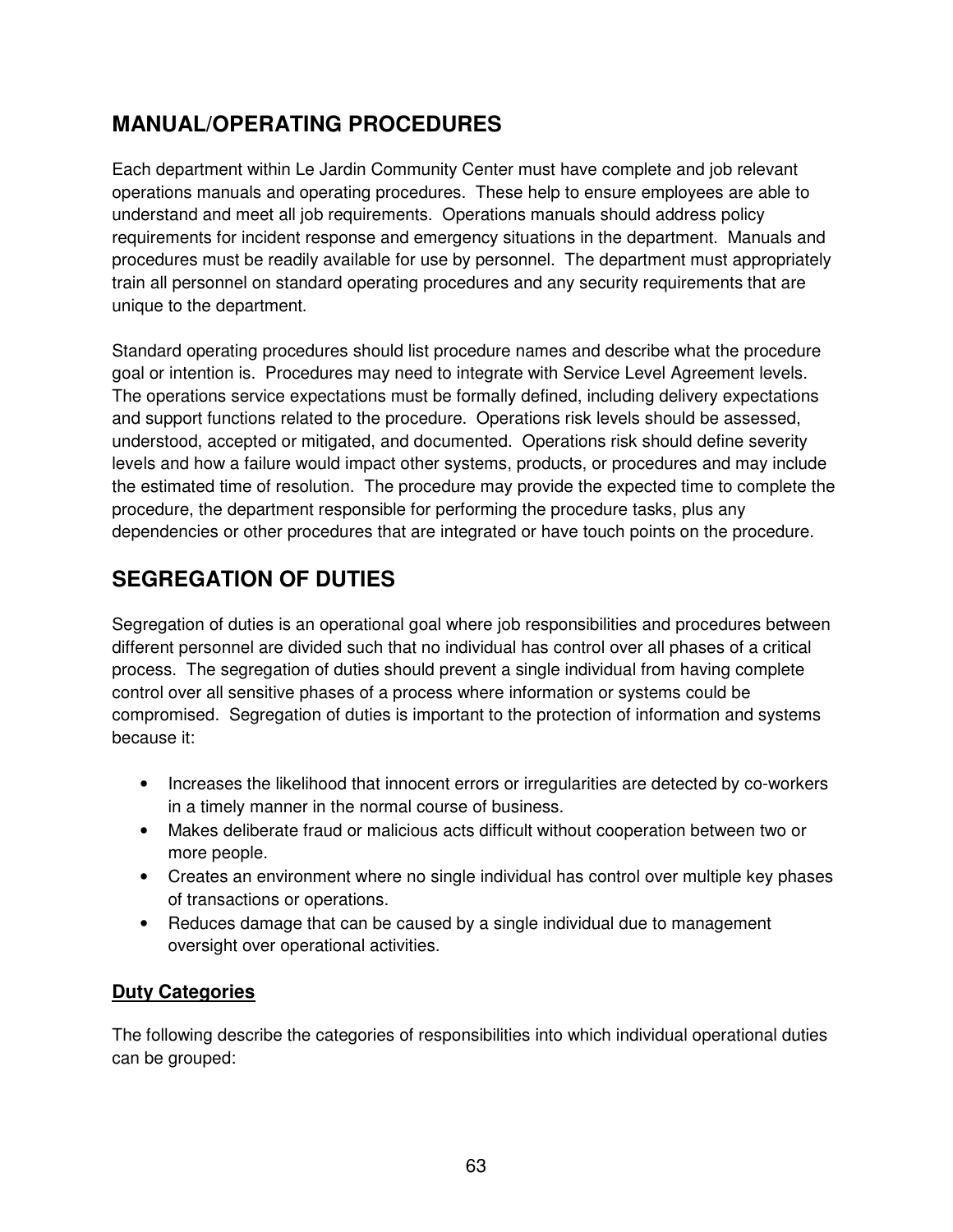## MANUAL/OPERATING PROCEDURES

Each department within Le Jardin Community Center must have complete and job relevant operations manuals and operating procedures. These help to ensure employees are able to understand and meet all job requirements. Operations manuals should address policy requirements for incident response and emergency situations in the department. Manuals and procedures must be readily available for use by personnel. The department must appropriately train all personnel on standard operating procedures and any security requirements that are unique to the department.

Standard operating procedures should list procedure names and describe what the procedure goal or intention is. Procedures may need to integrate with Service Level Agreement levels. The operations service expectations must be formally defined, including delivery expectations and support functions related to the procedure. Operations risk levels should be assessed, understood, accepted or mitigated, and documented. Operations risk should define severity levels and how a failure would impact other systems, products, or procedures and may include the estimated time of resolution. The procedure may provide the expected time to complete the procedure, the department responsible for performing the procedure tasks, plus any dependencies or other procedures that are integrated or have touch points on the procedure.

## SEGREGATION OF DUTIES

Segregation of duties is an operational goal where job responsibilities and procedures between different personnel are divided such that no individual has control over all phases of a critical process. The segregation of duties should prevent a single individual from having complete control over all sensitive phases of a process where information or systems could be compromised. Segregation of duties is important to the protection of information and systems because it:

- Increases the likelihood that innocent errors or irregularities are detected by co-workers in a timely manner in the normal course of business.
- Makes deliberate fraud or malicious acts difficult without cooperation between two or more people.
- Creates an environment where no single individual has control over multiple key phases of transactions or operations.
- Reduces damage that can be caused by a single individual due to management oversight over operational activities.

### Duty Categories

The following describe the categories of responsibilities into which individual operational duties can be grouped: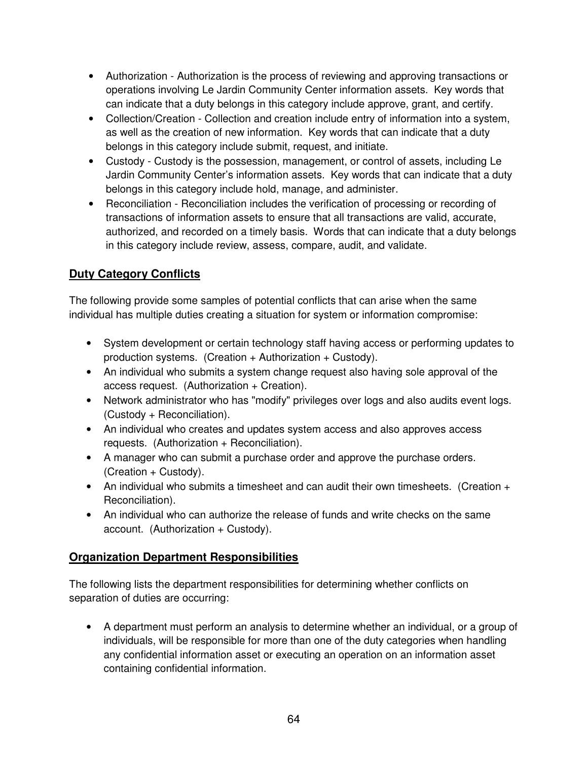- Authorization - Authorization is the process of reviewing and approving transactions or operations involving Le Jardin Community Center information assets. Key words that can indicate that a duty belongs in this category include approve, grant, and certify.
- Collection/Creation - Collection and creation include entry of information into a system, as well as the creation of new information. Key words that can indicate that a duty belongs in this category include submit, request, and initiate.
- Custody - Custody is the possession, management, or control of assets, including Le Jardin Community Center's information assets. Key words that can indicate that a duty belongs in this category include hold, manage, and administer.
- Reconciliation - Reconciliation includes the verification of processing or recording of transactions of information assets to ensure that all transactions are valid, accurate, authorized, and recorded on a timely basis. Words that can indicate that a duty belongs in this category include review, assess, compare, audit, and validate.

## **Duty Category Conflicts**

The following provide some samples of potential conflicts that can arise when the same individual has multiple duties creating a situation for system or information compromise:

- System development or certain technology staff having access or performing updates to production systems. (Creation + Authorization + Custody).
- An individual who submits a system change request also having sole approval of the access request. (Authorization + Creation).
- Network administrator who has "modify" privileges over logs and also audits event logs. (Custody + Reconciliation).
- An individual who creates and updates system access and also approves access requests. (Authorization + Reconciliation).
- A manager who can submit a purchase order and approve the purchase orders. (Creation + Custody).
- An individual who submits a timesheet and can audit their own timesheets. (Creation + Reconciliation).
- An individual who can authorize the release of funds and write checks on the same account. (Authorization + Custody).

## **Organization Department Responsibilities**

The following lists the department responsibilities for determining whether conflicts on separation of duties are occurring:

- A department must perform an analysis to determine whether an individual, or a group of individuals, will be responsible for more than one of the duty categories when handling any confidential information asset or executing an operation on an information asset containing confidential information.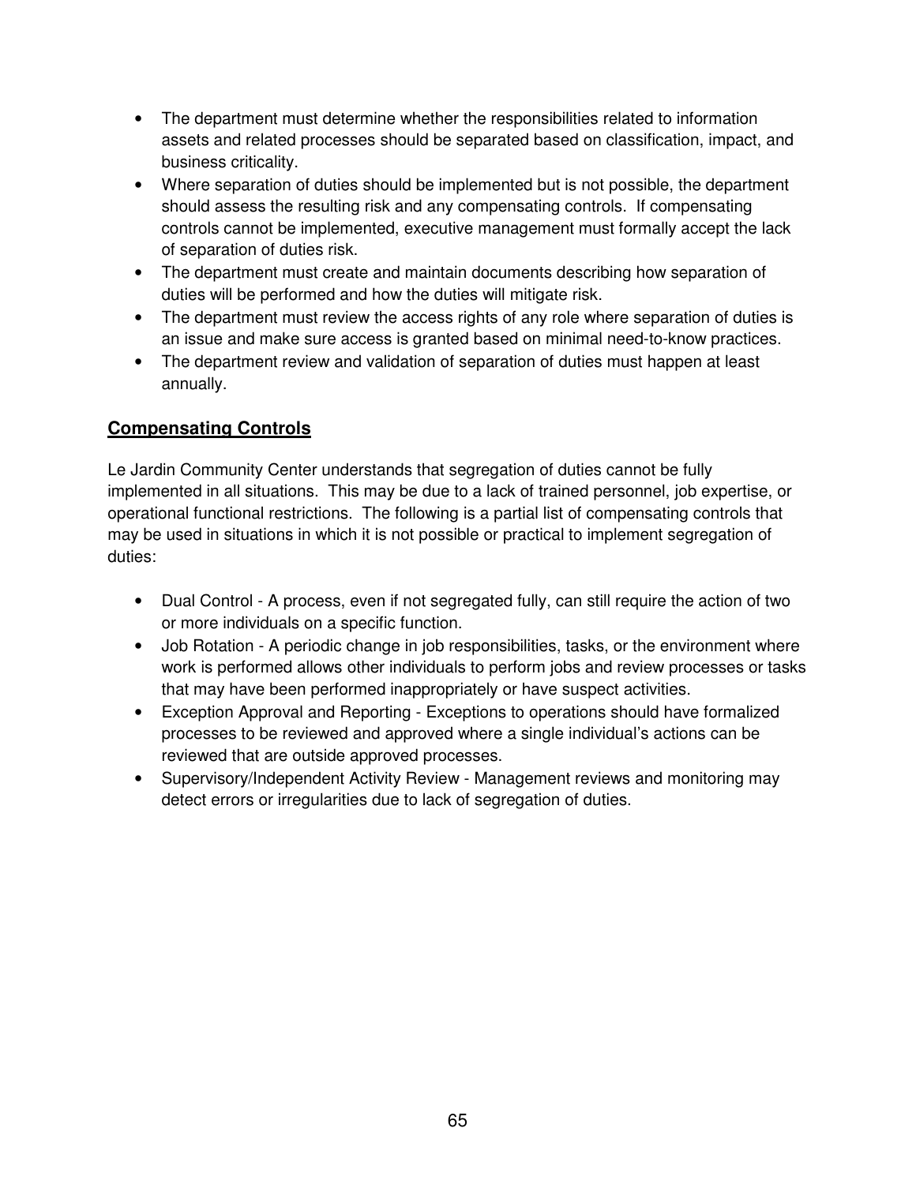- The department must determine whether the responsibilities related to information assets and related processes should be separated based on classification, impact, and business criticality.
- Where separation of duties should be implemented but is not possible, the department should assess the resulting risk and any compensating controls. If compensating controls cannot be implemented, executive management must formally accept the lack of separation of duties risk.
- The department must create and maintain documents describing how separation of duties will be performed and how the duties will mitigate risk.
- The department must review the access rights of any role where separation of duties is an issue and make sure access is granted based on minimal need-to-know practices.
- The department review and validation of separation of duties must happen at least annually.

## **Compensating Controls**

Le Jardin Community Center understands that segregation of duties cannot be fully implemented in all situations. This may be due to a lack of trained personnel, job expertise, or operational functional restrictions. The following is a partial list of compensating controls that may be used in situations in which it is not possible or practical to implement segregation of duties:

- Dual Control - A process, even if not segregated fully, can still require the action of two or more individuals on a specific function.
- Job Rotation - A periodic change in job responsibilities, tasks, or the environment where work is performed allows other individuals to perform jobs and review processes or tasks that may have been performed inappropriately or have suspect activities.
- Exception Approval and Reporting - Exceptions to operations should have formalized processes to be reviewed and approved where a single individual's actions can be reviewed that are outside approved processes.
- Supervisory/Independent Activity Review - Management reviews and monitoring may detect errors or irregularities due to lack of segregation of duties.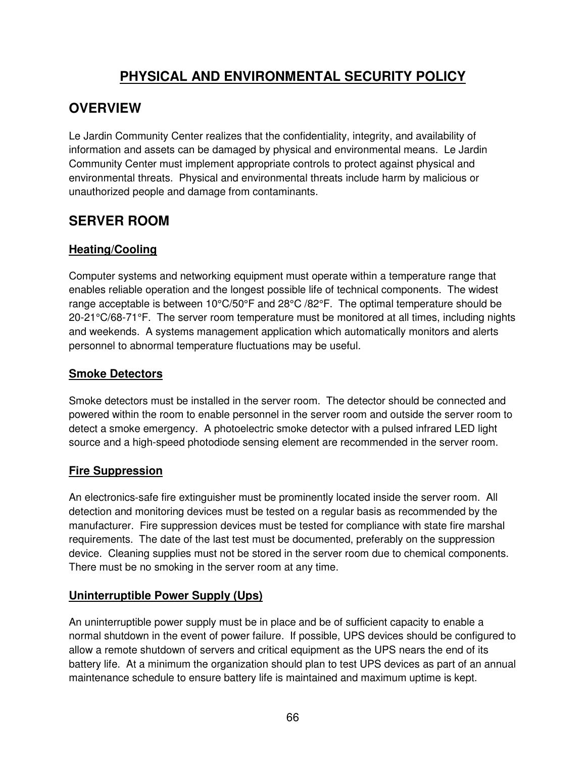# PHYSICAL AND ENVIRONMENTAL SECURITY POLICY

## OVERVIEW

Le Jardin Community Center realizes that the confidentiality, integrity, and availability of information and assets can be damaged by physical and environmental means. Le Jardin Community Center must implement appropriate controls to protect against physical and environmental threats. Physical and environmental threats include harm by malicious or unauthorized people and damage from contaminants.

## SERVER ROOM

### Heating/Cooling

Computer systems and networking equipment must operate within a temperature range that enables reliable operation and the longest possible life of technical components. The widest range acceptable is between 10°C/50°F and 28°C /82°F. The optimal temperature should be 20-21°C/68-71°F. The server room temperature must be monitored at all times, including nights and weekends. A systems management application which automatically monitors and alerts personnel to abnormal temperature fluctuations may be useful.

### Smoke Detectors

Smoke detectors must be installed in the server room. The detector should be connected and powered within the room to enable personnel in the server room and outside the server room to detect a smoke emergency. A photoelectric smoke detector with a pulsed infrared LED light source and a high-speed photodiode sensing element are recommended in the server room.

### Fire Suppression

An electronics-safe fire extinguisher must be prominently located inside the server room. All detection and monitoring devices must be tested on a regular basis as recommended by the manufacturer. Fire suppression devices must be tested for compliance with state fire marshal requirements. The date of the last test must be documented, preferably on the suppression device. Cleaning supplies must not be stored in the server room due to chemical components. There must be no smoking in the server room at any time.

### Uninterruptible Power Supply (Ups)

An uninterruptible power supply must be in place and be of sufficient capacity to enable a normal shutdown in the event of power failure. If possible, UPS devices should be configured to allow a remote shutdown of servers and critical equipment as the UPS nears the end of its battery life. At a minimum the organization should plan to test UPS devices as part of an annual maintenance schedule to ensure battery life is maintained and maximum uptime is kept.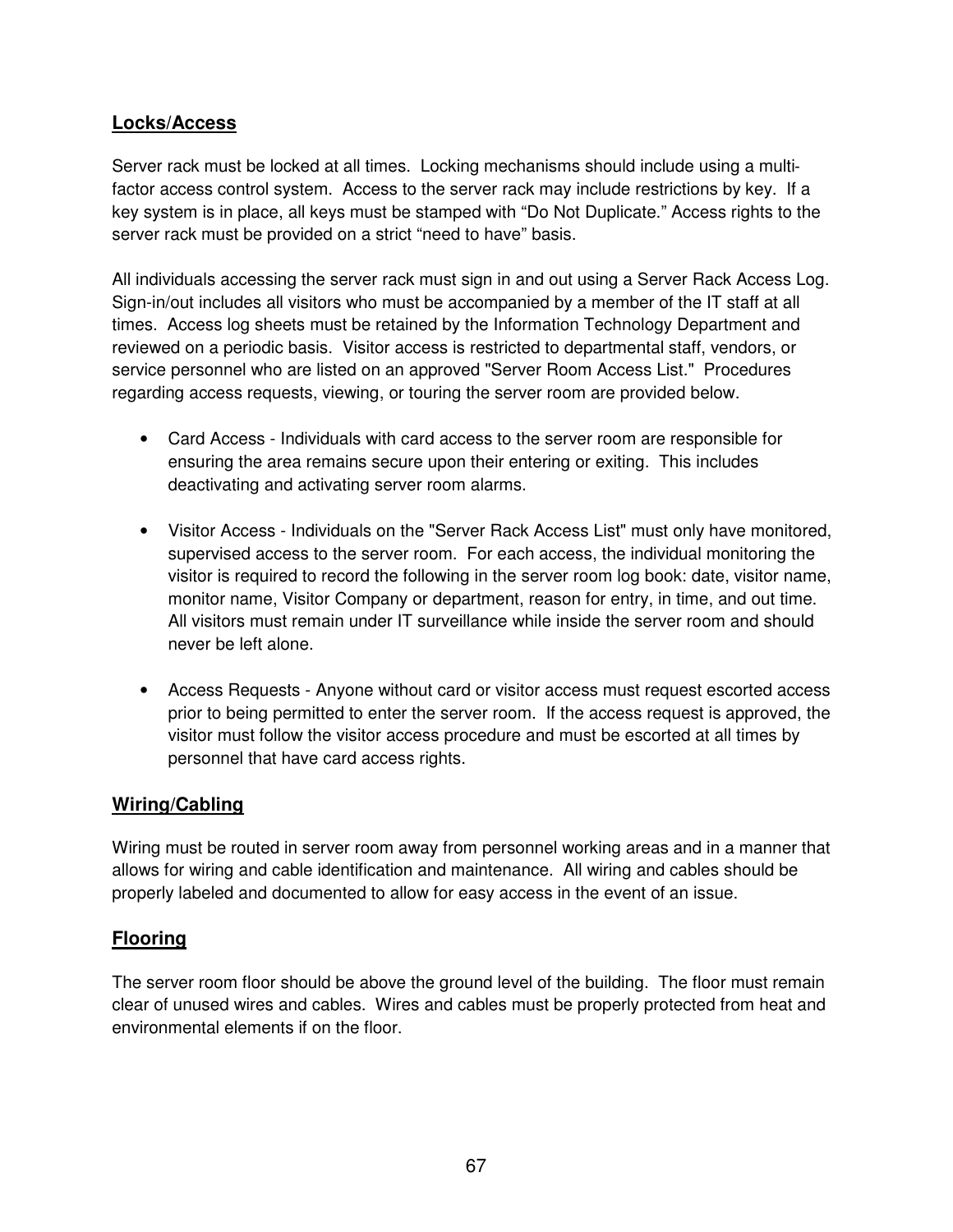## Locks/Access

Server rack must be locked at all times. Locking mechanisms should include using a multi-factor access control system. Access to the server rack may include restrictions by key. If a key system is in place, all keys must be stamped with "Do Not Duplicate." Access rights to the server rack must be provided on a strict "need to have" basis.

All individuals accessing the server rack must sign in and out using a Server Rack Access Log. Sign-in/out includes all visitors who must be accompanied by a member of the IT staff at all times. Access log sheets must be retained by the Information Technology Department and reviewed on a periodic basis. Visitor access is restricted to departmental staff, vendors, or service personnel who are listed on an approved "Server Room Access List." Procedures regarding access requests, viewing, or touring the server room are provided below.

- Card Access - Individuals with card access to the server room are responsible for ensuring the area remains secure upon their entering or exiting. This includes deactivating and activating server room alarms.
- Visitor Access - Individuals on the "Server Rack Access List" must only have monitored, supervised access to the server room. For each access, the individual monitoring the visitor is required to record the following in the server room log book: date, visitor name, monitor name, Visitor Company or department, reason for entry, in time, and out time. All visitors must remain under IT surveillance while inside the server room and should never be left alone.
- Access Requests - Anyone without card or visitor access must request escorted access prior to being permitted to enter the server room. If the access request is approved, the visitor must follow the visitor access procedure and must be escorted at all times by personnel that have card access rights.

## Wiring/Cabling

Wiring must be routed in server room away from personnel working areas and in a manner that allows for wiring and cable identification and maintenance. All wiring and cables should be properly labeled and documented to allow for easy access in the event of an issue.

## Flooring

The server room floor should be above the ground level of the building. The floor must remain clear of unused wires and cables. Wires and cables must be properly protected from heat and environmental elements if on the floor.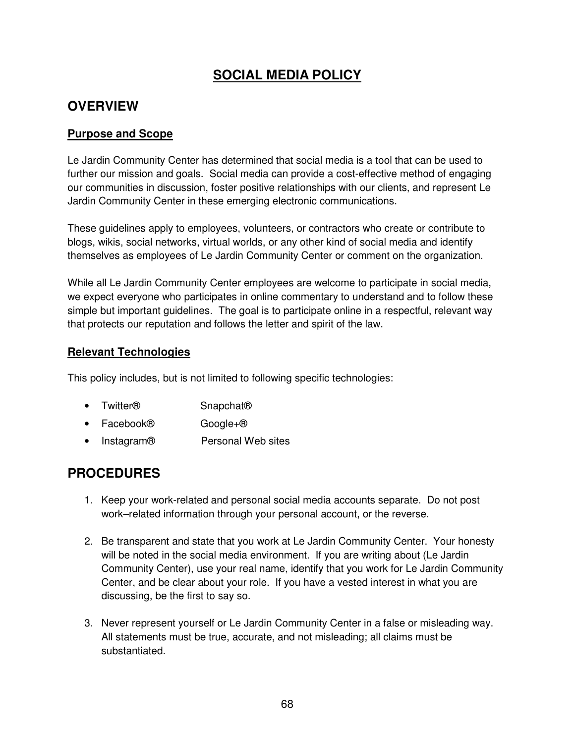# SOCIAL MEDIA POLICY

## OVERVIEW

### Purpose and Scope

Le Jardin Community Center has determined that social media is a tool that can be used to further our mission and goals. Social media can provide a cost-effective method of engaging our communities in discussion, foster positive relationships with our clients, and represent Le Jardin Community Center in these emerging electronic communications.

These guidelines apply to employees, volunteers, or contractors who create or contribute to blogs, wikis, social networks, virtual worlds, or any other kind of social media and identify themselves as employees of Le Jardin Community Center or comment on the organization.

While all Le Jardin Community Center employees are welcome to participate in social media, we expect everyone who participates in online commentary to understand and to follow these simple but important guidelines. The goal is to participate online in a respectful, relevant way that protects our reputation and follows the letter and spirit of the law.

### Relevant Technologies

This policy includes, but is not limited to following specific technologies:

- Twitter®
- Facebook®
- Instagram®
- Snapchat®
- Google+®
- Personal Web sites

## PROCEDURES

1. Keep your work-related and personal social media accounts separate. Do not post work–related information through your personal account, or the reverse.

2. Be transparent and state that you work at Le Jardin Community Center. Your honesty will be noted in the social media environment. If you are writing about (Le Jardin Community Center), use your real name, identify that you work for Le Jardin Community Center, and be clear about your role. If you have a vested interest in what you are discussing, be the first to say so.

3. Never represent yourself or Le Jardin Community Center in a false or misleading way. All statements must be true, accurate, and not misleading; all claims must be substantiated.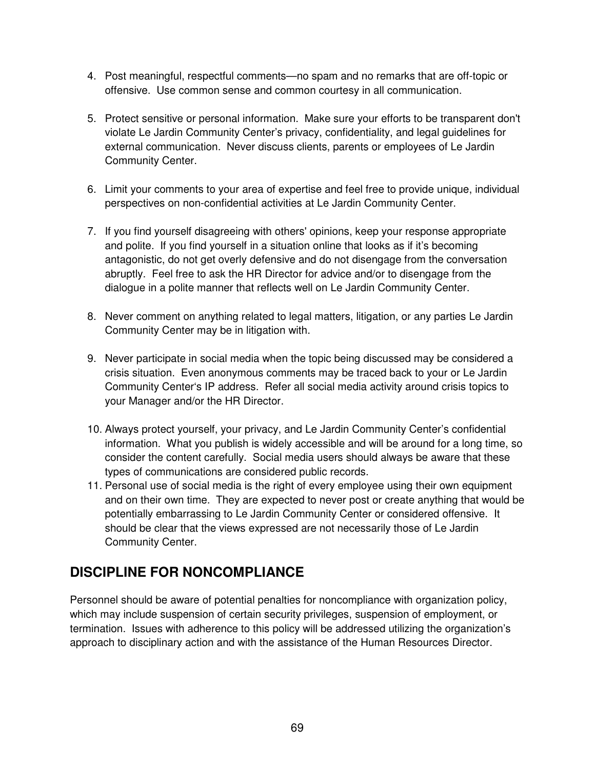4. Post meaningful, respectful comments—no spam and no remarks that are off-topic or offensive.  Use common sense and common courtesy in all communication.

5. Protect sensitive or personal information.  Make sure your efforts to be transparent don't violate Le Jardin Community Center's privacy, confidentiality, and legal guidelines for external communication.  Never discuss clients, parents or employees of Le Jardin Community Center.

6. Limit your comments to your area of expertise and feel free to provide unique, individual perspectives on non-confidential activities at Le Jardin Community Center.

7. If you find yourself disagreeing with others' opinions, keep your response appropriate and polite.  If you find yourself in a situation online that looks as if it's becoming antagonistic, do not get overly defensive and do not disengage from the conversation abruptly.  Feel free to ask the HR Director for advice and/or to disengage from the dialogue in a polite manner that reflects well on Le Jardin Community Center.

8. Never comment on anything related to legal matters, litigation, or any parties Le Jardin Community Center may be in litigation with.

9. Never participate in social media when the topic being discussed may be considered a crisis situation.  Even anonymous comments may be traced back to your or Le Jardin Community Center's IP address.  Refer all social media activity around crisis topics to your Manager and/or the HR Director.

10. Always protect yourself, your privacy, and Le Jardin Community Center's confidential information.  What you publish is widely accessible and will be around for a long time, so consider the content carefully.  Social media users should always be aware that these types of communications are considered public records.
11. Personal use of social media is the right of every employee using their own equipment and on their own time.  They are expected to never post or create anything that would be potentially embarrassing to Le Jardin Community Center or considered offensive.  It should be clear that the views expressed are not necessarily those of Le Jardin Community Center.

## DISCIPLINE FOR NONCOMPLIANCE

Personnel should be aware of potential penalties for noncompliance with organization policy, which may include suspension of certain security privileges, suspension of employment, or termination.  Issues with adherence to this policy will be addressed utilizing the organization's approach to disciplinary action and with the assistance of the Human Resources Director.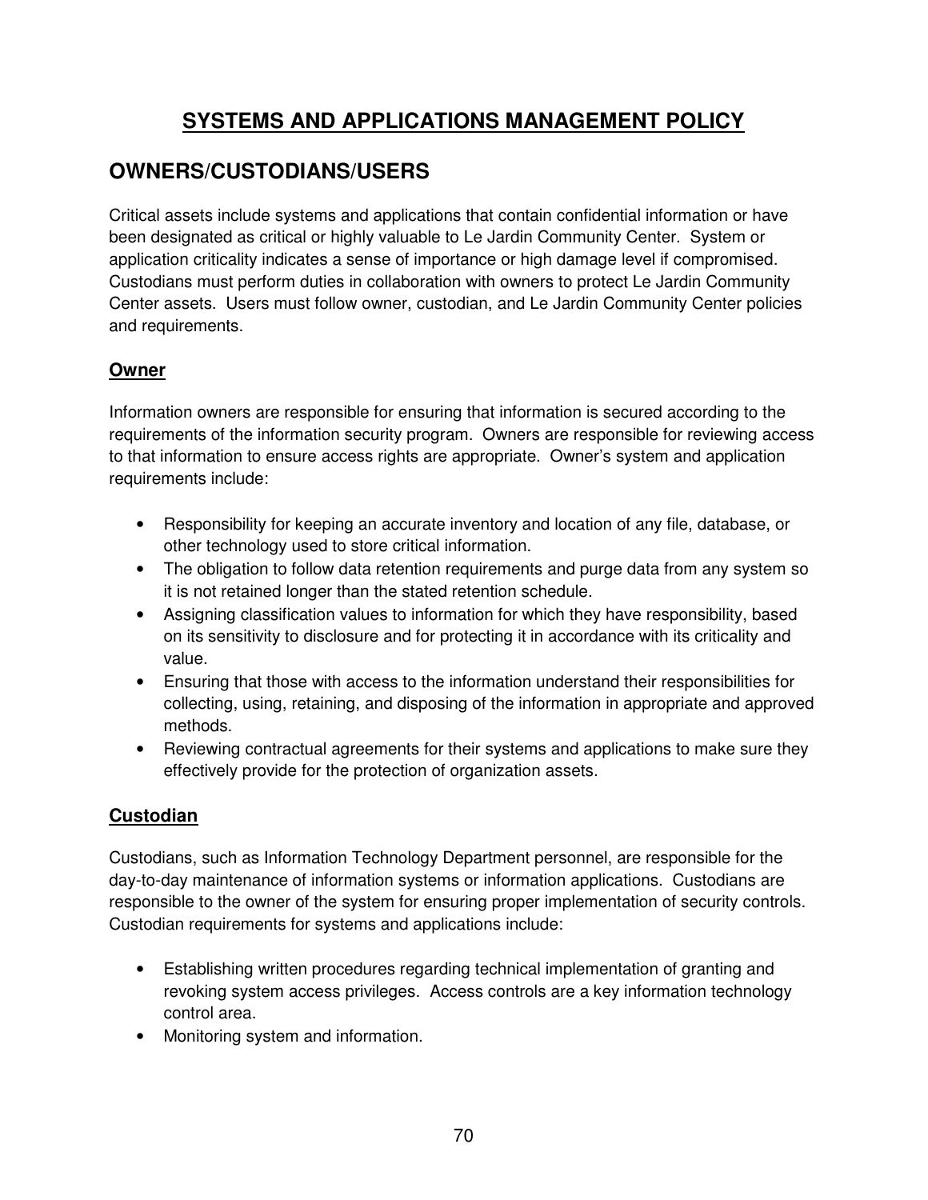# SYSTEMS AND APPLICATIONS MANAGEMENT POLICY

## OWNERS/CUSTODIANS/USERS

Critical assets include systems and applications that contain confidential information or have been designated as critical or highly valuable to Le Jardin Community Center. System or application criticality indicates a sense of importance or high damage level if compromised. Custodians must perform duties in collaboration with owners to protect Le Jardin Community Center assets. Users must follow owner, custodian, and Le Jardin Community Center policies and requirements.

### Owner

Information owners are responsible for ensuring that information is secured according to the requirements of the information security program. Owners are responsible for reviewing access to that information to ensure access rights are appropriate. Owner's system and application requirements include:

- Responsibility for keeping an accurate inventory and location of any file, database, or other technology used to store critical information.
- The obligation to follow data retention requirements and purge data from any system so it is not retained longer than the stated retention schedule.
- Assigning classification values to information for which they have responsibility, based on its sensitivity to disclosure and for protecting it in accordance with its criticality and value.
- Ensuring that those with access to the information understand their responsibilities for collecting, using, retaining, and disposing of the information in appropriate and approved methods.
- Reviewing contractual agreements for their systems and applications to make sure they effectively provide for the protection of organization assets.

### Custodian

Custodians, such as Information Technology Department personnel, are responsible for the day-to-day maintenance of information systems or information applications. Custodians are responsible to the owner of the system for ensuring proper implementation of security controls. Custodian requirements for systems and applications include:

- Establishing written procedures regarding technical implementation of granting and revoking system access privileges. Access controls are a key information technology control area.
- Monitoring system and information.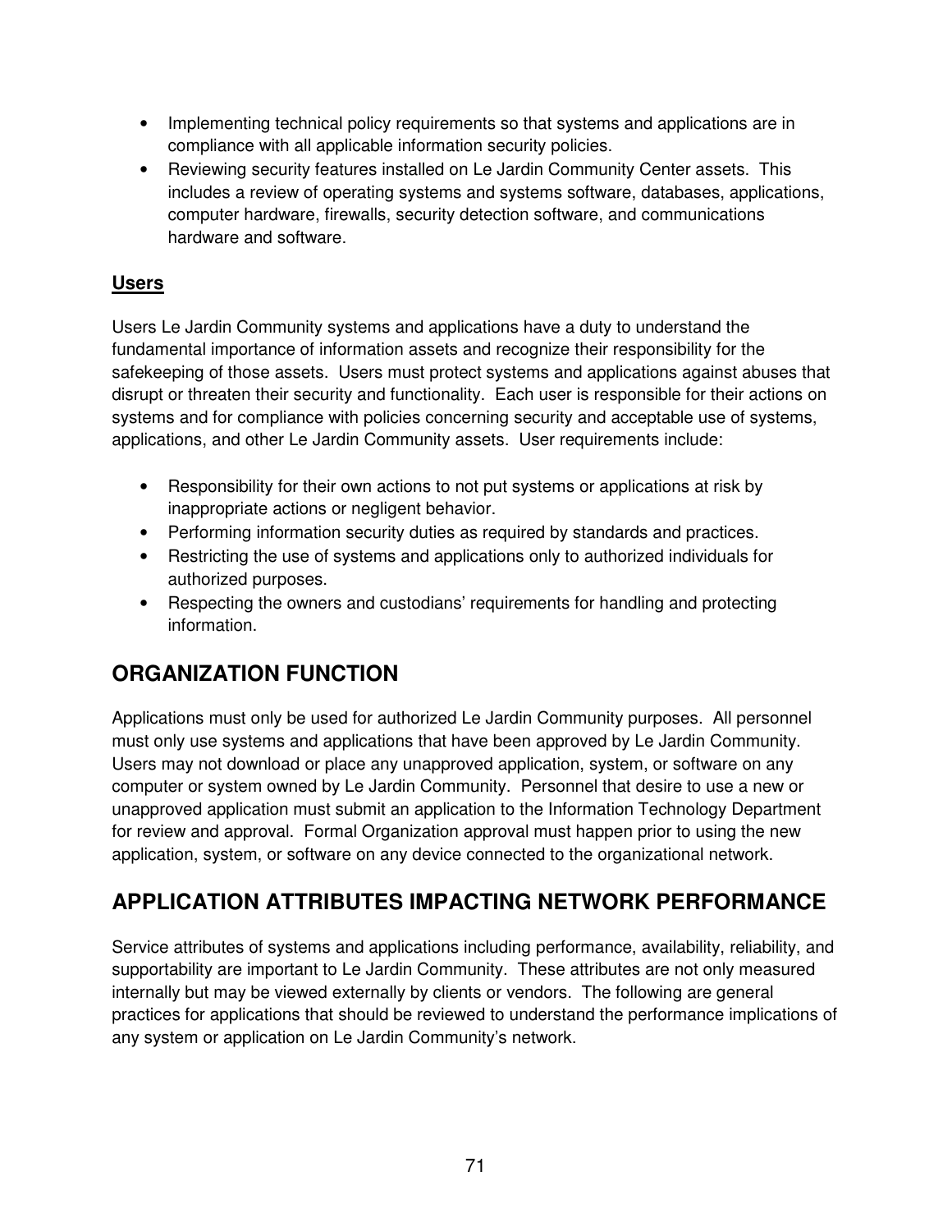- Implementing technical policy requirements so that systems and applications are in compliance with all applicable information security policies.
- Reviewing security features installed on Le Jardin Community Center assets. This includes a review of operating systems and systems software, databases, applications, computer hardware, firewalls, security detection software, and communications hardware and software.

### Users

Users Le Jardin Community systems and applications have a duty to understand the fundamental importance of information assets and recognize their responsibility for the safekeeping of those assets. Users must protect systems and applications against abuses that disrupt or threaten their security and functionality. Each user is responsible for their actions on systems and for compliance with policies concerning security and acceptable use of systems, applications, and other Le Jardin Community assets. User requirements include:

- Responsibility for their own actions to not put systems or applications at risk by inappropriate actions or negligent behavior.
- Performing information security duties as required by standards and practices.
- Restricting the use of systems and applications only to authorized individuals for authorized purposes.
- Respecting the owners and custodians' requirements for handling and protecting information.

## ORGANIZATION FUNCTION

Applications must only be used for authorized Le Jardin Community purposes. All personnel must only use systems and applications that have been approved by Le Jardin Community. Users may not download or place any unapproved application, system, or software on any computer or system owned by Le Jardin Community. Personnel that desire to use a new or unapproved application must submit an application to the Information Technology Department for review and approval. Formal Organization approval must happen prior to using the new application, system, or software on any device connected to the organizational network.

## APPLICATION ATTRIBUTES IMPACTING NETWORK PERFORMANCE

Service attributes of systems and applications including performance, availability, reliability, and supportability are important to Le Jardin Community. These attributes are not only measured internally but may be viewed externally by clients or vendors. The following are general practices for applications that should be reviewed to understand the performance implications of any system or application on Le Jardin Community's network.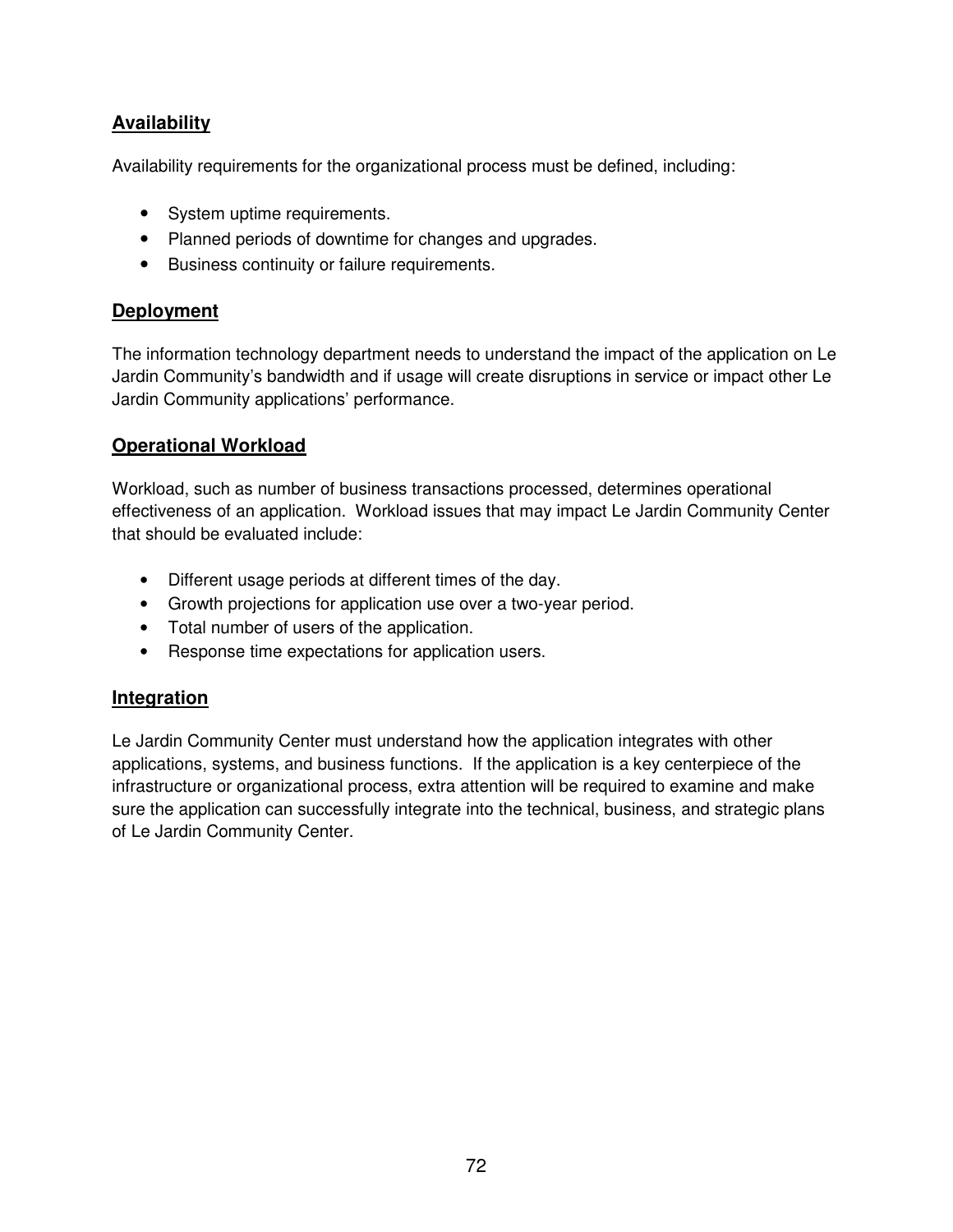## Availability

Availability requirements for the organizational process must be defined, including:

- System uptime requirements.
- Planned periods of downtime for changes and upgrades.
- Business continuity or failure requirements.

## Deployment

The information technology department needs to understand the impact of the application on Le Jardin Community's bandwidth and if usage will create disruptions in service or impact other Le Jardin Community applications' performance.

## Operational Workload

Workload, such as number of business transactions processed, determines operational effectiveness of an application. Workload issues that may impact Le Jardin Community Center that should be evaluated include:

- Different usage periods at different times of the day.
- Growth projections for application use over a two-year period.
- Total number of users of the application.
- Response time expectations for application users.

## Integration

Le Jardin Community Center must understand how the application integrates with other applications, systems, and business functions. If the application is a key centerpiece of the infrastructure or organizational process, extra attention will be required to examine and make sure the application can successfully integrate into the technical, business, and strategic plans of Le Jardin Community Center.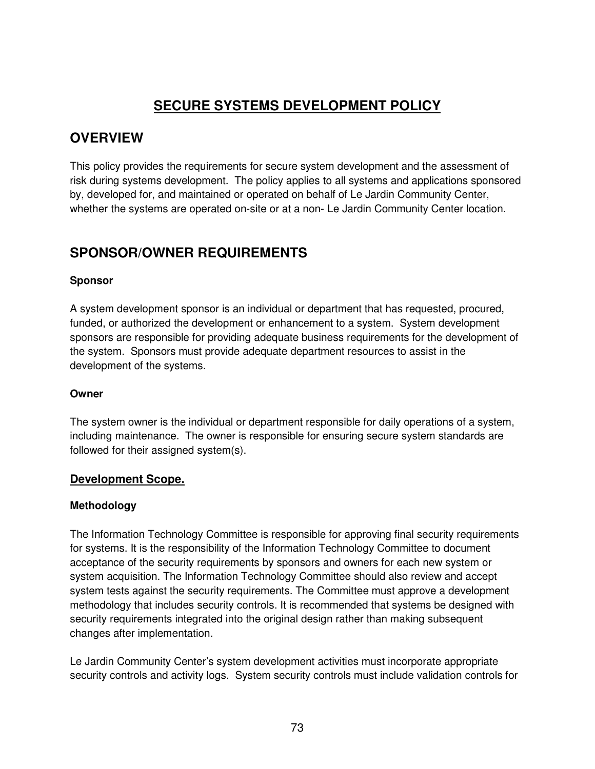# SECURE SYSTEMS DEVELOPMENT POLICY

## OVERVIEW

This policy provides the requirements for secure system development and the assessment of risk during systems development. The policy applies to all systems and applications sponsored by, developed for, and maintained or operated on behalf of Le Jardin Community Center, whether the systems are operated on-site or at a non- Le Jardin Community Center location.

## SPONSOR/OWNER REQUIREMENTS

**Sponsor**

A system development sponsor is an individual or department that has requested, procured, funded, or authorized the development or enhancement to a system. System development sponsors are responsible for providing adequate business requirements for the development of the system. Sponsors must provide adequate department resources to assist in the development of the systems.

**Owner**

The system owner is the individual or department responsible for daily operations of a system, including maintenance. The owner is responsible for ensuring secure system standards are followed for their assigned system(s).

### Development Scope.

**Methodology**

The Information Technology Committee is responsible for approving final security requirements for systems. It is the responsibility of the Information Technology Committee to document acceptance of the security requirements by sponsors and owners for each new system or system acquisition. The Information Technology Committee should also review and accept system tests against the security requirements. The Committee must approve a development methodology that includes security controls. It is recommended that systems be designed with security requirements integrated into the original design rather than making subsequent changes after implementation.

Le Jardin Community Center's system development activities must incorporate appropriate security controls and activity logs. System security controls must include validation controls for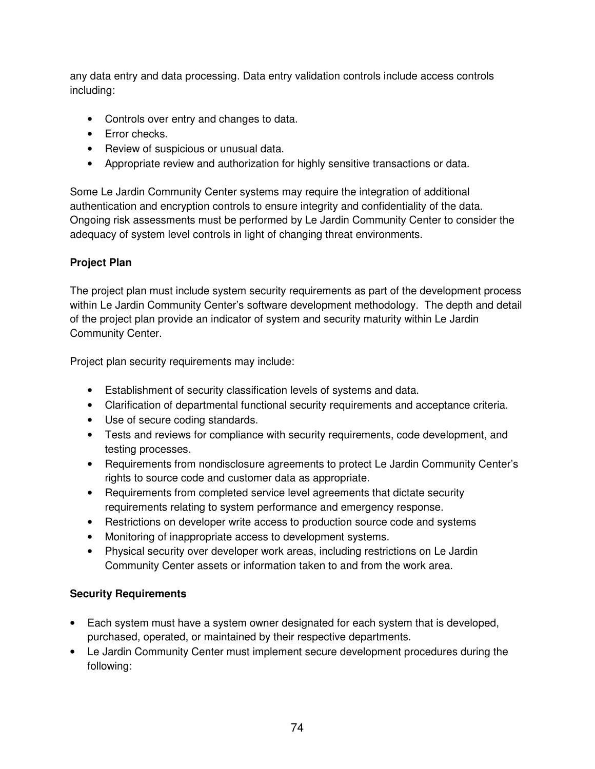any data entry and data processing. Data entry validation controls include access controls including:

- Controls over entry and changes to data.
- Error checks.
- Review of suspicious or unusual data.
- Appropriate review and authorization for highly sensitive transactions or data.

Some Le Jardin Community Center systems may require the integration of additional authentication and encryption controls to ensure integrity and confidentiality of the data. Ongoing risk assessments must be performed by Le Jardin Community Center to consider the adequacy of system level controls in light of changing threat environments.

**Project Plan**

The project plan must include system security requirements as part of the development process within Le Jardin Community Center's software development methodology. The depth and detail of the project plan provide an indicator of system and security maturity within Le Jardin Community Center.

Project plan security requirements may include:

- Establishment of security classification levels of systems and data.
- Clarification of departmental functional security requirements and acceptance criteria.
- Use of secure coding standards.
- Tests and reviews for compliance with security requirements, code development, and testing processes.
- Requirements from nondisclosure agreements to protect Le Jardin Community Center's rights to source code and customer data as appropriate.
- Requirements from completed service level agreements that dictate security requirements relating to system performance and emergency response.
- Restrictions on developer write access to production source code and systems
- Monitoring of inappropriate access to development systems.
- Physical security over developer work areas, including restrictions on Le Jardin Community Center assets or information taken to and from the work area.

**Security Requirements**

- Each system must have a system owner designated for each system that is developed, purchased, operated, or maintained by their respective departments.
- Le Jardin Community Center must implement secure development procedures during the following: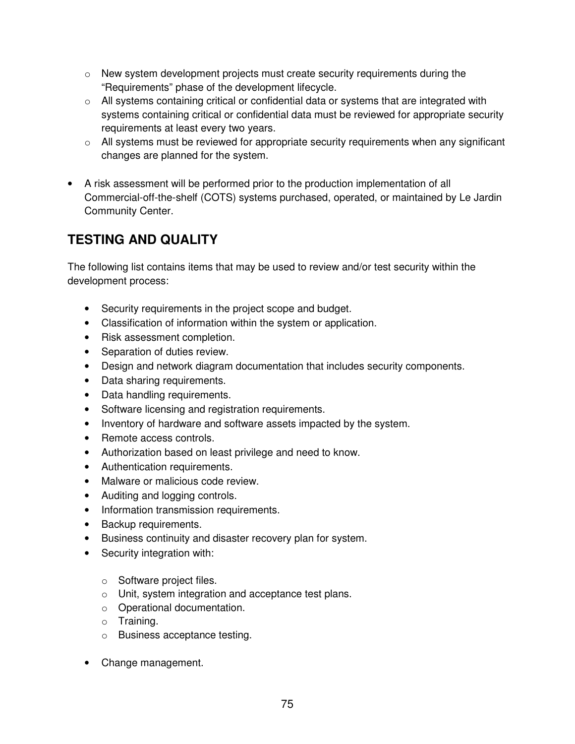- New system development projects must create security requirements during the "Requirements" phase of the development lifecycle.
  - All systems containing critical or confidential data or systems that are integrated with systems containing critical or confidential data must be reviewed for appropriate security requirements at least every two years.
  - All systems must be reviewed for appropriate security requirements when any significant changes are planned for the system.

- A risk assessment will be performed prior to the production implementation of all Commercial-off-the-shelf (COTS) systems purchased, operated, or maintained by Le Jardin Community Center.

## TESTING AND QUALITY

The following list contains items that may be used to review and/or test security within the development process:

- Security requirements in the project scope and budget.
- Classification of information within the system or application.
- Risk assessment completion.
- Separation of duties review.
- Design and network diagram documentation that includes security components.
- Data sharing requirements.
- Data handling requirements.
- Software licensing and registration requirements.
- Inventory of hardware and software assets impacted by the system.
- Remote access controls.
- Authorization based on least privilege and need to know.
- Authentication requirements.
- Malware or malicious code review.
- Auditing and logging controls.
- Information transmission requirements.
- Backup requirements.
- Business continuity and disaster recovery plan for system.
- Security integration with:
  - Software project files.
  - Unit, system integration and acceptance test plans.
  - Operational documentation.
  - Training.
  - Business acceptance testing.
- Change management.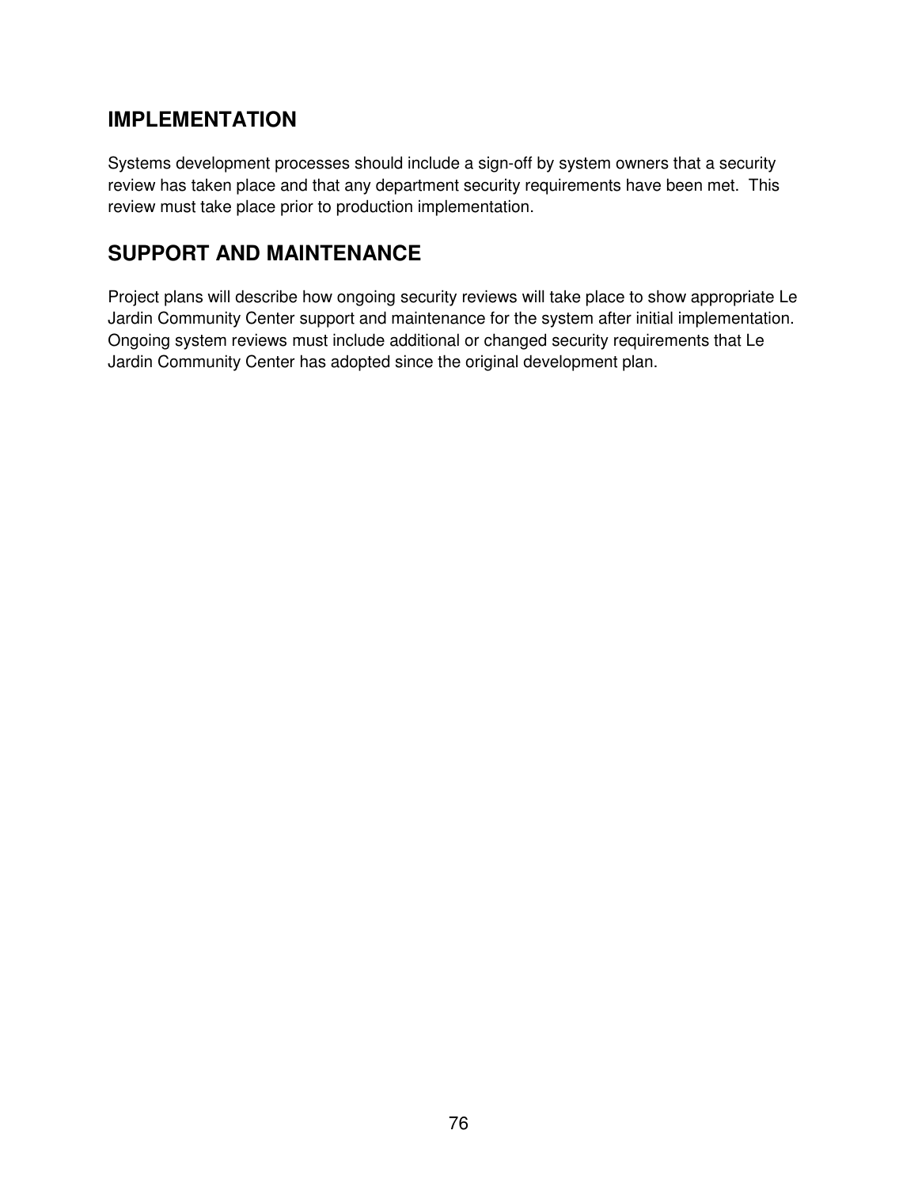## IMPLEMENTATION

Systems development processes should include a sign-off by system owners that a security review has taken place and that any department security requirements have been met. This review must take place prior to production implementation.

## SUPPORT AND MAINTENANCE

Project plans will describe how ongoing security reviews will take place to show appropriate Le Jardin Community Center support and maintenance for the system after initial implementation. Ongoing system reviews must include additional or changed security requirements that Le Jardin Community Center has adopted since the original development plan.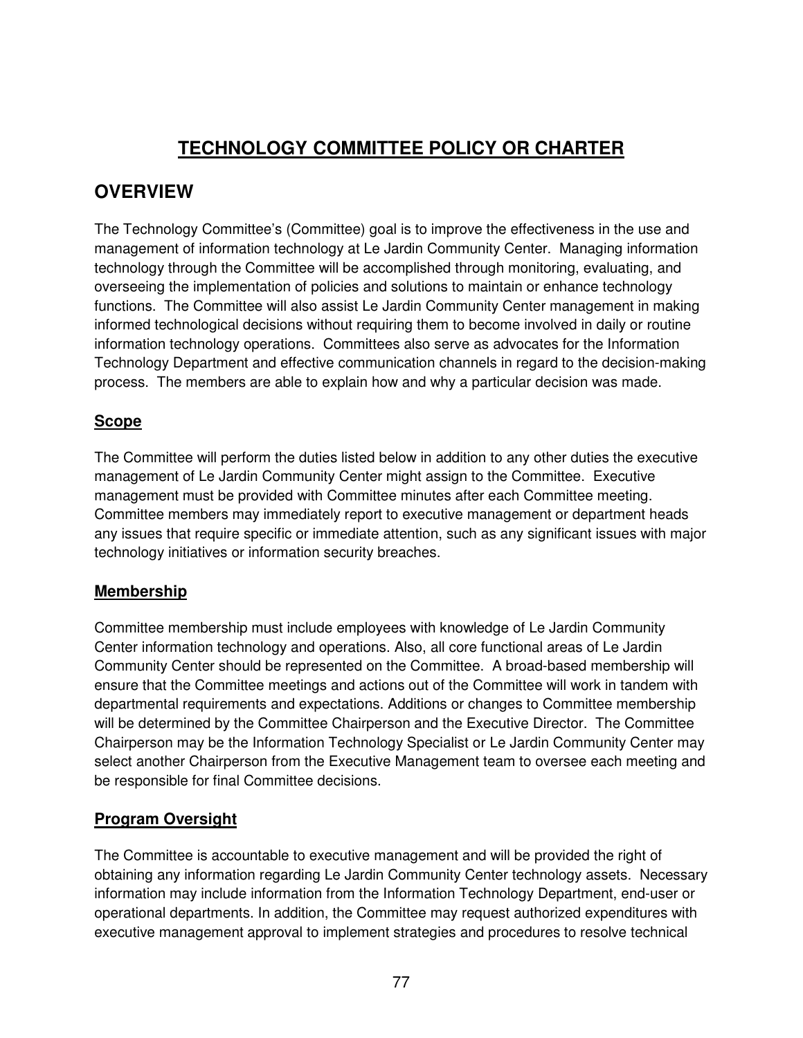# TECHNOLOGY COMMITTEE POLICY OR CHARTER

## OVERVIEW

The Technology Committee's (Committee) goal is to improve the effectiveness in the use and management of information technology at Le Jardin Community Center. Managing information technology through the Committee will be accomplished through monitoring, evaluating, and overseeing the implementation of policies and solutions to maintain or enhance technology functions. The Committee will also assist Le Jardin Community Center management in making informed technological decisions without requiring them to become involved in daily or routine information technology operations. Committees also serve as advocates for the Information Technology Department and effective communication channels in regard to the decision-making process. The members are able to explain how and why a particular decision was made.

### Scope

The Committee will perform the duties listed below in addition to any other duties the executive management of Le Jardin Community Center might assign to the Committee. Executive management must be provided with Committee minutes after each Committee meeting. Committee members may immediately report to executive management or department heads any issues that require specific or immediate attention, such as any significant issues with major technology initiatives or information security breaches.

### Membership

Committee membership must include employees with knowledge of Le Jardin Community Center information technology and operations. Also, all core functional areas of Le Jardin Community Center should be represented on the Committee. A broad-based membership will ensure that the Committee meetings and actions out of the Committee will work in tandem with departmental requirements and expectations. Additions or changes to Committee membership will be determined by the Committee Chairperson and the Executive Director. The Committee Chairperson may be the Information Technology Specialist or Le Jardin Community Center may select another Chairperson from the Executive Management team to oversee each meeting and be responsible for final Committee decisions.

### Program Oversight

The Committee is accountable to executive management and will be provided the right of obtaining any information regarding Le Jardin Community Center technology assets. Necessary information may include information from the Information Technology Department, end-user or operational departments. In addition, the Committee may request authorized expenditures with executive management approval to implement strategies and procedures to resolve technical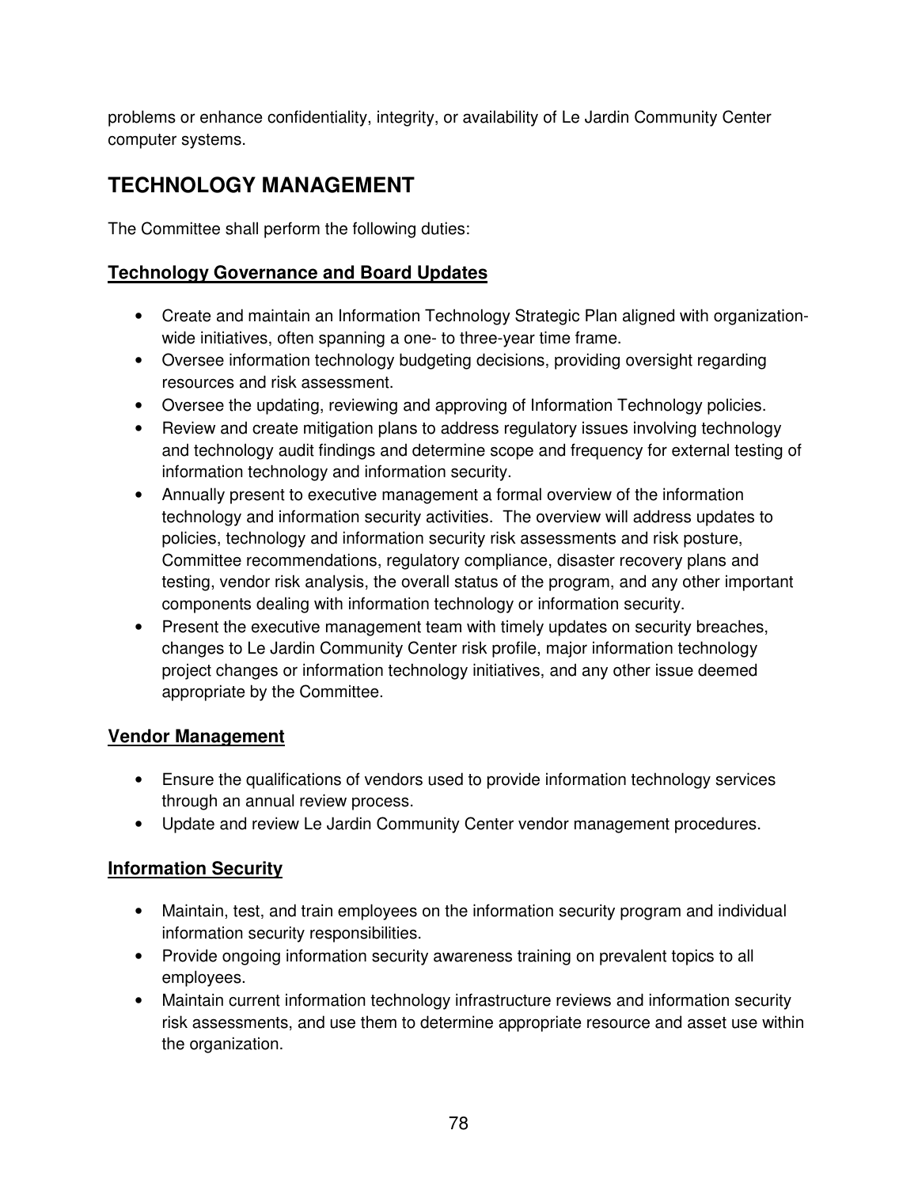problems or enhance confidentiality, integrity, or availability of Le Jardin Community Center computer systems.

## TECHNOLOGY MANAGEMENT

The Committee shall perform the following duties:

### Technology Governance and Board Updates

- Create and maintain an Information Technology Strategic Plan aligned with organization-wide initiatives, often spanning a one- to three-year time frame.
- Oversee information technology budgeting decisions, providing oversight regarding resources and risk assessment.
- Oversee the updating, reviewing and approving of Information Technology policies.
- Review and create mitigation plans to address regulatory issues involving technology and technology audit findings and determine scope and frequency for external testing of information technology and information security.
- Annually present to executive management a formal overview of the information technology and information security activities. The overview will address updates to policies, technology and information security risk assessments and risk posture, Committee recommendations, regulatory compliance, disaster recovery plans and testing, vendor risk analysis, the overall status of the program, and any other important components dealing with information technology or information security.
- Present the executive management team with timely updates on security breaches, changes to Le Jardin Community Center risk profile, major information technology project changes or information technology initiatives, and any other issue deemed appropriate by the Committee.

### Vendor Management

- Ensure the qualifications of vendors used to provide information technology services through an annual review process.
- Update and review Le Jardin Community Center vendor management procedures.

### Information Security

- Maintain, test, and train employees on the information security program and individual information security responsibilities.
- Provide ongoing information security awareness training on prevalent topics to all employees.
- Maintain current information technology infrastructure reviews and information security risk assessments, and use them to determine appropriate resource and asset use within the organization.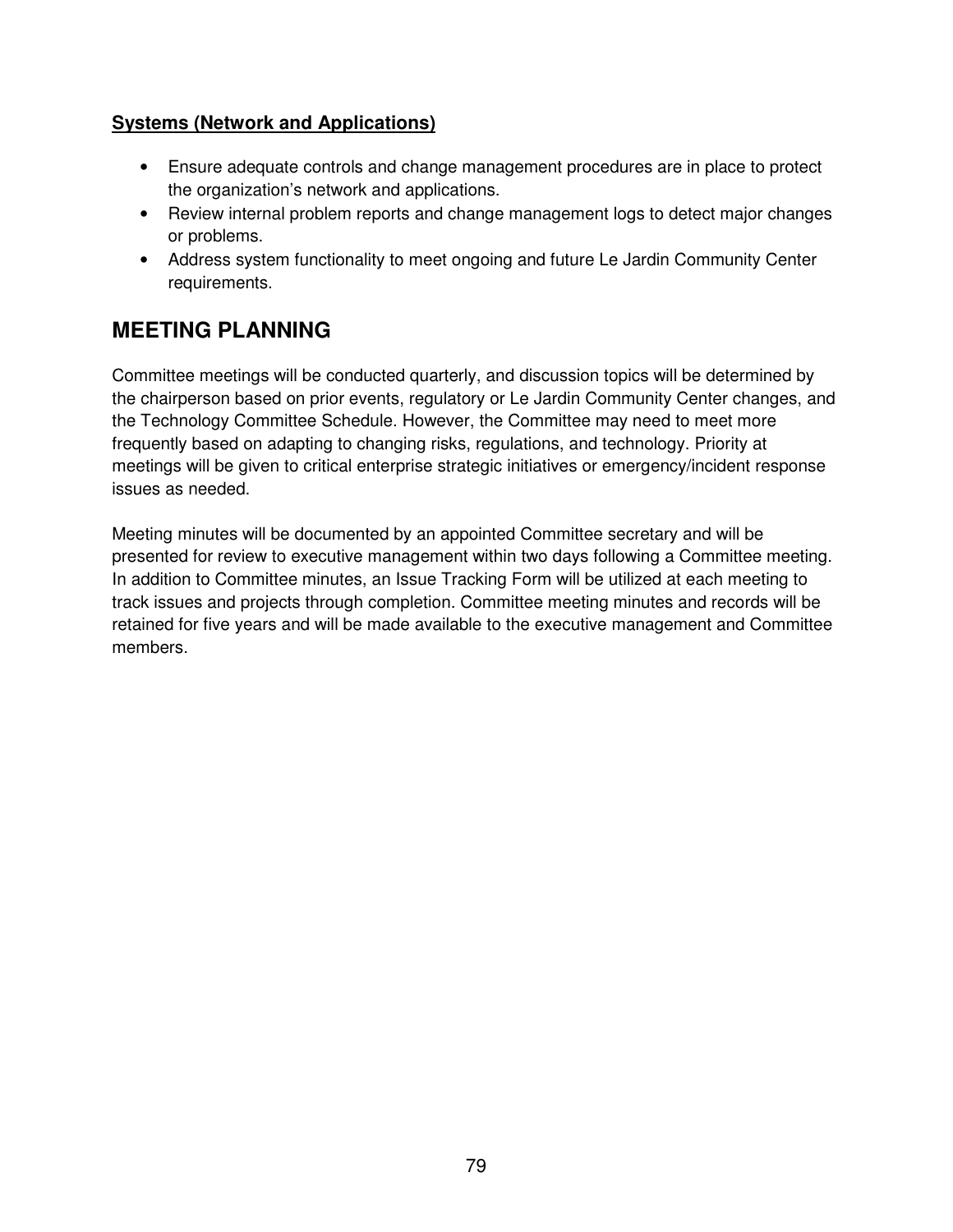**Systems (Network and Applications)**

- Ensure adequate controls and change management procedures are in place to protect the organization's network and applications.
- Review internal problem reports and change management logs to detect major changes or problems.
- Address system functionality to meet ongoing and future Le Jardin Community Center requirements.

## MEETING PLANNING

Committee meetings will be conducted quarterly, and discussion topics will be determined by the chairperson based on prior events, regulatory or Le Jardin Community Center changes, and the Technology Committee Schedule. However, the Committee may need to meet more frequently based on adapting to changing risks, regulations, and technology. Priority at meetings will be given to critical enterprise strategic initiatives or emergency/incident response issues as needed.

Meeting minutes will be documented by an appointed Committee secretary and will be presented for review to executive management within two days following a Committee meeting. In addition to Committee minutes, an Issue Tracking Form will be utilized at each meeting to track issues and projects through completion. Committee meeting minutes and records will be retained for five years and will be made available to the executive management and Committee members.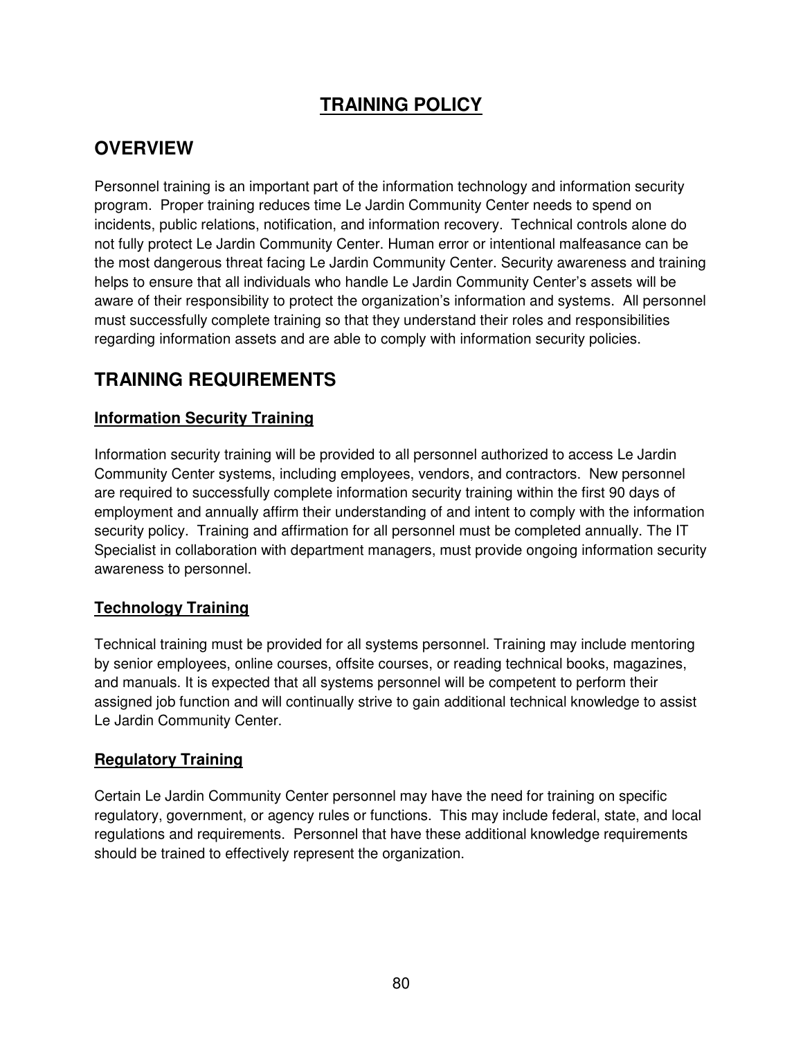# TRAINING POLICY

## OVERVIEW

Personnel training is an important part of the information technology and information security program. Proper training reduces time Le Jardin Community Center needs to spend on incidents, public relations, notification, and information recovery. Technical controls alone do not fully protect Le Jardin Community Center. Human error or intentional malfeasance can be the most dangerous threat facing Le Jardin Community Center. Security awareness and training helps to ensure that all individuals who handle Le Jardin Community Center's assets will be aware of their responsibility to protect the organization's information and systems. All personnel must successfully complete training so that they understand their roles and responsibilities regarding information assets and are able to comply with information security policies.

## TRAINING REQUIREMENTS

### Information Security Training

Information security training will be provided to all personnel authorized to access Le Jardin Community Center systems, including employees, vendors, and contractors. New personnel are required to successfully complete information security training within the first 90 days of employment and annually affirm their understanding of and intent to comply with the information security policy. Training and affirmation for all personnel must be completed annually. The IT Specialist in collaboration with department managers, must provide ongoing information security awareness to personnel.

### Technology Training

Technical training must be provided for all systems personnel. Training may include mentoring by senior employees, online courses, offsite courses, or reading technical books, magazines, and manuals. It is expected that all systems personnel will be competent to perform their assigned job function and will continually strive to gain additional technical knowledge to assist Le Jardin Community Center.

### Regulatory Training

Certain Le Jardin Community Center personnel may have the need for training on specific regulatory, government, or agency rules or functions. This may include federal, state, and local regulations and requirements. Personnel that have these additional knowledge requirements should be trained to effectively represent the organization.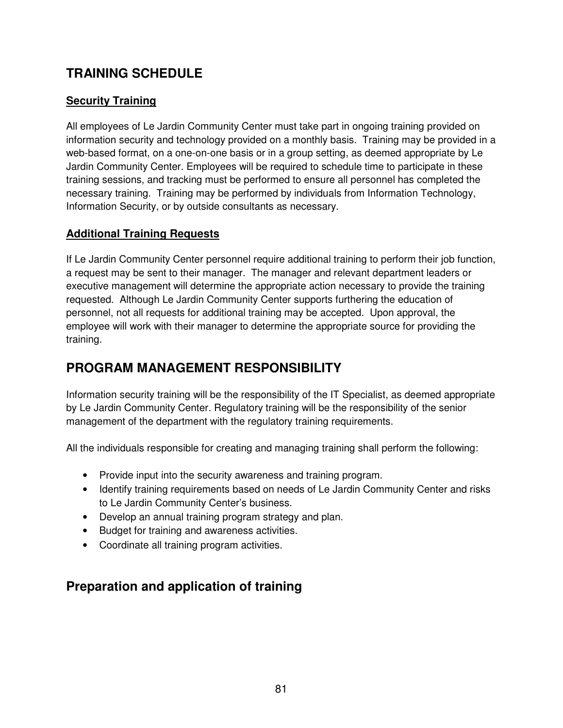# TRAINING SCHEDULE

## Security Training

All employees of Le Jardin Community Center must take part in ongoing training provided on information security and technology provided on a monthly basis. Training may be provided in a web-based format, on a one-on-one basis or in a group setting, as deemed appropriate by Le Jardin Community Center. Employees will be required to schedule time to participate in these training sessions, and tracking must be performed to ensure all personnel has completed the necessary training. Training may be performed by individuals from Information Technology, Information Security, or by outside consultants as necessary.

## Additional Training Requests

If Le Jardin Community Center personnel require additional training to perform their job function, a request may be sent to their manager. The manager and relevant department leaders or executive management will determine the appropriate action necessary to provide the training requested. Although Le Jardin Community Center supports furthering the education of personnel, not all requests for additional training may be accepted. Upon approval, the employee will work with their manager to determine the appropriate source for providing the training.

# PROGRAM MANAGEMENT RESPONSIBILITY

Information security training will be the responsibility of the IT Specialist, as deemed appropriate by Le Jardin Community Center. Regulatory training will be the responsibility of the senior management of the department with the regulatory training requirements.

All the individuals responsible for creating and managing training shall perform the following:

- Provide input into the security awareness and training program.
- Identify training requirements based on needs of Le Jardin Community Center and risks to Le Jardin Community Center's business.
- Develop an annual training program strategy and plan.
- Budget for training and awareness activities.
- Coordinate all training program activities.

## Preparation and application of training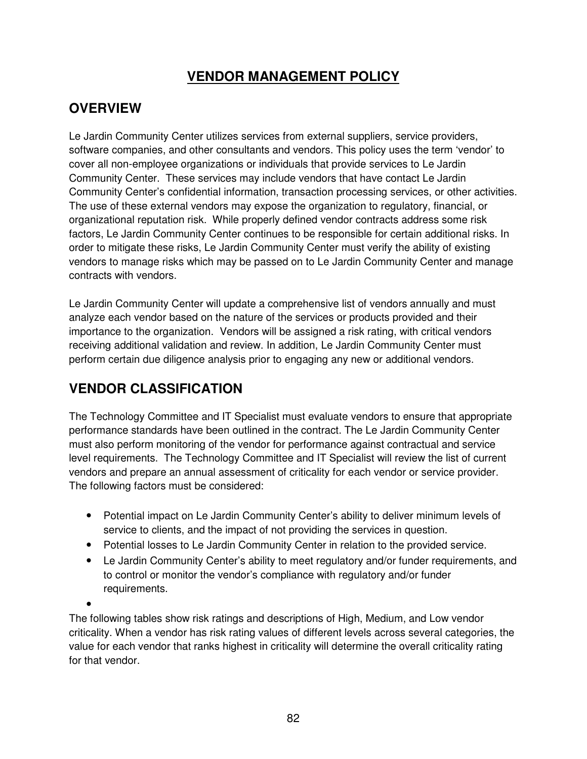# VENDOR MANAGEMENT POLICY

## OVERVIEW

Le Jardin Community Center utilizes services from external suppliers, service providers, software companies, and other consultants and vendors. This policy uses the term 'vendor' to cover all non-employee organizations or individuals that provide services to Le Jardin Community Center. These services may include vendors that have contact Le Jardin Community Center's confidential information, transaction processing services, or other activities. The use of these external vendors may expose the organization to regulatory, financial, or organizational reputation risk. While properly defined vendor contracts address some risk factors, Le Jardin Community Center continues to be responsible for certain additional risks. In order to mitigate these risks, Le Jardin Community Center must verify the ability of existing vendors to manage risks which may be passed on to Le Jardin Community Center and manage contracts with vendors.

Le Jardin Community Center will update a comprehensive list of vendors annually and must analyze each vendor based on the nature of the services or products provided and their importance to the organization. Vendors will be assigned a risk rating, with critical vendors receiving additional validation and review. In addition, Le Jardin Community Center must perform certain due diligence analysis prior to engaging any new or additional vendors.

## VENDOR CLASSIFICATION

The Technology Committee and IT Specialist must evaluate vendors to ensure that appropriate performance standards have been outlined in the contract. The Le Jardin Community Center must also perform monitoring of the vendor for performance against contractual and service level requirements. The Technology Committee and IT Specialist will review the list of current vendors and prepare an annual assessment of criticality for each vendor or service provider. The following factors must be considered:

- Potential impact on Le Jardin Community Center's ability to deliver minimum levels of service to clients, and the impact of not providing the services in question.
- Potential losses to Le Jardin Community Center in relation to the provided service.
- Le Jardin Community Center's ability to meet regulatory and/or funder requirements, and to control or monitor the vendor's compliance with regulatory and/or funder requirements.

The following tables show risk ratings and descriptions of High, Medium, and Low vendor criticality. When a vendor has risk rating values of different levels across several categories, the value for each vendor that ranks highest in criticality will determine the overall criticality rating for that vendor.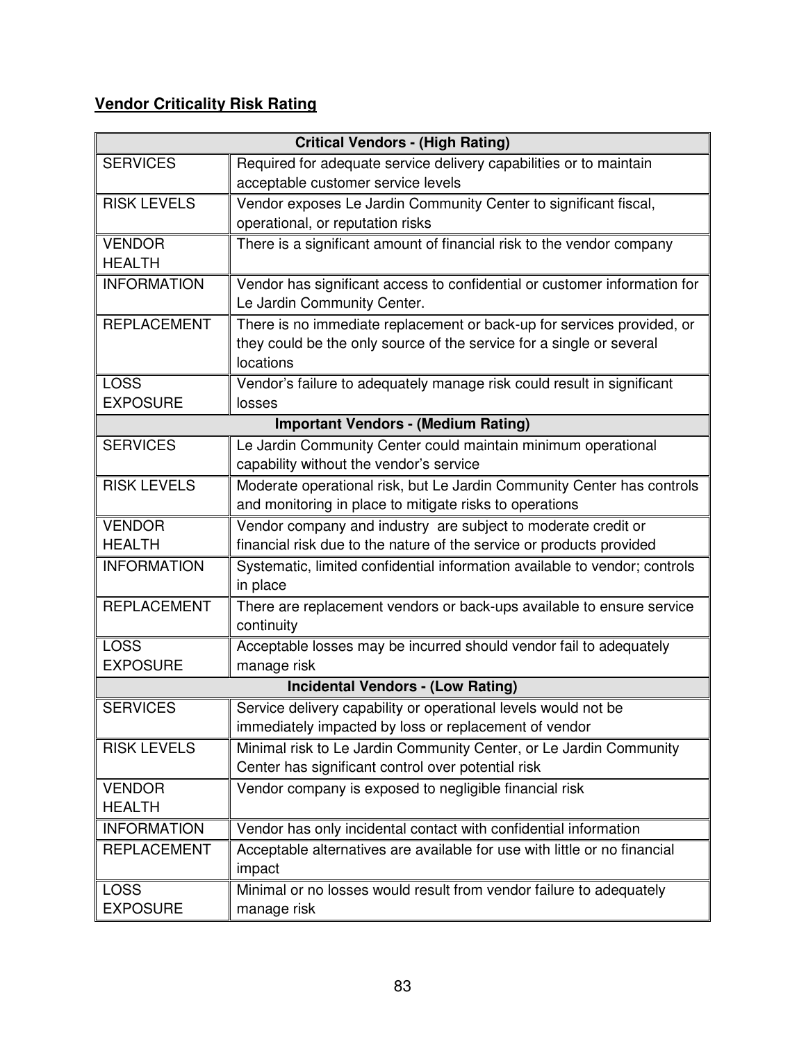## **Vendor Criticality Risk Rating**

| **Critical Vendors - (High Rating)** | |
|---|---|
| SERVICES | Required for adequate service delivery capabilities or to maintain acceptable customer service levels |
| RISK LEVELS | Vendor exposes Le Jardin Community Center to significant fiscal, operational, or reputation risks |
| VENDOR HEALTH | There is a significant amount of financial risk to the vendor company |
| INFORMATION | Vendor has significant access to confidential or customer information for Le Jardin Community Center. |
| REPLACEMENT | There is no immediate replacement or back-up for services provided, or they could be the only source of the service for a single or several locations |
| LOSS EXPOSURE | Vendor's failure to adequately manage risk could result in significant losses |
| **Important Vendors - (Medium Rating)** | |
| SERVICES | Le Jardin Community Center could maintain minimum operational capability without the vendor's service |
| RISK LEVELS | Moderate operational risk, but Le Jardin Community Center has controls and monitoring in place to mitigate risks to operations |
| VENDOR HEALTH | Vendor company and industry are subject to moderate credit or financial risk due to the nature of the service or products provided |
| INFORMATION | Systematic, limited confidential information available to vendor; controls in place |
| REPLACEMENT | There are replacement vendors or back-ups available to ensure service continuity |
| LOSS EXPOSURE | Acceptable losses may be incurred should vendor fail to adequately manage risk |
| **Incidental Vendors - (Low Rating)** | |
| SERVICES | Service delivery capability or operational levels would not be immediately impacted by loss or replacement of vendor |
| RISK LEVELS | Minimal risk to Le Jardin Community Center, or Le Jardin Community Center has significant control over potential risk |
| VENDOR HEALTH | Vendor company is exposed to negligible financial risk |
| INFORMATION | Vendor has only incidental contact with confidential information |
| REPLACEMENT | Acceptable alternatives are available for use with little or no financial impact |
| LOSS EXPOSURE | Minimal or no losses would result from vendor failure to adequately manage risk |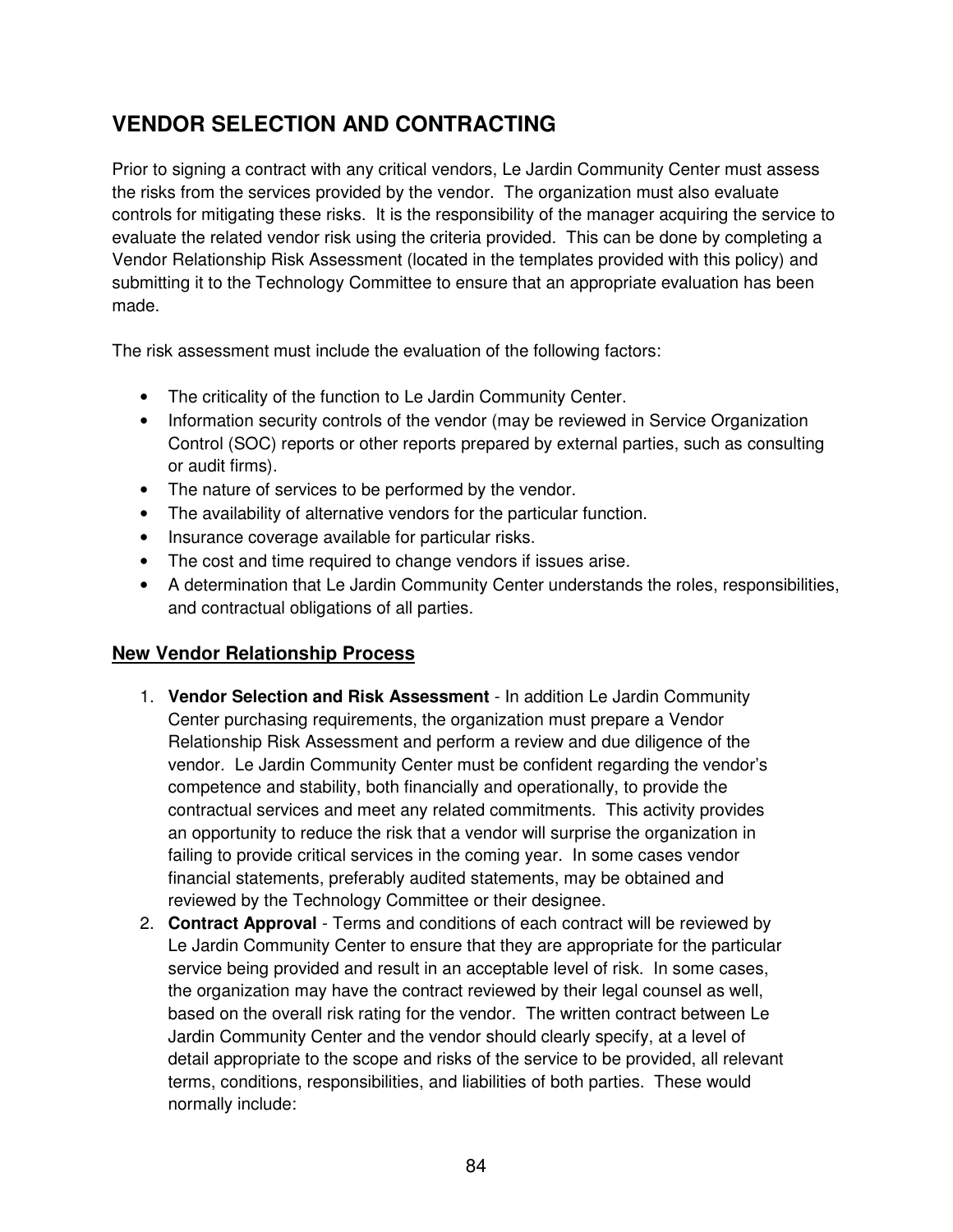# VENDOR SELECTION AND CONTRACTING

Prior to signing a contract with any critical vendors, Le Jardin Community Center must assess the risks from the services provided by the vendor. The organization must also evaluate controls for mitigating these risks. It is the responsibility of the manager acquiring the service to evaluate the related vendor risk using the criteria provided. This can be done by completing a Vendor Relationship Risk Assessment (located in the templates provided with this policy) and submitting it to the Technology Committee to ensure that an appropriate evaluation has been made.

The risk assessment must include the evaluation of the following factors:

- The criticality of the function to Le Jardin Community Center.
- Information security controls of the vendor (may be reviewed in Service Organization Control (SOC) reports or other reports prepared by external parties, such as consulting or audit firms).
- The nature of services to be performed by the vendor.
- The availability of alternative vendors for the particular function.
- Insurance coverage available for particular risks.
- The cost and time required to change vendors if issues arise.
- A determination that Le Jardin Community Center understands the roles, responsibilities, and contractual obligations of all parties.

## New Vendor Relationship Process

1. **Vendor Selection and Risk Assessment** - In addition Le Jardin Community Center purchasing requirements, the organization must prepare a Vendor Relationship Risk Assessment and perform a review and due diligence of the vendor. Le Jardin Community Center must be confident regarding the vendor's competence and stability, both financially and operationally, to provide the contractual services and meet any related commitments. This activity provides an opportunity to reduce the risk that a vendor will surprise the organization in failing to provide critical services in the coming year. In some cases vendor financial statements, preferably audited statements, may be obtained and reviewed by the Technology Committee or their designee.
2. **Contract Approval** - Terms and conditions of each contract will be reviewed by Le Jardin Community Center to ensure that they are appropriate for the particular service being provided and result in an acceptable level of risk. In some cases, the organization may have the contract reviewed by their legal counsel as well, based on the overall risk rating for the vendor. The written contract between Le Jardin Community Center and the vendor should clearly specify, at a level of detail appropriate to the scope and risks of the service to be provided, all relevant terms, conditions, responsibilities, and liabilities of both parties. These would normally include: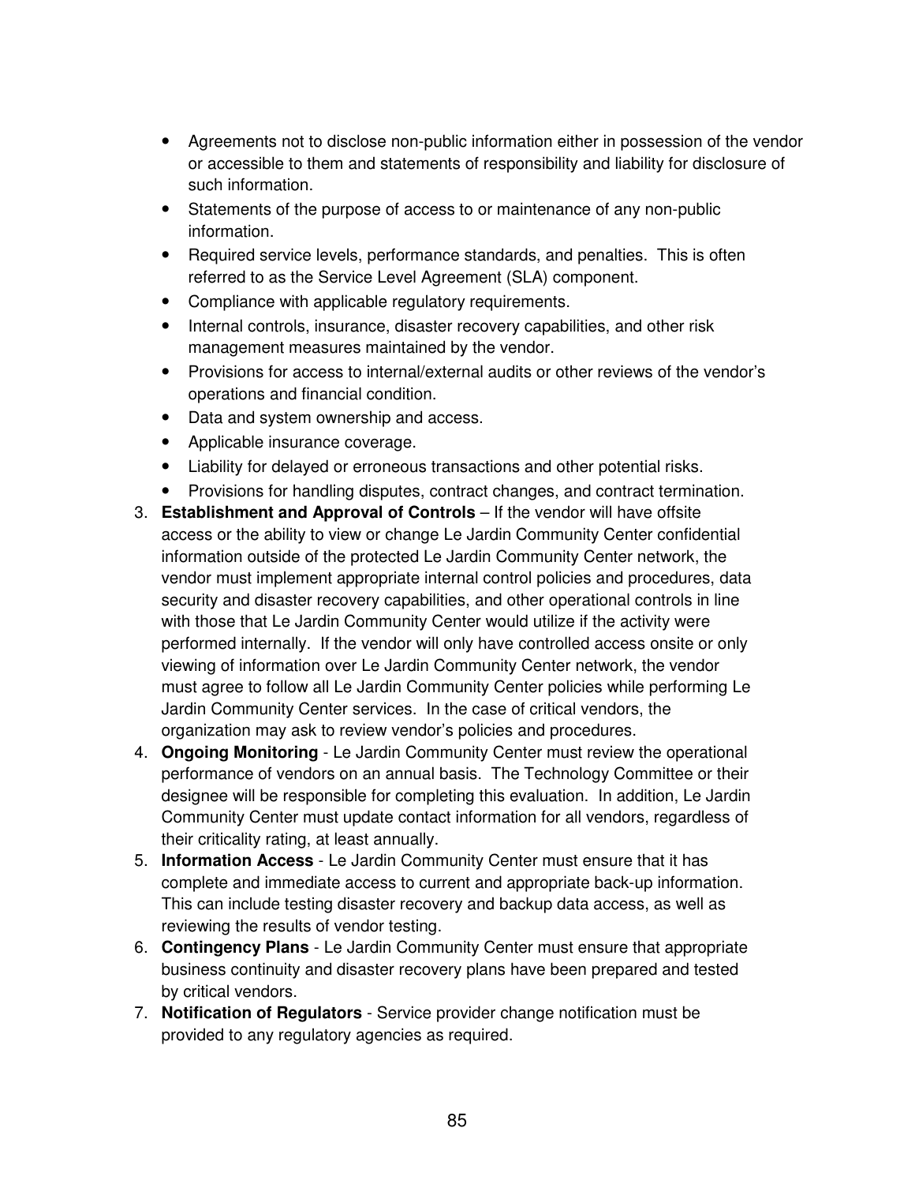- Agreements not to disclose non-public information either in possession of the vendor or accessible to them and statements of responsibility and liability for disclosure of such information.
- Statements of the purpose of access to or maintenance of any non-public information.
- Required service levels, performance standards, and penalties. This is often referred to as the Service Level Agreement (SLA) component.
- Compliance with applicable regulatory requirements.
- Internal controls, insurance, disaster recovery capabilities, and other risk management measures maintained by the vendor.
- Provisions for access to internal/external audits or other reviews of the vendor's operations and financial condition.
- Data and system ownership and access.
- Applicable insurance coverage.
- Liability for delayed or erroneous transactions and other potential risks.
- Provisions for handling disputes, contract changes, and contract termination.

3. **Establishment and Approval of Controls** – If the vendor will have offsite access or the ability to view or change Le Jardin Community Center confidential information outside of the protected Le Jardin Community Center network, the vendor must implement appropriate internal control policies and procedures, data security and disaster recovery capabilities, and other operational controls in line with those that Le Jardin Community Center would utilize if the activity were performed internally. If the vendor will only have controlled access onsite or only viewing of information over Le Jardin Community Center network, the vendor must agree to follow all Le Jardin Community Center policies while performing Le Jardin Community Center services. In the case of critical vendors, the organization may ask to review vendor's policies and procedures.
4. **Ongoing Monitoring** - Le Jardin Community Center must review the operational performance of vendors on an annual basis. The Technology Committee or their designee will be responsible for completing this evaluation. In addition, Le Jardin Community Center must update contact information for all vendors, regardless of their criticality rating, at least annually.
5. **Information Access** - Le Jardin Community Center must ensure that it has complete and immediate access to current and appropriate back-up information. This can include testing disaster recovery and backup data access, as well as reviewing the results of vendor testing.
6. **Contingency Plans** - Le Jardin Community Center must ensure that appropriate business continuity and disaster recovery plans have been prepared and tested by critical vendors.
7. **Notification of Regulators** - Service provider change notification must be provided to any regulatory agencies as required.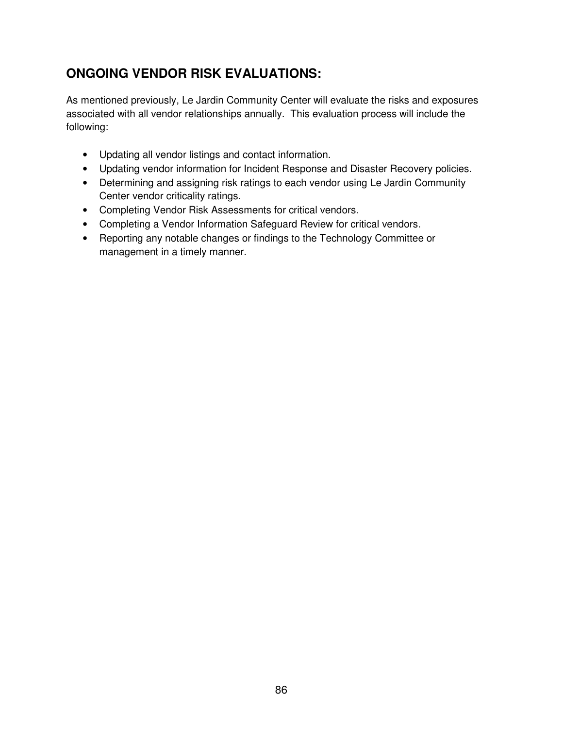## ONGOING VENDOR RISK EVALUATIONS:

As mentioned previously, Le Jardin Community Center will evaluate the risks and exposures associated with all vendor relationships annually. This evaluation process will include the following:

- Updating all vendor listings and contact information.
- Updating vendor information for Incident Response and Disaster Recovery policies.
- Determining and assigning risk ratings to each vendor using Le Jardin Community Center vendor criticality ratings.
- Completing Vendor Risk Assessments for critical vendors.
- Completing a Vendor Information Safeguard Review for critical vendors.
- Reporting any notable changes or findings to the Technology Committee or management in a timely manner.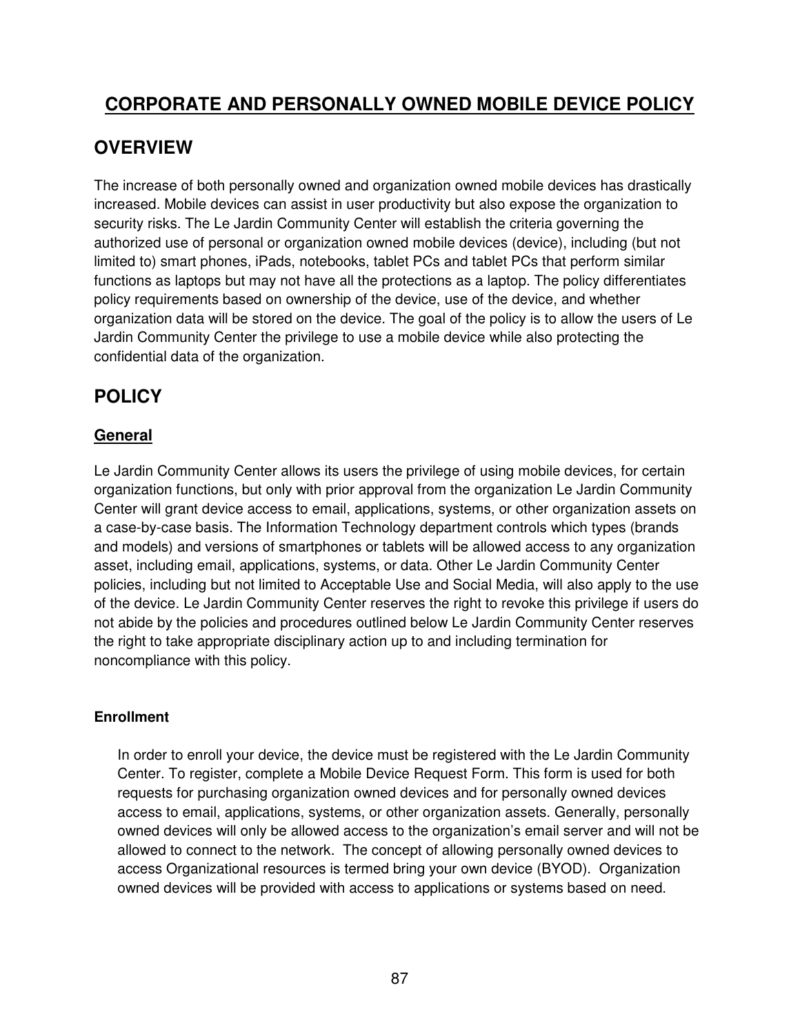# CORPORATE AND PERSONALLY OWNED MOBILE DEVICE POLICY

## OVERVIEW

The increase of both personally owned and organization owned mobile devices has drastically increased. Mobile devices can assist in user productivity but also expose the organization to security risks. The Le Jardin Community Center will establish the criteria governing the authorized use of personal or organization owned mobile devices (device), including (but not limited to) smart phones, iPads, notebooks, tablet PCs and tablet PCs that perform similar functions as laptops but may not have all the protections as a laptop. The policy differentiates policy requirements based on ownership of the device, use of the device, and whether organization data will be stored on the device. The goal of the policy is to allow the users of Le Jardin Community Center the privilege to use a mobile device while also protecting the confidential data of the organization.

## POLICY

### General

Le Jardin Community Center allows its users the privilege of using mobile devices, for certain organization functions, but only with prior approval from the organization Le Jardin Community Center will grant device access to email, applications, systems, or other organization assets on a case-by-case basis. The Information Technology department controls which types (brands and models) and versions of smartphones or tablets will be allowed access to any organization asset, including email, applications, systems, or data. Other Le Jardin Community Center policies, including but not limited to Acceptable Use and Social Media, will also apply to the use of the device. Le Jardin Community Center reserves the right to revoke this privilege if users do not abide by the policies and procedures outlined below Le Jardin Community Center reserves the right to take appropriate disciplinary action up to and including termination for noncompliance with this policy.

#### Enrollment

In order to enroll your device, the device must be registered with the Le Jardin Community Center. To register, complete a Mobile Device Request Form. This form is used for both requests for purchasing organization owned devices and for personally owned devices access to email, applications, systems, or other organization assets. Generally, personally owned devices will only be allowed access to the organization's email server and will not be allowed to connect to the network. The concept of allowing personally owned devices to access Organizational resources is termed bring your own device (BYOD). Organization owned devices will be provided with access to applications or systems based on need.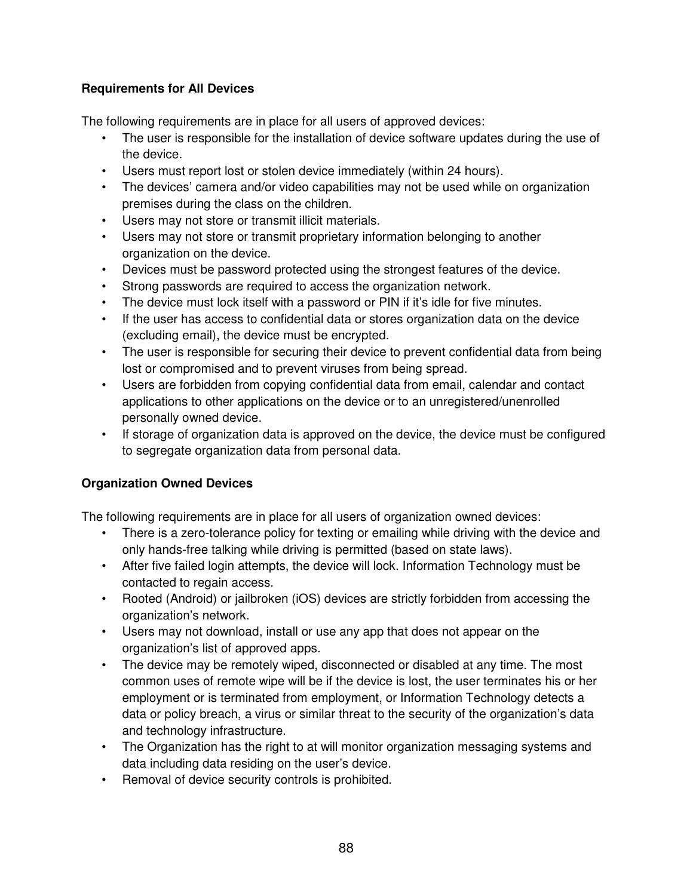### Requirements for All Devices

The following requirements are in place for all users of approved devices:

- The user is responsible for the installation of device software updates during the use of the device.
- Users must report lost or stolen device immediately (within 24 hours).
- The devices' camera and/or video capabilities may not be used while on organization premises during the class on the children.
- Users may not store or transmit illicit materials.
- Users may not store or transmit proprietary information belonging to another organization on the device.
- Devices must be password protected using the strongest features of the device.
- Strong passwords are required to access the organization network.
- The device must lock itself with a password or PIN if it's idle for five minutes.
- If the user has access to confidential data or stores organization data on the device (excluding email), the device must be encrypted.
- The user is responsible for securing their device to prevent confidential data from being lost or compromised and to prevent viruses from being spread.
- Users are forbidden from copying confidential data from email, calendar and contact applications to other applications on the device or to an unregistered/unenrolled personally owned device.
- If storage of organization data is approved on the device, the device must be configured to segregate organization data from personal data.

### Organization Owned Devices

The following requirements are in place for all users of organization owned devices:

- There is a zero-tolerance policy for texting or emailing while driving with the device and only hands-free talking while driving is permitted (based on state laws).
- After five failed login attempts, the device will lock. Information Technology must be contacted to regain access.
- Rooted (Android) or jailbroken (iOS) devices are strictly forbidden from accessing the organization's network.
- Users may not download, install or use any app that does not appear on the organization's list of approved apps.
- The device may be remotely wiped, disconnected or disabled at any time. The most common uses of remote wipe will be if the device is lost, the user terminates his or her employment or is terminated from employment, or Information Technology detects a data or policy breach, a virus or similar threat to the security of the organization's data and technology infrastructure.
- The Organization has the right to at will monitor organization messaging systems and data including data residing on the user's device.
- Removal of device security controls is prohibited.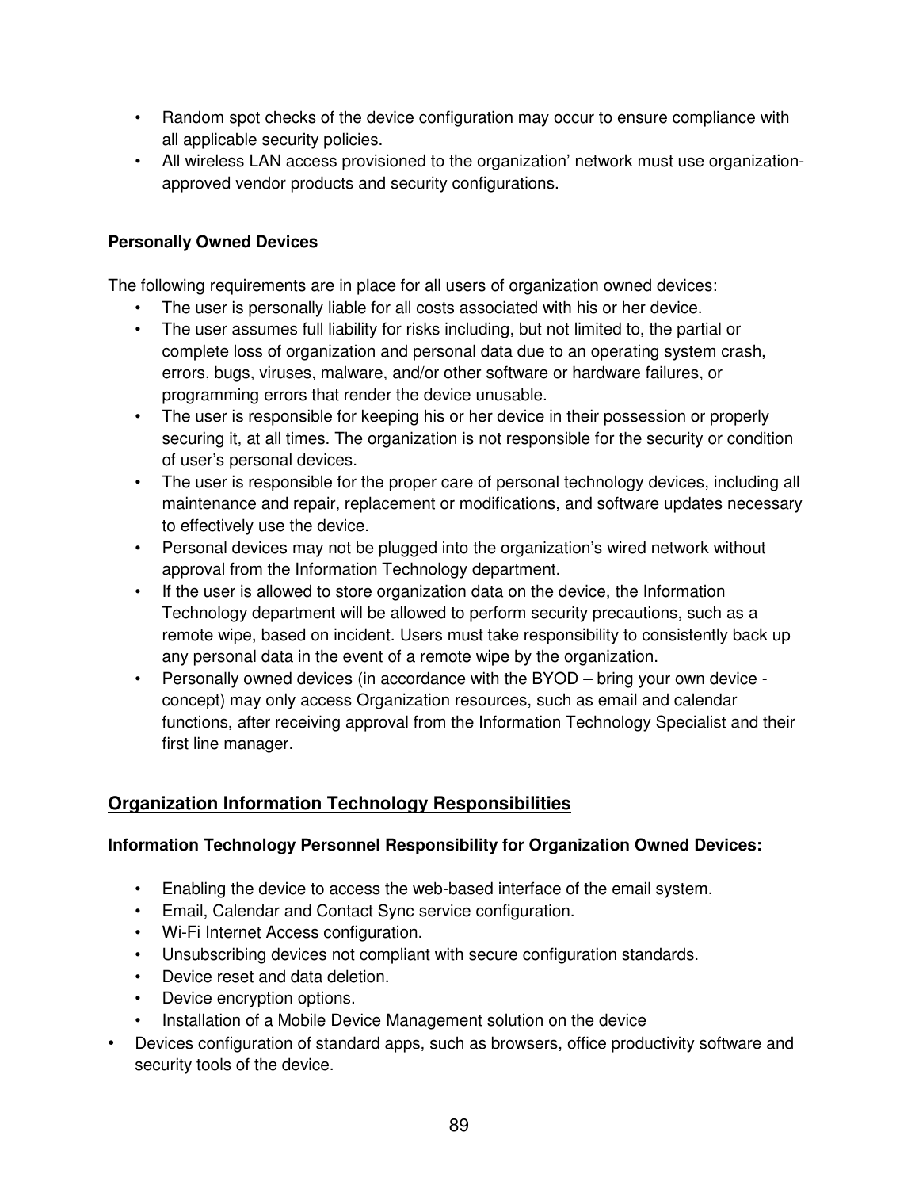- Random spot checks of the device configuration may occur to ensure compliance with all applicable security policies.
- All wireless LAN access provisioned to the organization' network must use organization-approved vendor products and security configurations.

**Personally Owned Devices**

The following requirements are in place for all users of organization owned devices:

- The user is personally liable for all costs associated with his or her device.
- The user assumes full liability for risks including, but not limited to, the partial or complete loss of organization and personal data due to an operating system crash, errors, bugs, viruses, malware, and/or other software or hardware failures, or programming errors that render the device unusable.
- The user is responsible for keeping his or her device in their possession or properly securing it, at all times. The organization is not responsible for the security or condition of user's personal devices.
- The user is responsible for the proper care of personal technology devices, including all maintenance and repair, replacement or modifications, and software updates necessary to effectively use the device.
- Personal devices may not be plugged into the organization's wired network without approval from the Information Technology department.
- If the user is allowed to store organization data on the device, the Information Technology department will be allowed to perform security precautions, such as a remote wipe, based on incident. Users must take responsibility to consistently back up any personal data in the event of a remote wipe by the organization.
- Personally owned devices (in accordance with the BYOD – bring your own device - concept) may only access Organization resources, such as email and calendar functions, after receiving approval from the Information Technology Specialist and their first line manager.

## Organization Information Technology Responsibilities

**Information Technology Personnel Responsibility for Organization Owned Devices:**

- Enabling the device to access the web-based interface of the email system.
- Email, Calendar and Contact Sync service configuration.
- Wi-Fi Internet Access configuration.
- Unsubscribing devices not compliant with secure configuration standards.
- Device reset and data deletion.
- Device encryption options.
- Installation of a Mobile Device Management solution on the device
- Devices configuration of standard apps, such as browsers, office productivity software and security tools of the device.